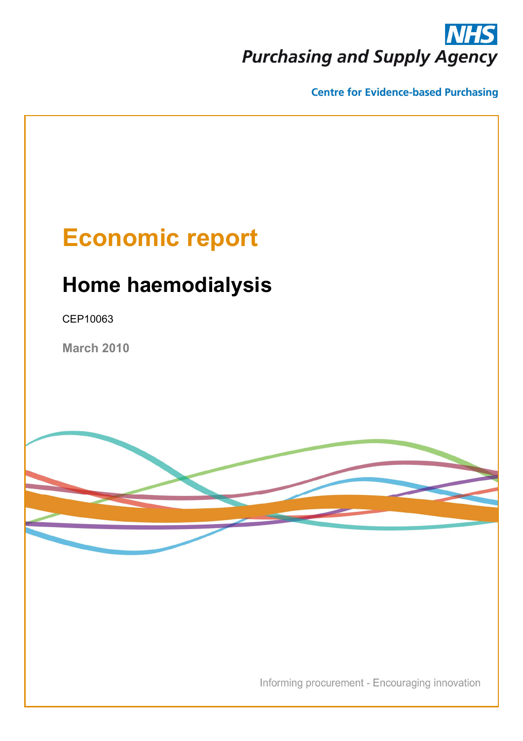NHS

Purchasing and Supply Agency

Centre for Evidence-based Purchasing

# Economic report

## Home haemodialysis

CEP10063

**March 2010**

Informing procurement - Encouraging innovation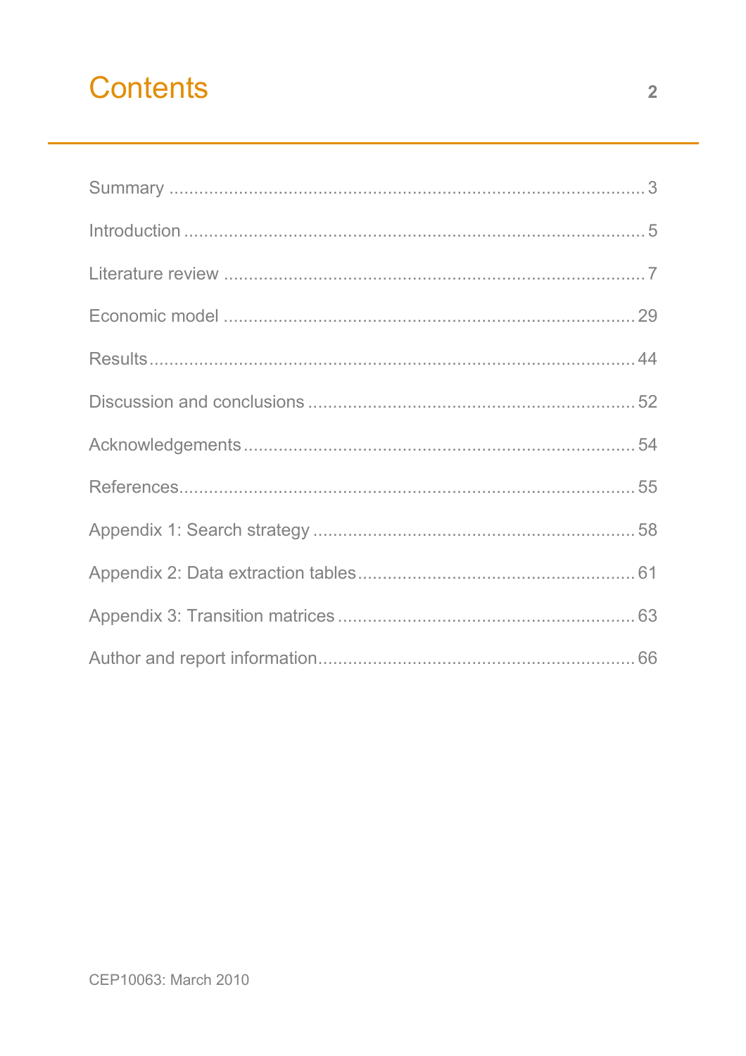# Contents

Summary ..................................................................................... 3

Introduction ................................................................................ 5

Literature review .......................................................................... 7

Economic model ......................................................................... 29

Results ...................................................................................... 44

Discussion and conclusions ........................................................ 52

Acknowledgements ..................................................................... 54

References .................................................................................. 55

Appendix 1: Search strategy ........................................................ 58

Appendix 2: Data extraction tables ............................................... 61

Appendix 3: Transition matrices ................................................... 63

Author and report information ...................................................... 66

CEP10063: March 2010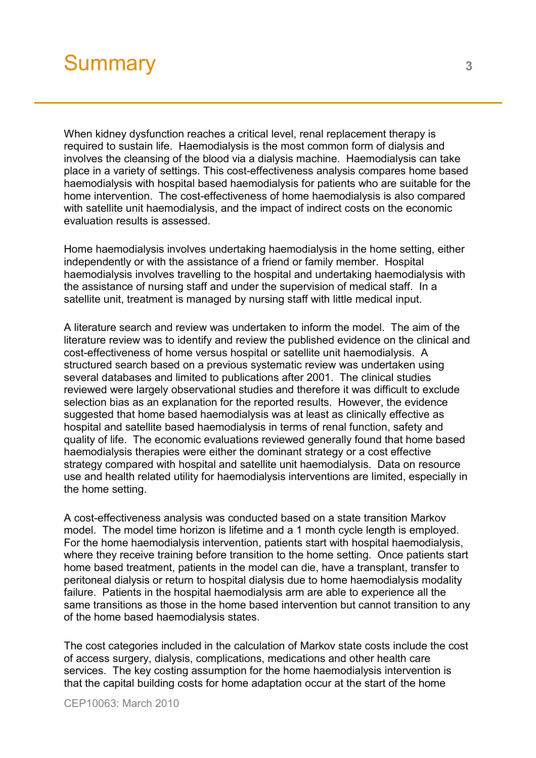# Summary

When kidney dysfunction reaches a critical level, renal replacement therapy is required to sustain life. Haemodialysis is the most common form of dialysis and involves the cleansing of the blood via a dialysis machine. Haemodialysis can take place in a variety of settings. This cost-effectiveness analysis compares home based haemodialysis with hospital based haemodialysis for patients who are suitable for the home intervention. The cost-effectiveness of home haemodialysis is also compared with satellite unit haemodialysis, and the impact of indirect costs on the economic evaluation results is assessed.

Home haemodialysis involves undertaking haemodialysis in the home setting, either independently or with the assistance of a friend or family member. Hospital haemodialysis involves travelling to the hospital and undertaking haemodialysis with the assistance of nursing staff and under the supervision of medical staff. In a satellite unit, treatment is managed by nursing staff with little medical input.

A literature search and review was undertaken to inform the model. The aim of the literature review was to identify and review the published evidence on the clinical and cost-effectiveness of home versus hospital or satellite unit haemodialysis. A structured search based on a previous systematic review was undertaken using several databases and limited to publications after 2001. The clinical studies reviewed were largely observational studies and therefore it was difficult to exclude selection bias as an explanation for the reported results. However, the evidence suggested that home based haemodialysis was at least as clinically effective as hospital and satellite based haemodialysis in terms of renal function, safety and quality of life. The economic evaluations reviewed generally found that home based haemodialysis therapies were either the dominant strategy or a cost effective strategy compared with hospital and satellite unit haemodialysis. Data on resource use and health related utility for haemodialysis interventions are limited, especially in the home setting.

A cost-effectiveness analysis was conducted based on a state transition Markov model. The model time horizon is lifetime and a 1 month cycle length is employed. For the home haemodialysis intervention, patients start with hospital haemodialysis, where they receive training before transition to the home setting. Once patients start home based treatment, patients in the model can die, have a transplant, transfer to peritoneal dialysis or return to hospital dialysis due to home haemodialysis modality failure. Patients in the hospital haemodialysis arm are able to experience all the same transitions as those in the home based intervention but cannot transition to any of the home based haemodialysis states.

The cost categories included in the calculation of Markov state costs include the cost of access surgery, dialysis, complications, medications and other health care services. The key costing assumption for the home haemodialysis intervention is that the capital building costs for home adaptation occur at the start of the home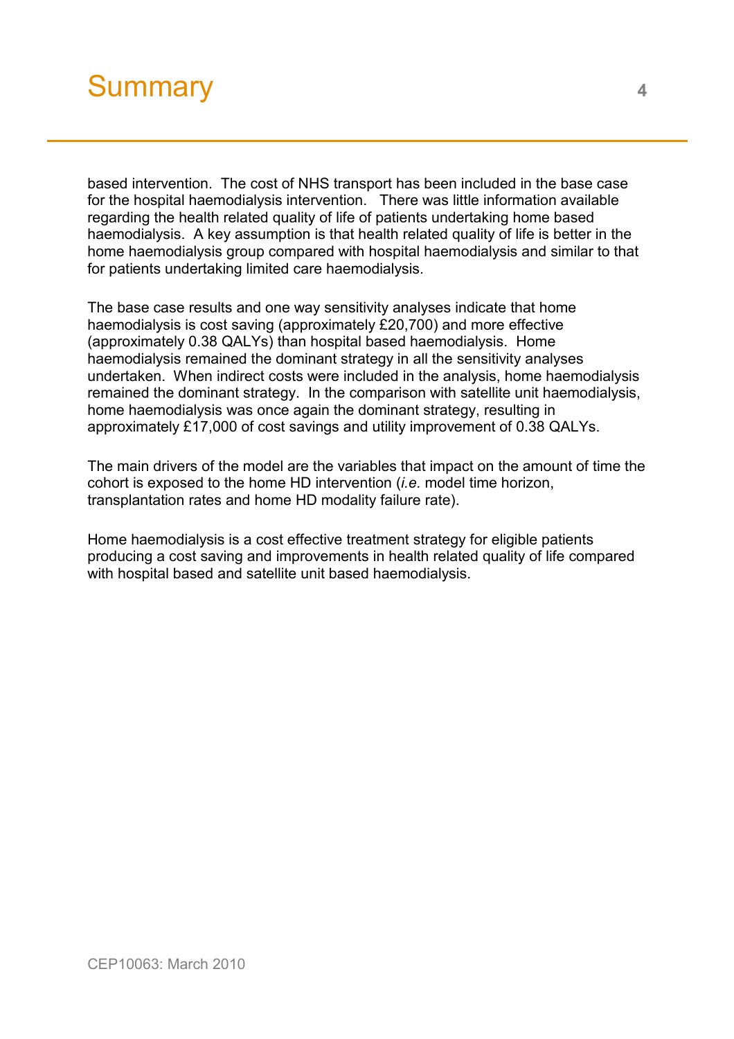# Summary

based intervention. The cost of NHS transport has been included in the base case for the hospital haemodialysis intervention. There was little information available regarding the health related quality of life of patients undertaking home based haemodialysis. A key assumption is that health related quality of life is better in the home haemodialysis group compared with hospital haemodialysis and similar to that for patients undertaking limited care haemodialysis.

The base case results and one way sensitivity analyses indicate that home haemodialysis is cost saving (approximately £20,700) and more effective (approximately 0.38 QALYs) than hospital based haemodialysis. Home haemodialysis remained the dominant strategy in all the sensitivity analyses undertaken. When indirect costs were included in the analysis, home haemodialysis remained the dominant strategy. In the comparison with satellite unit haemodialysis, home haemodialysis was once again the dominant strategy, resulting in approximately £17,000 of cost savings and utility improvement of 0.38 QALYs.

The main drivers of the model are the variables that impact on the amount of time the cohort is exposed to the home HD intervention (*i.e.* model time horizon, transplantation rates and home HD modality failure rate).

Home haemodialysis is a cost effective treatment strategy for eligible patients producing a cost saving and improvements in health related quality of life compared with hospital based and satellite unit based haemodialysis.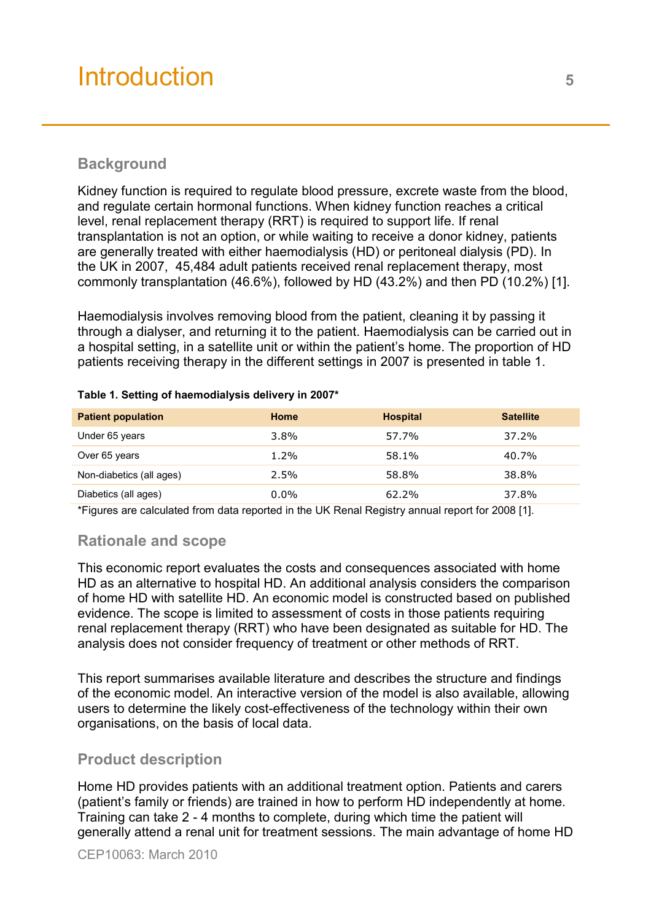# Introduction

## Background

Kidney function is required to regulate blood pressure, excrete waste from the blood, and regulate certain hormonal functions. When kidney function reaches a critical level, renal replacement therapy (RRT) is required to support life. If renal transplantation is not an option, or while waiting to receive a donor kidney, patients are generally treated with either haemodialysis (HD) or peritoneal dialysis (PD). In the UK in 2007, 45,484 adult patients received renal replacement therapy, most commonly transplantation (46.6%), followed by HD (43.2%) and then PD (10.2%) [1].

Haemodialysis involves removing blood from the patient, cleaning it by passing it through a dialyser, and returning it to the patient. Haemodialysis can be carried out in a hospital setting, in a satellite unit or within the patient's home. The proportion of HD patients receiving therapy in the different settings in 2007 is presented in table 1.

**Table 1. Setting of haemodialysis delivery in 2007***

| Patient population | Home | Hospital | Satellite |
|---|---|---|---|
| Under 65 years | 3.8% | 57.7% | 37.2% |
| Over 65 years | 1.2% | 58.1% | 40.7% |
| Non-diabetics (all ages) | 2.5% | 58.8% | 38.8% |
| Diabetics (all ages) | 0.0% | 62.2% | 37.8% |

*Figures are calculated from data reported in the UK Renal Registry annual report for 2008 [1].

## Rationale and scope

This economic report evaluates the costs and consequences associated with home HD as an alternative to hospital HD. An additional analysis considers the comparison of home HD with satellite HD. An economic model is constructed based on published evidence. The scope is limited to assessment of costs in those patients requiring renal replacement therapy (RRT) who have been designated as suitable for HD. The analysis does not consider frequency of treatment or other methods of RRT.

This report summarises available literature and describes the structure and findings of the economic model. An interactive version of the model is also available, allowing users to determine the likely cost-effectiveness of the technology within their own organisations, on the basis of local data.

## Product description

Home HD provides patients with an additional treatment option. Patients and carers (patient's family or friends) are trained in how to perform HD independently at home. Training can take 2 - 4 months to complete, during which time the patient will generally attend a renal unit for treatment sessions. The main advantage of home HD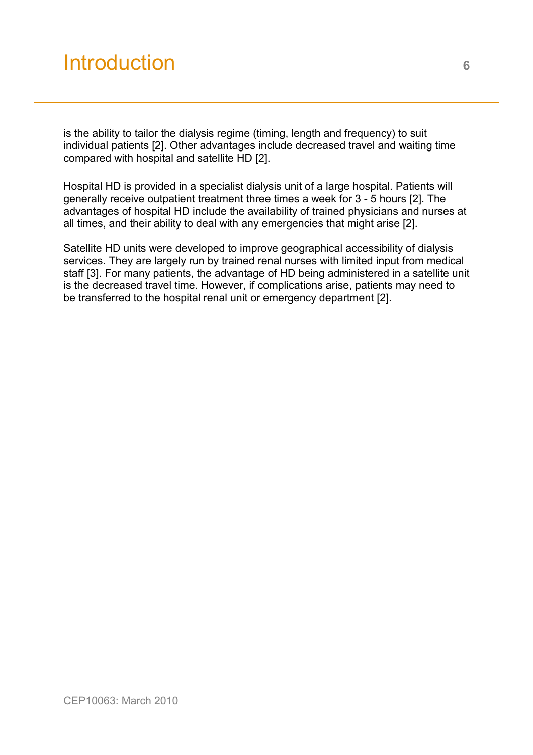is the ability to tailor the dialysis regime (timing, length and frequency) to suit individual patients [2]. Other advantages include decreased travel and waiting time compared with hospital and satellite HD [2].

Hospital HD is provided in a specialist dialysis unit of a large hospital. Patients will generally receive outpatient treatment three times a week for 3 - 5 hours [2]. The advantages of hospital HD include the availability of trained physicians and nurses at all times, and their ability to deal with any emergencies that might arise [2].

Satellite HD units were developed to improve geographical accessibility of dialysis services. They are largely run by trained renal nurses with limited input from medical staff [3]. For many patients, the advantage of HD being administered in a satellite unit is the decreased travel time. However, if complications arise, patients may need to be transferred to the hospital renal unit or emergency department [2].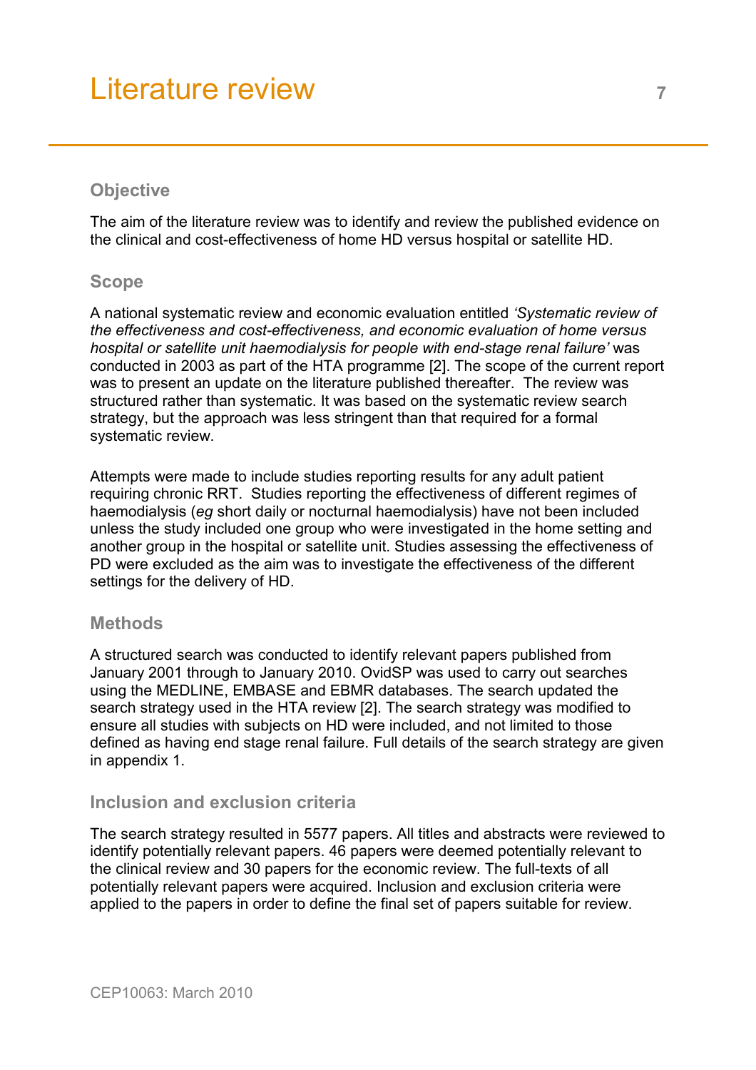# Literature review

## Objective

The aim of the literature review was to identify and review the published evidence on the clinical and cost-effectiveness of home HD versus hospital or satellite HD.

## Scope

A national systematic review and economic evaluation entitled *'Systematic review of the effectiveness and cost-effectiveness, and economic evaluation of home versus hospital or satellite unit haemodialysis for people with end-stage renal failure'* was conducted in 2003 as part of the HTA programme [2]. The scope of the current report was to present an update on the literature published thereafter. The review was structured rather than systematic. It was based on the systematic review search strategy, but the approach was less stringent than that required for a formal systematic review.

Attempts were made to include studies reporting results for any adult patient requiring chronic RRT. Studies reporting the effectiveness of different regimes of haemodialysis (*eg* short daily or nocturnal haemodialysis) have not been included unless the study included one group who were investigated in the home setting and another group in the hospital or satellite unit. Studies assessing the effectiveness of PD were excluded as the aim was to investigate the effectiveness of the different settings for the delivery of HD.

## Methods

A structured search was conducted to identify relevant papers published from January 2001 through to January 2010. OvidSP was used to carry out searches using the MEDLINE, EMBASE and EBMR databases. The search updated the search strategy used in the HTA review [2]. The search strategy was modified to ensure all studies with subjects on HD were included, and not limited to those defined as having end stage renal failure. Full details of the search strategy are given in appendix 1.

## Inclusion and exclusion criteria

The search strategy resulted in 5577 papers. All titles and abstracts were reviewed to identify potentially relevant papers. 46 papers were deemed potentially relevant to the clinical review and 30 papers for the economic review. The full-texts of all potentially relevant papers were acquired. Inclusion and exclusion criteria were applied to the papers in order to define the final set of papers suitable for review.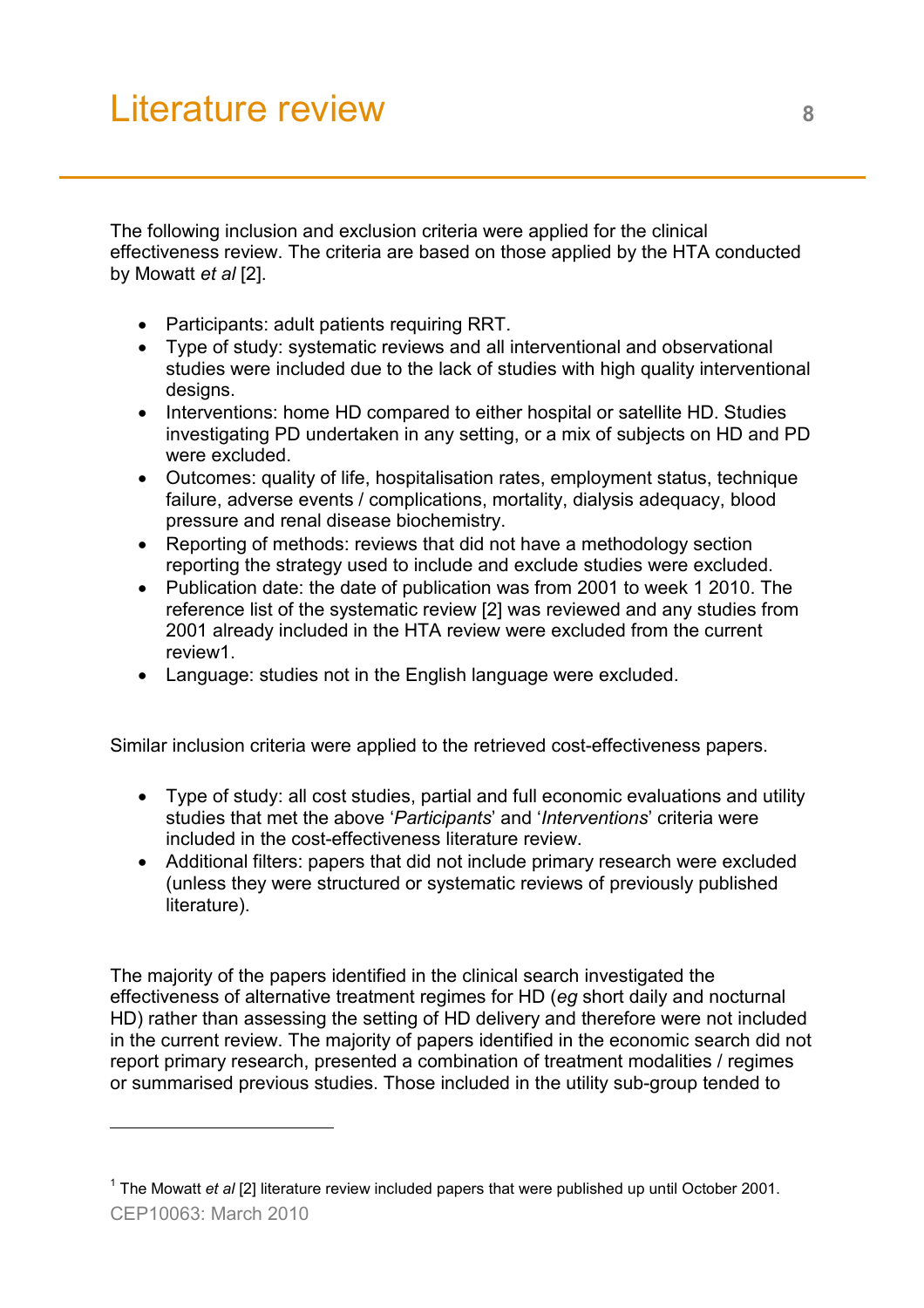The following inclusion and exclusion criteria were applied for the clinical effectiveness review. The criteria are based on those applied by the HTA conducted by Mowatt *et al* [2].

- Participants: adult patients requiring RRT.
- Type of study: systematic reviews and all interventional and observational studies were included due to the lack of studies with high quality interventional designs.
- Interventions: home HD compared to either hospital or satellite HD. Studies investigating PD undertaken in any setting, or a mix of subjects on HD and PD were excluded.
- Outcomes: quality of life, hospitalisation rates, employment status, technique failure, adverse events / complications, mortality, dialysis adequacy, blood pressure and renal disease biochemistry.
- Reporting of methods: reviews that did not have a methodology section reporting the strategy used to include and exclude studies were excluded.
- Publication date: the date of publication was from 2001 to week 1 2010. The reference list of the systematic review [2] was reviewed and any studies from 2001 already included in the HTA review were excluded from the current review[1].
- Language: studies not in the English language were excluded.

Similar inclusion criteria were applied to the retrieved cost-effectiveness papers.

- Type of study: all cost studies, partial and full economic evaluations and utility studies that met the above '*Participants*' and '*Interventions*' criteria were included in the cost-effectiveness literature review.
- Additional filters: papers that did not include primary research were excluded (unless they were structured or systematic reviews of previously published literature).

The majority of the papers identified in the clinical search investigated the effectiveness of alternative treatment regimes for HD (*eg* short daily and nocturnal HD) rather than assessing the setting of HD delivery and therefore were not included in the current review. The majority of papers identified in the economic search did not report primary research, presented a combination of treatment modalities / regimes or summarised previous studies. Those included in the utility sub-group tended to

---

[1] The Mowatt *et al* [2] literature review included papers that were published up until October 2001.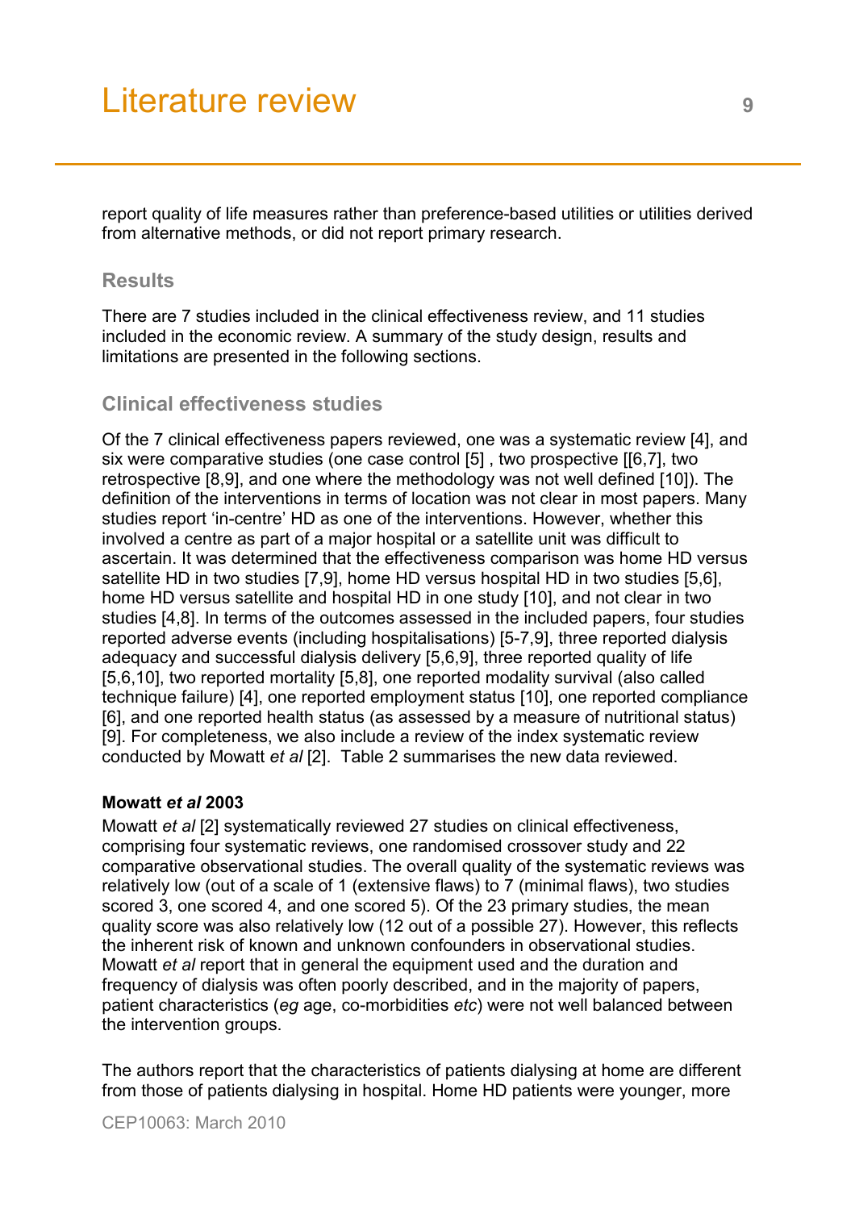report quality of life measures rather than preference-based utilities or utilities derived from alternative methods, or did not report primary research.

## Results

There are 7 studies included in the clinical effectiveness review, and 11 studies included in the economic review. A summary of the study design, results and limitations are presented in the following sections.

## Clinical effectiveness studies

Of the 7 clinical effectiveness papers reviewed, one was a systematic review [4], and six were comparative studies (one case control [5] , two prospective [[6,7], two retrospective [8,9], and one where the methodology was not well defined [10]). The definition of the interventions in terms of location was not clear in most papers. Many studies report 'in-centre' HD as one of the interventions. However, whether this involved a centre as part of a major hospital or a satellite unit was difficult to ascertain. It was determined that the effectiveness comparison was home HD versus satellite HD in two studies [7,9], home HD versus hospital HD in two studies [5,6], home HD versus satellite and hospital HD in one study [10], and not clear in two studies [4,8]. In terms of the outcomes assessed in the included papers, four studies reported adverse events (including hospitalisations) [5-7,9], three reported dialysis adequacy and successful dialysis delivery [5,6,9], three reported quality of life [5,6,10], two reported mortality [5,8], one reported modality survival (also called technique failure) [4], one reported employment status [10], one reported compliance [6], and one reported health status (as assessed by a measure of nutritional status) [9]. For completeness, we also include a review of the index systematic review conducted by Mowatt *et al* [2]. Table 2 summarises the new data reviewed.

**Mowatt *et al* 2003**

Mowatt *et al* [2] systematically reviewed 27 studies on clinical effectiveness, comprising four systematic reviews, one randomised crossover study and 22 comparative observational studies. The overall quality of the systematic reviews was relatively low (out of a scale of 1 (extensive flaws) to 7 (minimal flaws), two studies scored 3, one scored 4, and one scored 5). Of the 23 primary studies, the mean quality score was also relatively low (12 out of a possible 27). However, this reflects the inherent risk of known and unknown confounders in observational studies. Mowatt *et al* report that in general the equipment used and the duration and frequency of dialysis was often poorly described, and in the majority of papers, patient characteristics (*eg* age, co-morbidities *etc*) were not well balanced between the intervention groups.

The authors report that the characteristics of patients dialysing at home are different from those of patients dialysing in hospital. Home HD patients were younger, more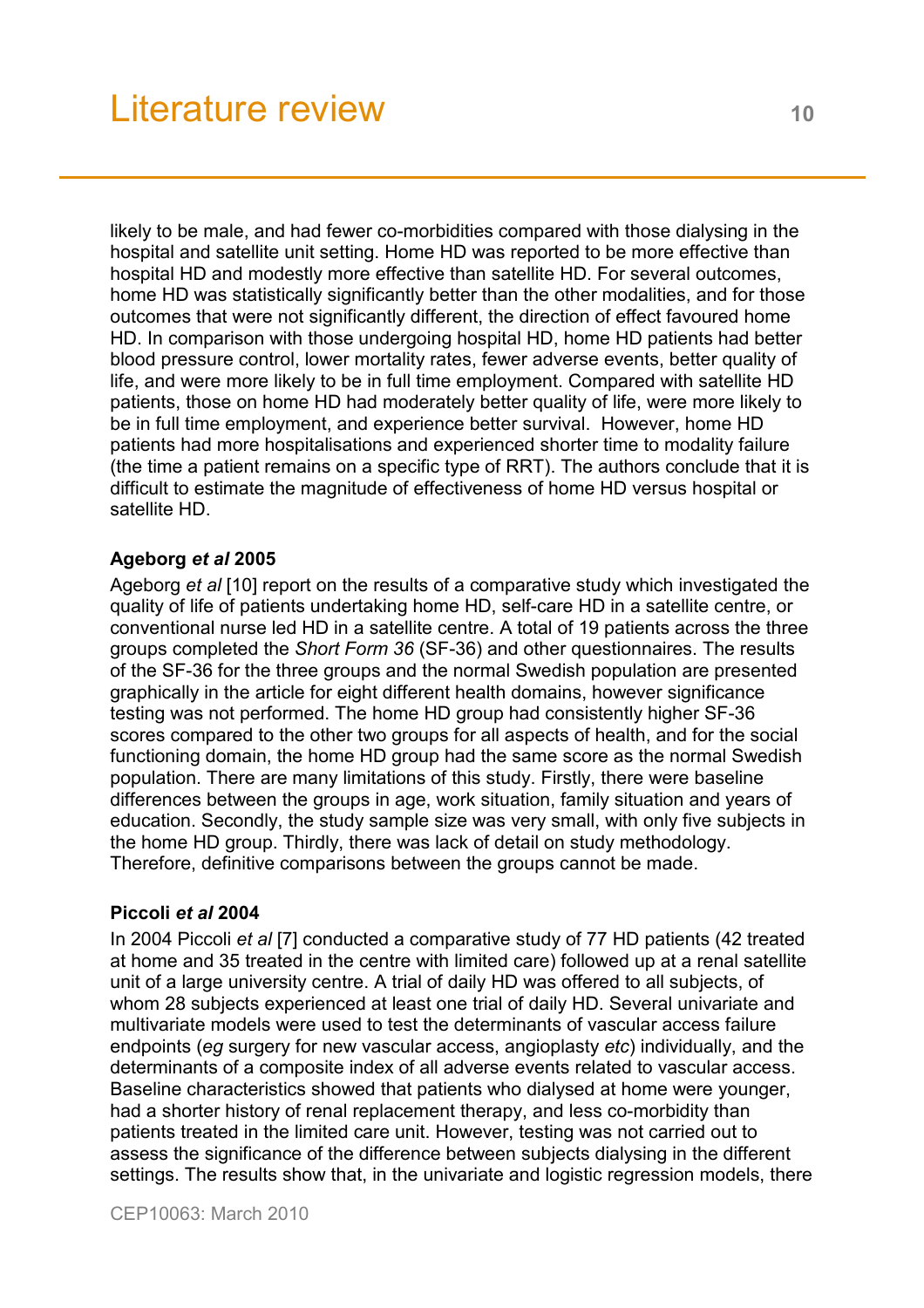likely to be male, and had fewer co-morbidities compared with those dialysing in the hospital and satellite unit setting. Home HD was reported to be more effective than hospital HD and modestly more effective than satellite HD. For several outcomes, home HD was statistically significantly better than the other modalities, and for those outcomes that were not significantly different, the direction of effect favoured home HD. In comparison with those undergoing hospital HD, home HD patients had better blood pressure control, lower mortality rates, fewer adverse events, better quality of life, and were more likely to be in full time employment. Compared with satellite HD patients, those on home HD had moderately better quality of life, were more likely to be in full time employment, and experience better survival. However, home HD patients had more hospitalisations and experienced shorter time to modality failure (the time a patient remains on a specific type of RRT). The authors conclude that it is difficult to estimate the magnitude of effectiveness of home HD versus hospital or satellite HD.

**Ageborg *et al* 2005**

Ageborg *et al* [10] report on the results of a comparative study which investigated the quality of life of patients undertaking home HD, self-care HD in a satellite centre, or conventional nurse led HD in a satellite centre. A total of 19 patients across the three groups completed the *Short Form 36* (SF-36) and other questionnaires. The results of the SF-36 for the three groups and the normal Swedish population are presented graphically in the article for eight different health domains, however significance testing was not performed. The home HD group had consistently higher SF-36 scores compared to the other two groups for all aspects of health, and for the social functioning domain, the home HD group had the same score as the normal Swedish population. There are many limitations of this study. Firstly, there were baseline differences between the groups in age, work situation, family situation and years of education. Secondly, the study sample size was very small, with only five subjects in the home HD group. Thirdly, there was lack of detail on study methodology. Therefore, definitive comparisons between the groups cannot be made.

**Piccoli *et al* 2004**

In 2004 Piccoli *et al* [7] conducted a comparative study of 77 HD patients (42 treated at home and 35 treated in the centre with limited care) followed up at a renal satellite unit of a large university centre. A trial of daily HD was offered to all subjects, of whom 28 subjects experienced at least one trial of daily HD. Several univariate and multivariate models were used to test the determinants of vascular access failure endpoints (*eg* surgery for new vascular access, angioplasty *etc*) individually, and the determinants of a composite index of all adverse events related to vascular access. Baseline characteristics showed that patients who dialysed at home were younger, had a shorter history of renal replacement therapy, and less co-morbidity than patients treated in the limited care unit. However, testing was not carried out to assess the significance of the difference between subjects dialysing in the different settings. The results show that, in the univariate and logistic regression models, there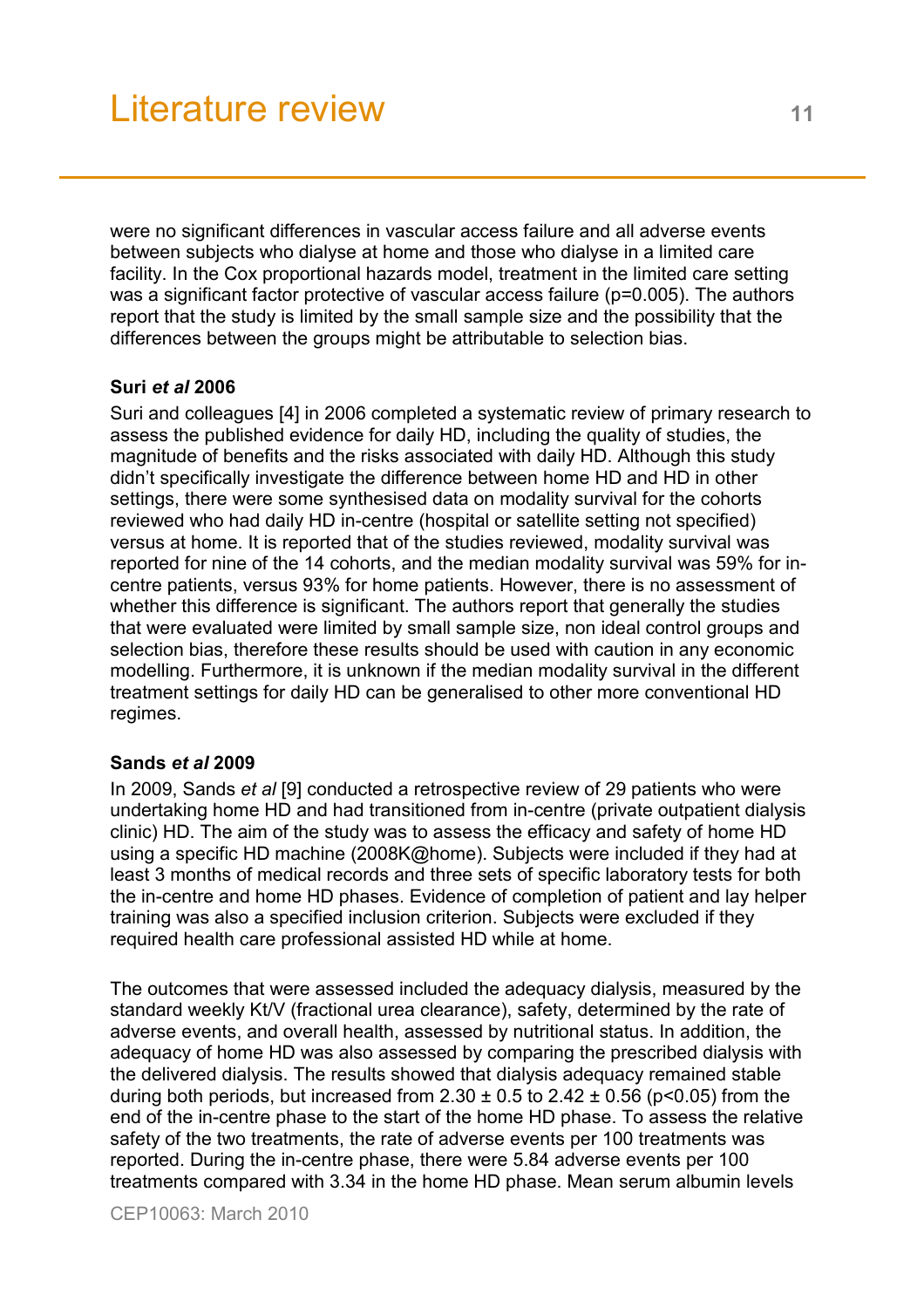were no significant differences in vascular access failure and all adverse events between subjects who dialyse at home and those who dialyse in a limited care facility. In the Cox proportional hazards model, treatment in the limited care setting was a significant factor protective of vascular access failure ($p=0.005$). The authors report that the study is limited by the small sample size and the possibility that the differences between the groups might be attributable to selection bias.

### Suri *et al* 2006

Suri and colleagues [4] in 2006 completed a systematic review of primary research to assess the published evidence for daily HD, including the quality of studies, the magnitude of benefits and the risks associated with daily HD. Although this study didn't specifically investigate the difference between home HD and HD in other settings, there were some synthesised data on modality survival for the cohorts reviewed who had daily HD in-centre (hospital or satellite setting not specified) versus at home. It is reported that of the studies reviewed, modality survival was reported for nine of the 14 cohorts, and the median modality survival was 59% for in-centre patients, versus 93% for home patients. However, there is no assessment of whether this difference is significant. The authors report that generally the studies that were evaluated were limited by small sample size, non ideal control groups and selection bias, therefore these results should be used with caution in any economic modelling. Furthermore, it is unknown if the median modality survival in the different treatment settings for daily HD can be generalised to other more conventional HD regimes.

### Sands *et al* 2009

In 2009, Sands *et al* [9] conducted a retrospective review of 29 patients who were undertaking home HD and had transitioned from in-centre (private outpatient dialysis clinic) HD. The aim of the study was to assess the efficacy and safety of home HD using a specific HD machine (2008K@home). Subjects were included if they had at least 3 months of medical records and three sets of specific laboratory tests for both the in-centre and home HD phases. Evidence of completion of patient and lay helper training was also a specified inclusion criterion. Subjects were excluded if they required health care professional assisted HD while at home.

The outcomes that were assessed included the adequacy dialysis, measured by the standard weekly Kt/V (fractional urea clearance), safety, determined by the rate of adverse events, and overall health, assessed by nutritional status. In addition, the adequacy of home HD was also assessed by comparing the prescribed dialysis with the delivered dialysis. The results showed that dialysis adequacy remained stable during both periods, but increased from $2.30 \pm 0.5$ to $2.42 \pm 0.56$ ($p<0.05$) from the end of the in-centre phase to the start of the home HD phase. To assess the relative safety of the two treatments, the rate of adverse events per 100 treatments was reported. During the in-centre phase, there were 5.84 adverse events per 100 treatments compared with 3.34 in the home HD phase. Mean serum albumin levels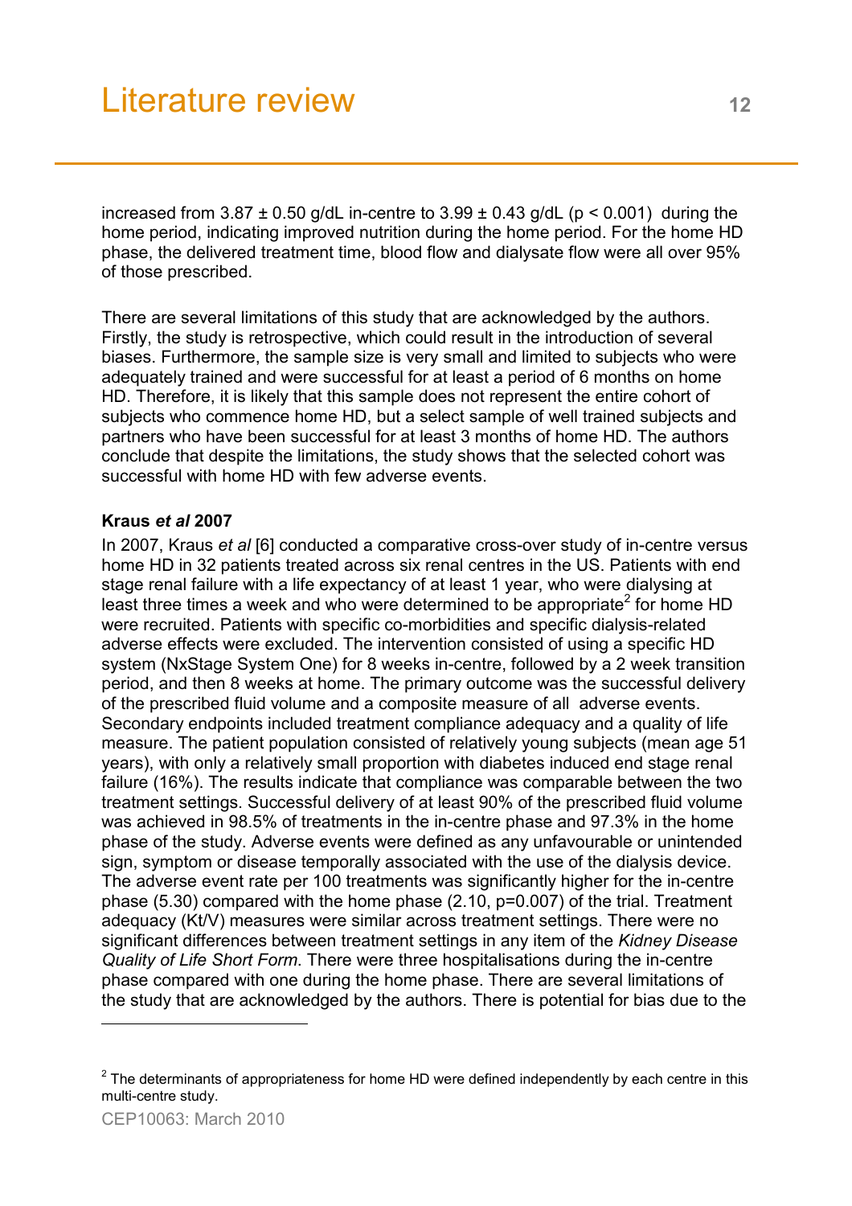increased from 3.87 ± 0.50 g/dL in-centre to 3.99 ± 0.43 g/dL ($p < 0.001$) during the home period, indicating improved nutrition during the home period. For the home HD phase, the delivered treatment time, blood flow and dialysate flow were all over 95% of those prescribed.

There are several limitations of this study that are acknowledged by the authors. Firstly, the study is retrospective, which could result in the introduction of several biases. Furthermore, the sample size is very small and limited to subjects who were adequately trained and were successful for at least a period of 6 months on home HD. Therefore, it is likely that this sample does not represent the entire cohort of subjects who commence home HD, but a select sample of well trained subjects and partners who have been successful for at least 3 months of home HD. The authors conclude that despite the limitations, the study shows that the selected cohort was successful with home HD with few adverse events.

**Kraus *et al* 2007**

In 2007, Kraus *et al* [6] conducted a comparative cross-over study of in-centre versus home HD in 32 patients treated across six renal centres in the US. Patients with end stage renal failure with a life expectancy of at least 1 year, who were dialysing at least three times a week and who were determined to be appropriate[2] for home HD were recruited. Patients with specific co-morbidities and specific dialysis-related adverse effects were excluded. The intervention consisted of using a specific HD system (NxStage System One) for 8 weeks in-centre, followed by a 2 week transition period, and then 8 weeks at home. The primary outcome was the successful delivery of the prescribed fluid volume and a composite measure of all adverse events. Secondary endpoints included treatment compliance adequacy and a quality of life measure. The patient population consisted of relatively young subjects (mean age 51 years), with only a relatively small proportion with diabetes induced end stage renal failure (16%). The results indicate that compliance was comparable between the two treatment settings. Successful delivery of at least 90% of the prescribed fluid volume was achieved in 98.5% of treatments in the in-centre phase and 97.3% in the home phase of the study. Adverse events were defined as any unfavourable or unintended sign, symptom or disease temporally associated with the use of the dialysis device. The adverse event rate per 100 treatments was significantly higher for the in-centre phase (5.30) compared with the home phase (2.10, $p=0.007$) of the trial. Treatment adequacy (Kt/V) measures were similar across treatment settings. There were no significant differences between treatment settings in any item of the *Kidney Disease Quality of Life Short Form*. There were three hospitalisations during the in-centre phase compared with one during the home phase. There are several limitations of the study that are acknowledged by the authors. There is potential for bias due to the

[2] The determinants of appropriateness for home HD were defined independently by each centre in this multi-centre study.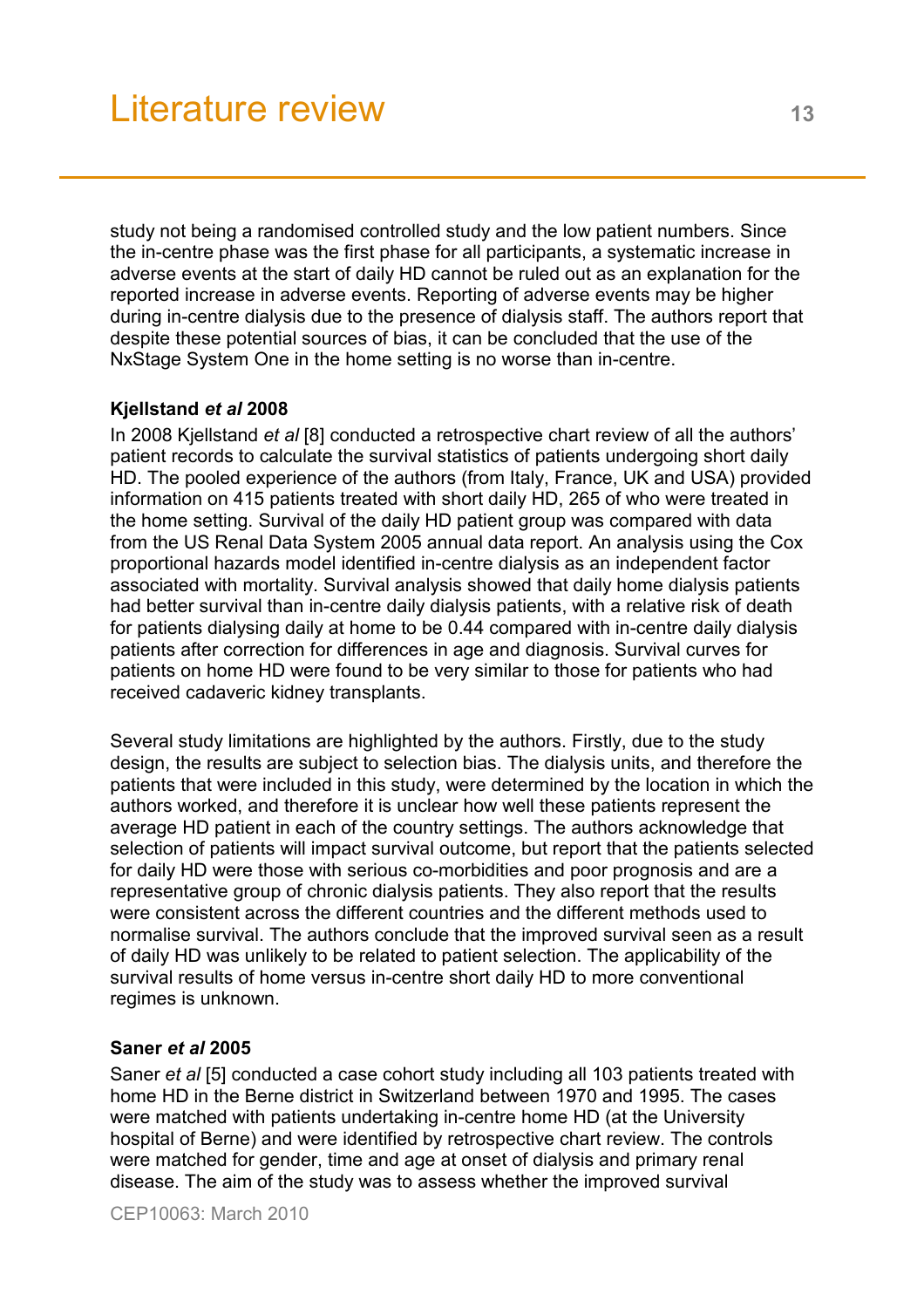study not being a randomised controlled study and the low patient numbers. Since the in-centre phase was the first phase for all participants, a systematic increase in adverse events at the start of daily HD cannot be ruled out as an explanation for the reported increase in adverse events. Reporting of adverse events may be higher during in-centre dialysis due to the presence of dialysis staff. The authors report that despite these potential sources of bias, it can be concluded that the use of the NxStage System One in the home setting is no worse than in-centre.

### Kjellstand *et al* 2008

In 2008 Kjellstand *et al* [8] conducted a retrospective chart review of all the authors' patient records to calculate the survival statistics of patients undergoing short daily HD. The pooled experience of the authors (from Italy, France, UK and USA) provided information on 415 patients treated with short daily HD, 265 of who were treated in the home setting. Survival of the daily HD patient group was compared with data from the US Renal Data System 2005 annual data report. An analysis using the Cox proportional hazards model identified in-centre dialysis as an independent factor associated with mortality. Survival analysis showed that daily home dialysis patients had better survival than in-centre daily dialysis patients, with a relative risk of death for patients dialysing daily at home to be 0.44 compared with in-centre daily dialysis patients after correction for differences in age and diagnosis. Survival curves for patients on home HD were found to be very similar to those for patients who had received cadaveric kidney transplants.

Several study limitations are highlighted by the authors. Firstly, due to the study design, the results are subject to selection bias. The dialysis units, and therefore the patients that were included in this study, were determined by the location in which the authors worked, and therefore it is unclear how well these patients represent the average HD patient in each of the country settings. The authors acknowledge that selection of patients will impact survival outcome, but report that the patients selected for daily HD were those with serious co-morbidities and poor prognosis and are a representative group of chronic dialysis patients. They also report that the results were consistent across the different countries and the different methods used to normalise survival. The authors conclude that the improved survival seen as a result of daily HD was unlikely to be related to patient selection. The applicability of the survival results of home versus in-centre short daily HD to more conventional regimes is unknown.

### Saner *et al* 2005

Saner *et al* [5] conducted a case cohort study including all 103 patients treated with home HD in the Berne district in Switzerland between 1970 and 1995. The cases were matched with patients undertaking in-centre home HD (at the University hospital of Berne) and were identified by retrospective chart review. The controls were matched for gender, time and age at onset of dialysis and primary renal disease. The aim of the study was to assess whether the improved survival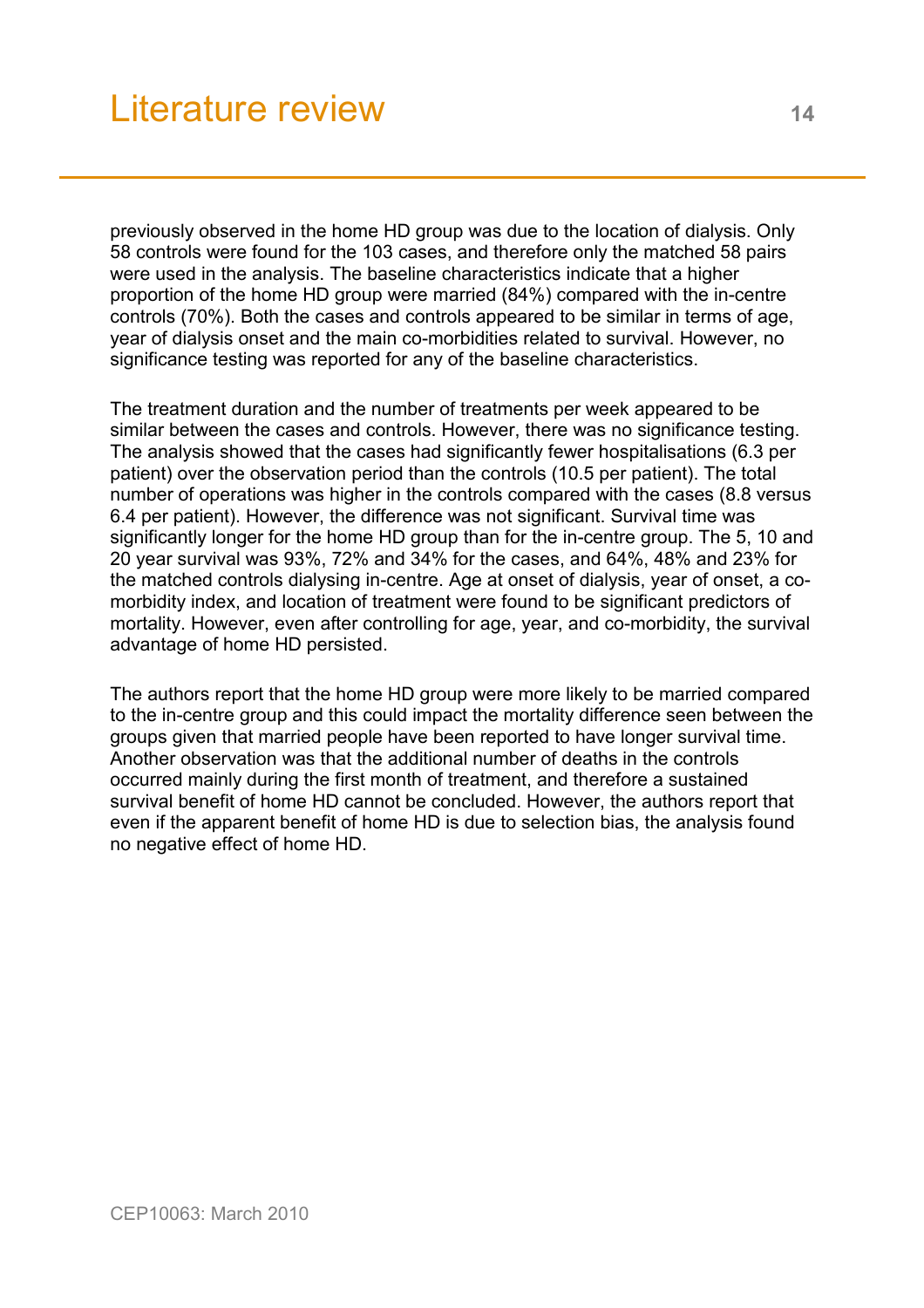previously observed in the home HD group was due to the location of dialysis. Only 58 controls were found for the 103 cases, and therefore only the matched 58 pairs were used in the analysis. The baseline characteristics indicate that a higher proportion of the home HD group were married (84%) compared with the in-centre controls (70%). Both the cases and controls appeared to be similar in terms of age, year of dialysis onset and the main co-morbidities related to survival. However, no significance testing was reported for any of the baseline characteristics.

The treatment duration and the number of treatments per week appeared to be similar between the cases and controls. However, there was no significance testing. The analysis showed that the cases had significantly fewer hospitalisations (6.3 per patient) over the observation period than the controls (10.5 per patient). The total number of operations was higher in the controls compared with the cases (8.8 versus 6.4 per patient). However, the difference was not significant. Survival time was significantly longer for the home HD group than for the in-centre group. The 5, 10 and 20 year survival was 93%, 72% and 34% for the cases, and 64%, 48% and 23% for the matched controls dialysing in-centre. Age at onset of dialysis, year of onset, a co-morbidity index, and location of treatment were found to be significant predictors of mortality. However, even after controlling for age, year, and co-morbidity, the survival advantage of home HD persisted.

The authors report that the home HD group were more likely to be married compared to the in-centre group and this could impact the mortality difference seen between the groups given that married people have been reported to have longer survival time. Another observation was that the additional number of deaths in the controls occurred mainly during the first month of treatment, and therefore a sustained survival benefit of home HD cannot be concluded. However, the authors report that even if the apparent benefit of home HD is due to selection bias, the analysis found no negative effect of home HD.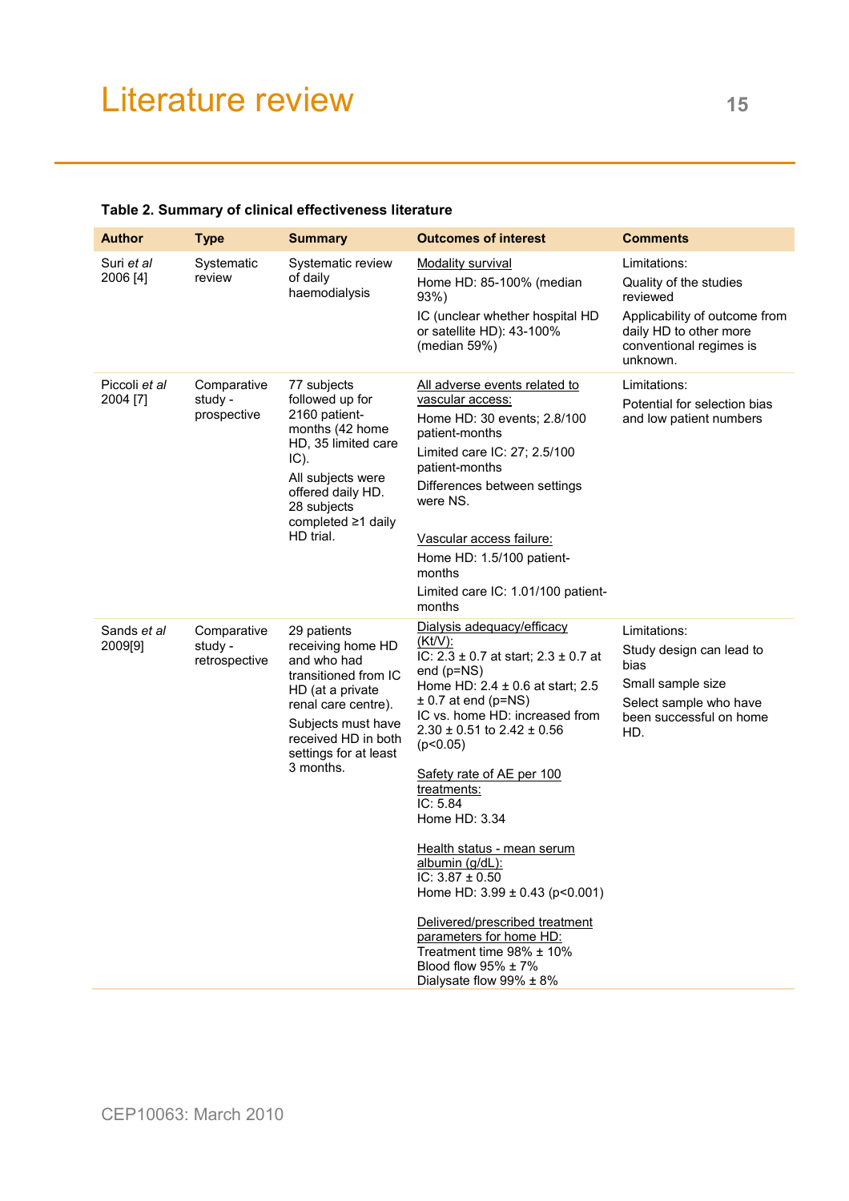# Literature review

**Table 2. Summary of clinical effectiveness literature**

| Author | Type | Summary | Outcomes of interest | Comments |
|---|---|---|---|---|
| Suri *et al* 2006 [4] | Systematic review | Systematic review of daily haemodialysis | Modality survival<br>Home HD: 85-100% (median 93%)<br>IC (unclear whether hospital HD or satellite HD): 43-100% (median 59%) | Limitations:<br>Quality of the studies reviewed<br>Applicability of outcome from daily HD to other more conventional regimes is unknown. |
| Piccoli *et al* 2004 [7] | Comparative study - prospective | 77 subjects followed up for 2160 patient-months (42 home HD, 35 limited care IC).<br>All subjects were offered daily HD. 28 subjects completed ≥1 daily HD trial. | All adverse events related to vascular access:<br>Home HD: 30 events; 2.8/100 patient-months<br>Limited care IC: 27; 2.5/100 patient-months<br>Differences between settings were NS.<br><br>Vascular access failure:<br>Home HD: 1.5/100 patient-months<br>Limited care IC: 1.01/100 patient-months | Limitations:<br>Potential for selection bias and low patient numbers |
| Sands *et al* 2009[9] | Comparative study - retrospective | 29 patients receiving home HD and who had transitioned from IC HD (at a private renal care centre).<br>Subjects must have received HD in both settings for at least 3 months. | Dialysis adequacy/efficacy (Kt/V):<br>IC: 2.3 ± 0.7 at start; 2.3 ± 0.7 at end (p=NS)<br>Home HD: 2.4 ± 0.6 at start; 2.5 ± 0.7 at end (p=NS)<br>IC vs. home HD: increased from 2.30 ± 0.51 to 2.42 ± 0.56 ($p<0.05$)<br><br>Safety rate of AE per 100 treatments:<br>IC: 5.84<br>Home HD: 3.34<br><br>Health status - mean serum albumin (g/dL):<br>IC: 3.87 ± 0.50<br>Home HD: 3.99 ± 0.43 ($p<0.001$)<br><br>Delivered/prescribed treatment parameters for home HD:<br>Treatment time 98% ± 10%<br>Blood flow 95% ± 7%<br>Dialysate flow 99% ± 8% | Limitations:<br>Study design can lead to bias<br>Small sample size<br>Select sample who have been successful on home HD. |

CEP10063: March 2010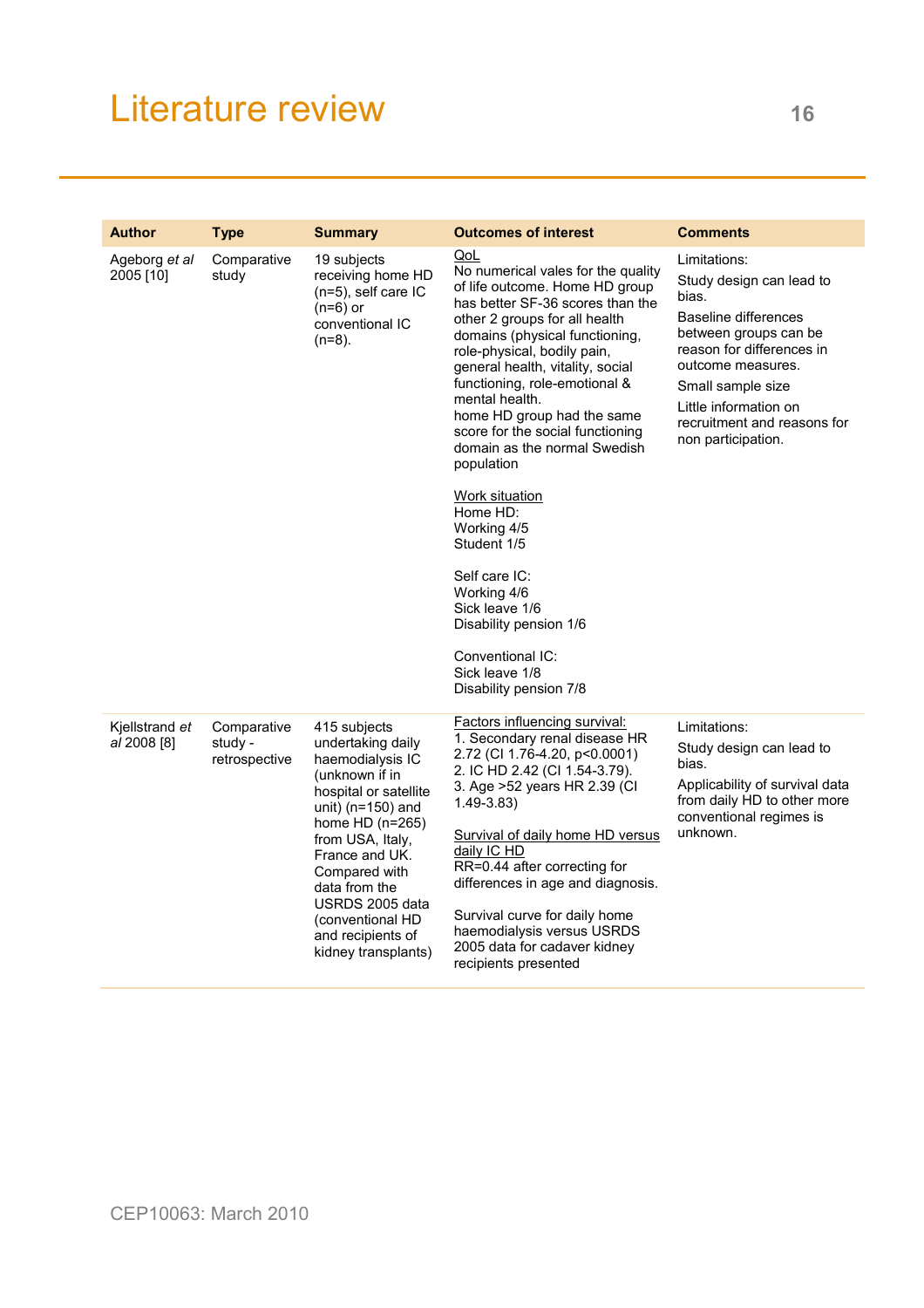# Literature review

| Author | Type | Summary | Outcomes of interest | Comments |
|---|---|---|---|---|
| Ageborg *et al* 2005 [10] | Comparative study | 19 subjects receiving home HD (n=5), self care IC (n=6) or conventional IC (n=8). | <u>QoL</u><br>No numerical vales for the quality of life outcome. Home HD group has better SF-36 scores than the other 2 groups for all health domains (physical functioning, role-physical, bodily pain, general health, vitality, social functioning, role-emotional & mental health.<br>home HD group had the same score for the social functioning domain as the normal Swedish population<br><br><u>Work situation</u><br>Home HD:<br>Working 4/5<br>Student 1/5<br><br>Self care IC:<br>Working 4/6<br>Sick leave 1/6<br>Disability pension 1/6<br><br>Conventional IC:<br>Sick leave 1/8<br>Disability pension 7/8 | Limitations:<br>Study design can lead to bias.<br>Baseline differences between groups can be reason for differences in outcome measures.<br>Small sample size<br>Little information on recruitment and reasons for non participation. |
| Kjellstrand *et al* 2008 [8] | Comparative study - retrospective | 415 subjects undertaking daily haemodialysis IC (unknown if in hospital or satellite unit) (n=150) and home HD (n=265) from USA, Italy, France and UK. Compared with data from the USRDS 2005 data (conventional HD and recipients of kidney transplants) | <u>Factors influencing survival:</u><br>1. Secondary renal disease HR 2.72 (CI 1.76-4.20, $p<0.0001$)<br>2. IC HD 2.42 (CI 1.54-3.79).<br>3. Age >52 years HR 2.39 (CI 1.49-3.83)<br><br><u>Survival of daily home HD versus daily IC HD</u><br>RR=0.44 after correcting for differences in age and diagnosis.<br><br>Survival curve for daily home haemodialysis versus USRDS 2005 data for cadaver kidney recipients presented | Limitations:<br>Study design can lead to bias.<br>Applicability of survival data from daily HD to other more conventional regimes is unknown. |

CEP10063: March 2010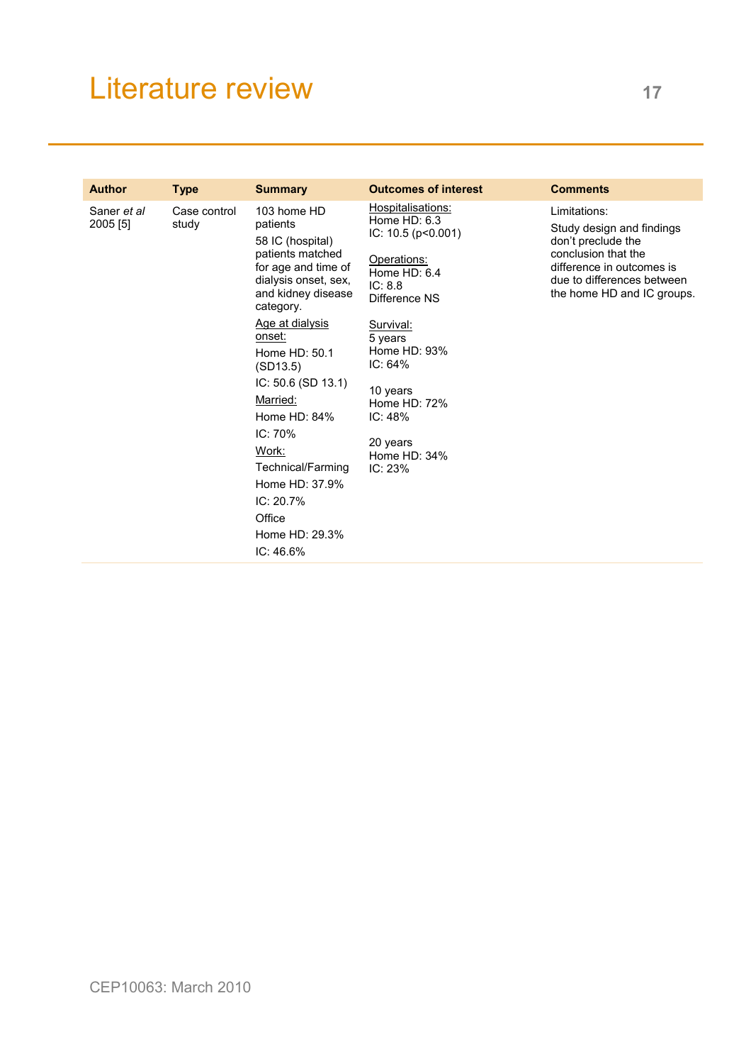# Literature review

| Author | Type | Summary | Outcomes of interest | Comments |
|---|---|---|---|---|
| Saner *et al* 2005 [5] | Case control study | 103 home HD patients<br><br>58 IC (hospital) patients matched for age and time of dialysis onset, sex, and kidney disease category.<br><br><u>Age at dialysis onset:</u><br>Home HD: 50.1 (SD13.5)<br>IC: 50.6 (SD 13.1)<br><br><u>Married:</u><br>Home HD: 84%<br>IC: 70%<br><br><u>Work:</u><br>Technical/Farming<br>Home HD: 37.9%<br>IC: 20.7%<br>Office<br>Home HD: 29.3%<br>IC: 46.6% | <u>Hospitalisations:</u><br>Home HD: 6.3<br>IC: 10.5 ($p<0.001$)<br><br><u>Operations:</u><br>Home HD: 6.4<br>IC: 8.8<br>Difference NS<br><br><u>Survival:</u><br>5 years<br>Home HD: 93%<br>IC: 64%<br><br>10 years<br>Home HD: 72%<br>IC: 48%<br><br>20 years<br>Home HD: 34%<br>IC: 23% | Limitations:<br><br>Study design and findings don't preclude the conclusion that the difference in outcomes is due to differences between the home HD and IC groups. |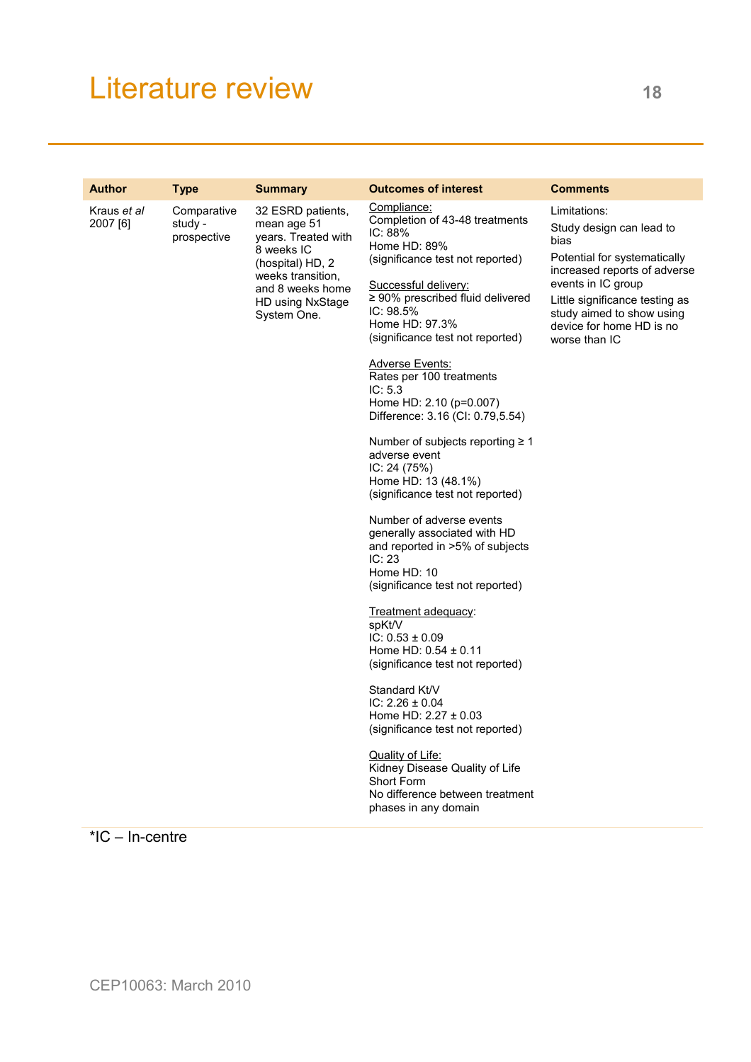# Literature review

| Author | Type | Summary | Outcomes of interest | Comments |
|---|---|---|---|---|
| Kraus *et al* 2007 [6] | Comparative study - prospective | 32 ESRD patients, mean age 51 years. Treated with 8 weeks IC (hospital) HD, 2 weeks transition, and 8 weeks home HD using NxStage System One. | <u>Compliance:</u><br>Completion of 43-48 treatments<br>IC: 88%<br>Home HD: 89%<br>(significance test not reported)<br><br><u>Successful delivery:</u><br>≥ 90% prescribed fluid delivered<br>IC: 98.5%<br>Home HD: 97.3%<br>(significance test not reported)<br><br><u>Adverse Events:</u><br>Rates per 100 treatments<br>IC: 5.3<br>Home HD: 2.10 ($p=0.007$)<br>Difference: 3.16 (CI: 0.79,5.54)<br><br>Number of subjects reporting ≥ 1 adverse event<br>IC: 24 (75%)<br>Home HD: 13 (48.1%)<br>(significance test not reported)<br><br>Number of adverse events generally associated with HD and reported in >5% of subjects<br>IC: 23<br>Home HD: 10<br>(significance test not reported)<br><br><u>Treatment adequacy</u>:<br>spKt/V<br>IC: 0.53 ± 0.09<br>Home HD: 0.54 ± 0.11<br>(significance test not reported)<br><br>Standard Kt/V<br>IC: 2.26 ± 0.04<br>Home HD: 2.27 ± 0.03<br>(significance test not reported)<br><br><u>Quality of Life:</u><br>Kidney Disease Quality of Life Short Form<br>No difference between treatment phases in any domain | Limitations:<br><br>Study design can lead to bias<br><br>Potential for systematically increased reports of adverse events in IC group<br><br>Little significance testing as study aimed to show using device for home HD is no worse than IC |

*IC – In-centre

CEP10063: March 2010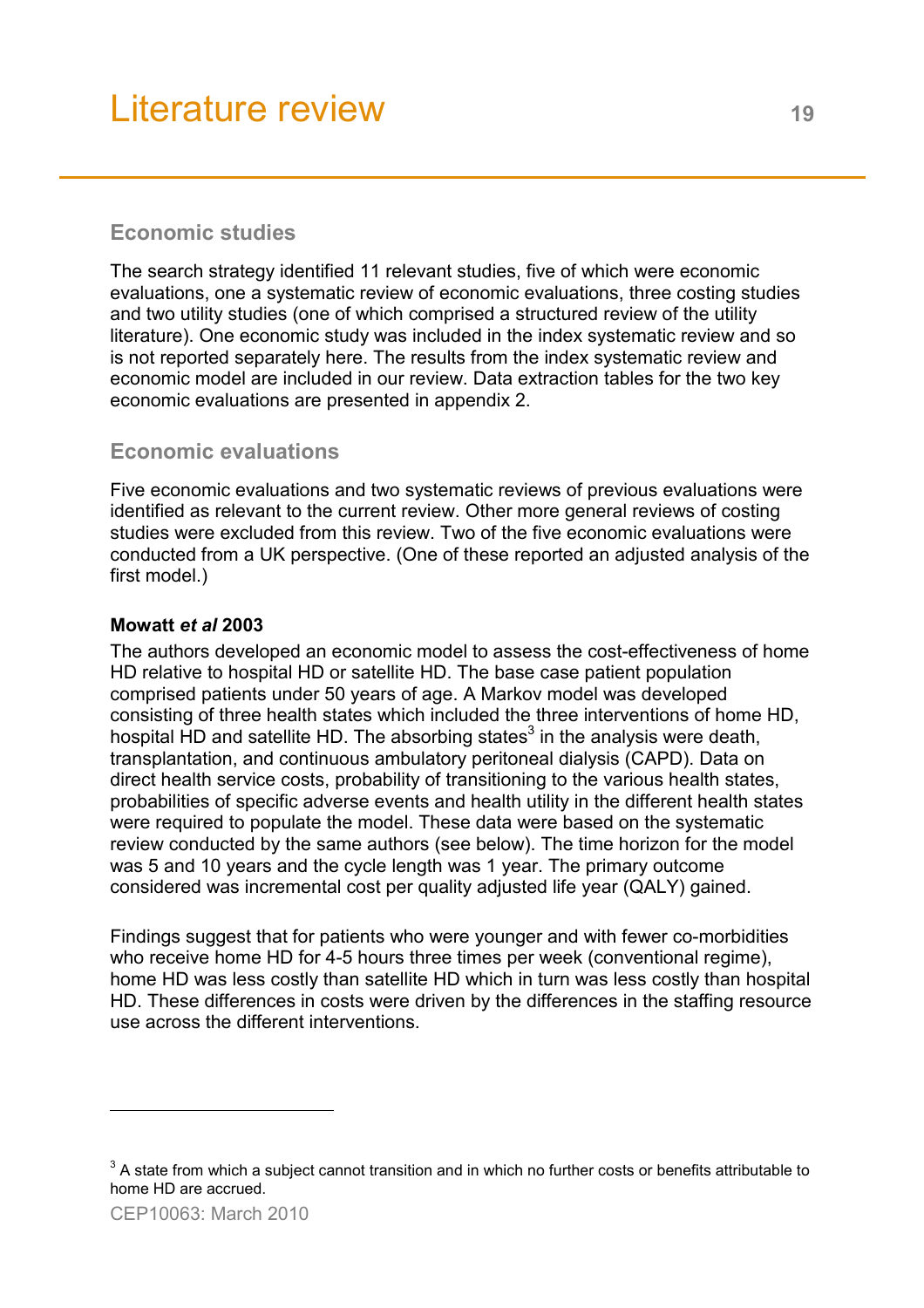## Economic studies

The search strategy identified 11 relevant studies, five of which were economic evaluations, one a systematic review of economic evaluations, three costing studies and two utility studies (one of which comprised a structured review of the utility literature). One economic study was included in the index systematic review and so is not reported separately here. The results from the index systematic review and economic model are included in our review. Data extraction tables for the two key economic evaluations are presented in appendix 2.

## Economic evaluations

Five economic evaluations and two systematic reviews of previous evaluations were identified as relevant to the current review. Other more general reviews of costing studies were excluded from this review. Two of the five economic evaluations were conducted from a UK perspective. (One of these reported an adjusted analysis of the first model.)

**Mowatt *et al* 2003**

The authors developed an economic model to assess the cost-effectiveness of home HD relative to hospital HD or satellite HD. The base case patient population comprised patients under 50 years of age. A Markov model was developed consisting of three health states which included the three interventions of home HD, hospital HD and satellite HD. The absorbing states[3] in the analysis were death, transplantation, and continuous ambulatory peritoneal dialysis (CAPD). Data on direct health service costs, probability of transitioning to the various health states, probabilities of specific adverse events and health utility in the different health states were required to populate the model. These data were based on the systematic review conducted by the same authors (see below). The time horizon for the model was 5 and 10 years and the cycle length was 1 year. The primary outcome considered was incremental cost per quality adjusted life year (QALY) gained.

Findings suggest that for patients who were younger and with fewer co-morbidities who receive home HD for 4-5 hours three times per week (conventional regime), home HD was less costly than satellite HD which in turn was less costly than hospital HD. These differences in costs were driven by the differences in the staffing resource use across the different interventions.

---

[3] A state from which a subject cannot transition and in which no further costs or benefits attributable to home HD are accrued.

CEP10063: March 2010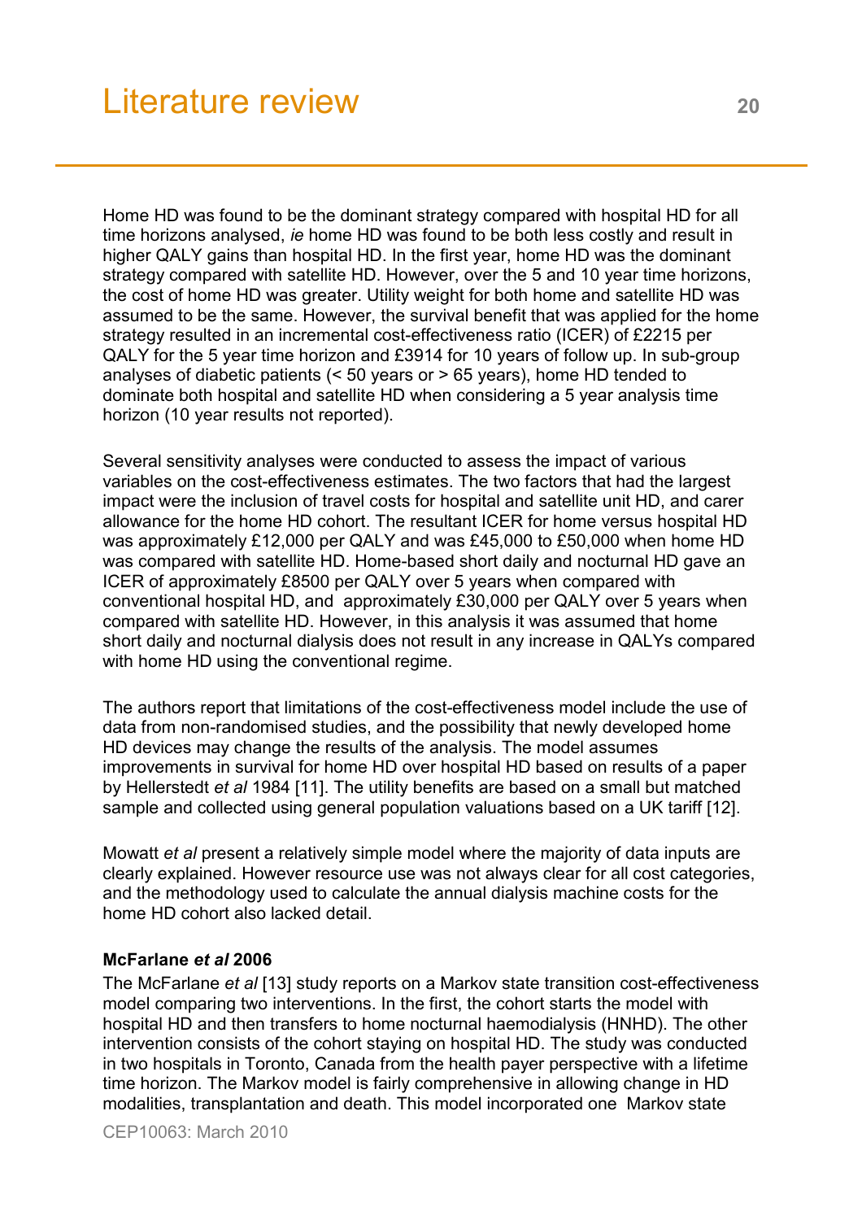Home HD was found to be the dominant strategy compared with hospital HD for all time horizons analysed, *ie* home HD was found to be both less costly and result in higher QALY gains than hospital HD. In the first year, home HD was the dominant strategy compared with satellite HD. However, over the 5 and 10 year time horizons, the cost of home HD was greater. Utility weight for both home and satellite HD was assumed to be the same. However, the survival benefit that was applied for the home strategy resulted in an incremental cost-effectiveness ratio (ICER) of £2215 per QALY for the 5 year time horizon and £3914 for 10 years of follow up. In sub-group analyses of diabetic patients (< 50 years or > 65 years), home HD tended to dominate both hospital and satellite HD when considering a 5 year analysis time horizon (10 year results not reported).

Several sensitivity analyses were conducted to assess the impact of various variables on the cost-effectiveness estimates. The two factors that had the largest impact were the inclusion of travel costs for hospital and satellite unit HD, and carer allowance for the home HD cohort. The resultant ICER for home versus hospital HD was approximately £12,000 per QALY and was £45,000 to £50,000 when home HD was compared with satellite HD. Home-based short daily and nocturnal HD gave an ICER of approximately £8500 per QALY over 5 years when compared with conventional hospital HD, and approximately £30,000 per QALY over 5 years when compared with satellite HD. However, in this analysis it was assumed that home short daily and nocturnal dialysis does not result in any increase in QALYs compared with home HD using the conventional regime.

The authors report that limitations of the cost-effectiveness model include the use of data from non-randomised studies, and the possibility that newly developed home HD devices may change the results of the analysis. The model assumes improvements in survival for home HD over hospital HD based on results of a paper by Hellerstedt *et al* 1984 [11]. The utility benefits are based on a small but matched sample and collected using general population valuations based on a UK tariff [12].

Mowatt *et al* present a relatively simple model where the majority of data inputs are clearly explained. However resource use was not always clear for all cost categories, and the methodology used to calculate the annual dialysis machine costs for the home HD cohort also lacked detail.

**McFarlane *et al* 2006**

The McFarlane *et al* [13] study reports on a Markov state transition cost-effectiveness model comparing two interventions. In the first, the cohort starts the model with hospital HD and then transfers to home nocturnal haemodialysis (HNHD). The other intervention consists of the cohort staying on hospital HD. The study was conducted in two hospitals in Toronto, Canada from the health payer perspective with a lifetime time horizon. The Markov model is fairly comprehensive in allowing change in HD modalities, transplantation and death. This model incorporated one Markov state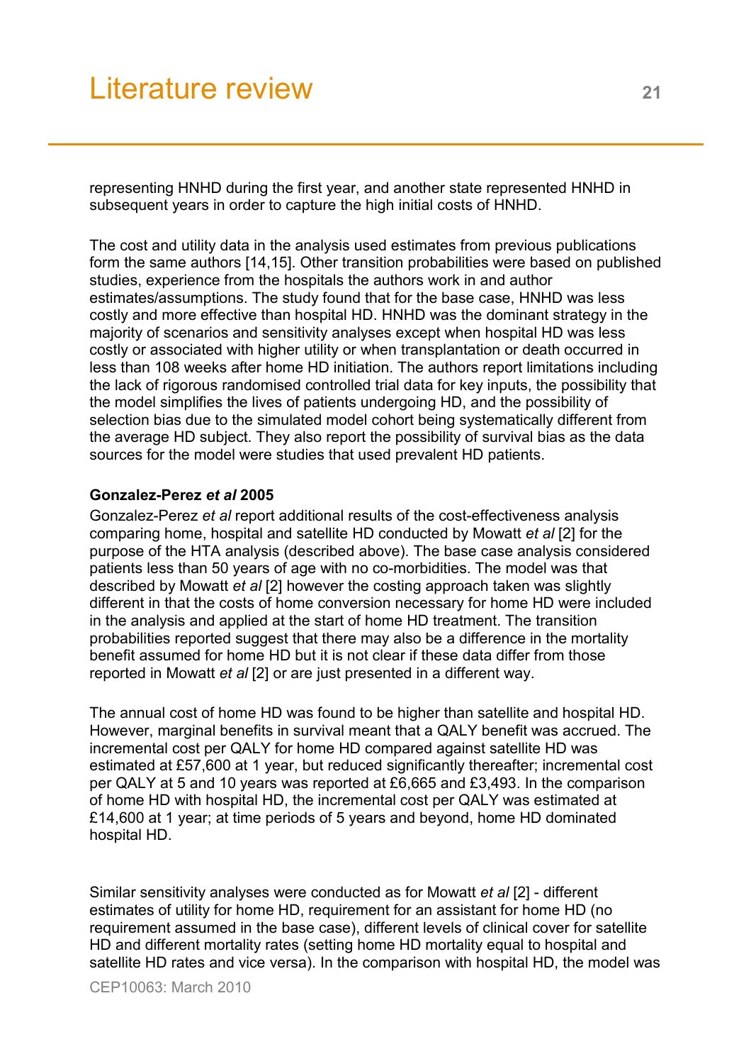representing HNHD during the first year, and another state represented HNHD in subsequent years in order to capture the high initial costs of HNHD.

The cost and utility data in the analysis used estimates from previous publications form the same authors [14,15]. Other transition probabilities were based on published studies, experience from the hospitals the authors work in and author estimates/assumptions. The study found that for the base case, HNHD was less costly and more effective than hospital HD. HNHD was the dominant strategy in the majority of scenarios and sensitivity analyses except when hospital HD was less costly or associated with higher utility or when transplantation or death occurred in less than 108 weeks after home HD initiation. The authors report limitations including the lack of rigorous randomised controlled trial data for key inputs, the possibility that the model simplifies the lives of patients undergoing HD, and the possibility of selection bias due to the simulated model cohort being systematically different from the average HD subject. They also report the possibility of survival bias as the data sources for the model were studies that used prevalent HD patients.

**Gonzalez-Perez *et al* 2005**

Gonzalez-Perez *et al* report additional results of the cost-effectiveness analysis comparing home, hospital and satellite HD conducted by Mowatt *et al* [2] for the purpose of the HTA analysis (described above). The base case analysis considered patients less than 50 years of age with no co-morbidities. The model was that described by Mowatt *et al* [2] however the costing approach taken was slightly different in that the costs of home conversion necessary for home HD were included in the analysis and applied at the start of home HD treatment. The transition probabilities reported suggest that there may also be a difference in the mortality benefit assumed for home HD but it is not clear if these data differ from those reported in Mowatt *et al* [2] or are just presented in a different way.

The annual cost of home HD was found to be higher than satellite and hospital HD. However, marginal benefits in survival meant that a QALY benefit was accrued. The incremental cost per QALY for home HD compared against satellite HD was estimated at £57,600 at 1 year, but reduced significantly thereafter; incremental cost per QALY at 5 and 10 years was reported at £6,665 and £3,493. In the comparison of home HD with hospital HD, the incremental cost per QALY was estimated at £14,600 at 1 year; at time periods of 5 years and beyond, home HD dominated hospital HD.

Similar sensitivity analyses were conducted as for Mowatt *et al* [2] - different estimates of utility for home HD, requirement for an assistant for home HD (no requirement assumed in the base case), different levels of clinical cover for satellite HD and different mortality rates (setting home HD mortality equal to hospital and satellite HD rates and vice versa). In the comparison with hospital HD, the model was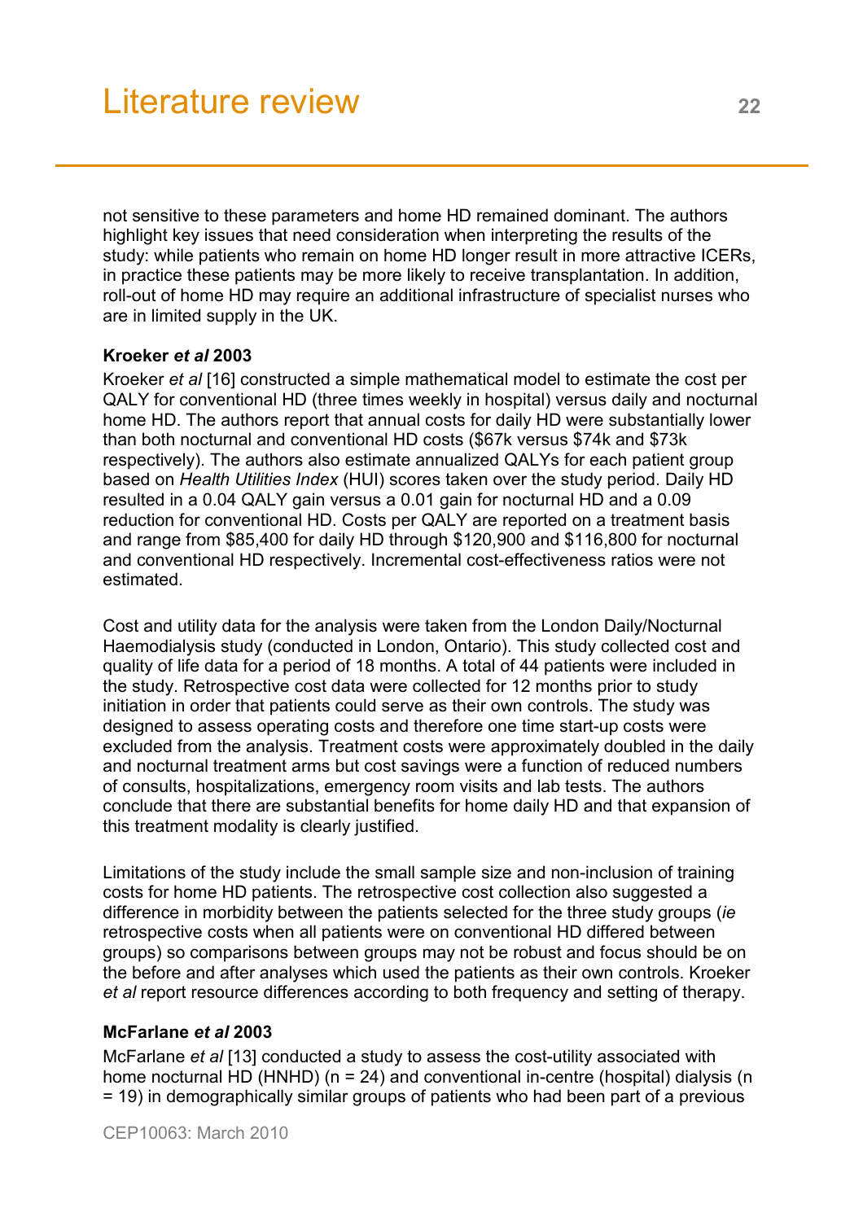not sensitive to these parameters and home HD remained dominant. The authors highlight key issues that need consideration when interpreting the results of the study: while patients who remain on home HD longer result in more attractive ICERs, in practice these patients may be more likely to receive transplantation. In addition, roll-out of home HD may require an additional infrastructure of specialist nurses who are in limited supply in the UK.

**Kroeker *et al* 2003**

Kroeker *et al* [16] constructed a simple mathematical model to estimate the cost per QALY for conventional HD (three times weekly in hospital) versus daily and nocturnal home HD. The authors report that annual costs for daily HD were substantially lower than both nocturnal and conventional HD costs ($67k versus $74k and $73k respectively). The authors also estimate annualized QALYs for each patient group based on *Health Utilities Index* (HUI) scores taken over the study period. Daily HD resulted in a 0.04 QALY gain versus a 0.01 gain for nocturnal HD and a 0.09 reduction for conventional HD. Costs per QALY are reported on a treatment basis and range from $85,400 for daily HD through $120,900 and $116,800 for nocturnal and conventional HD respectively. Incremental cost-effectiveness ratios were not estimated.

Cost and utility data for the analysis were taken from the London Daily/Nocturnal Haemodialysis study (conducted in London, Ontario). This study collected cost and quality of life data for a period of 18 months. A total of 44 patients were included in the study. Retrospective cost data were collected for 12 months prior to study initiation in order that patients could serve as their own controls. The study was designed to assess operating costs and therefore one time start-up costs were excluded from the analysis. Treatment costs were approximately doubled in the daily and nocturnal treatment arms but cost savings were a function of reduced numbers of consults, hospitalizations, emergency room visits and lab tests. The authors conclude that there are substantial benefits for home daily HD and that expansion of this treatment modality is clearly justified.

Limitations of the study include the small sample size and non-inclusion of training costs for home HD patients. The retrospective cost collection also suggested a difference in morbidity between the patients selected for the three study groups (*ie* retrospective costs when all patients were on conventional HD differed between groups) so comparisons between groups may not be robust and focus should be on the before and after analyses which used the patients as their own controls. Kroeker *et al* report resource differences according to both frequency and setting of therapy.

**McFarlane *et al* 2003**

McFarlane *et al* [13] conducted a study to assess the cost-utility associated with home nocturnal HD (HNHD) (n = 24) and conventional in-centre (hospital) dialysis (n = 19) in demographically similar groups of patients who had been part of a previous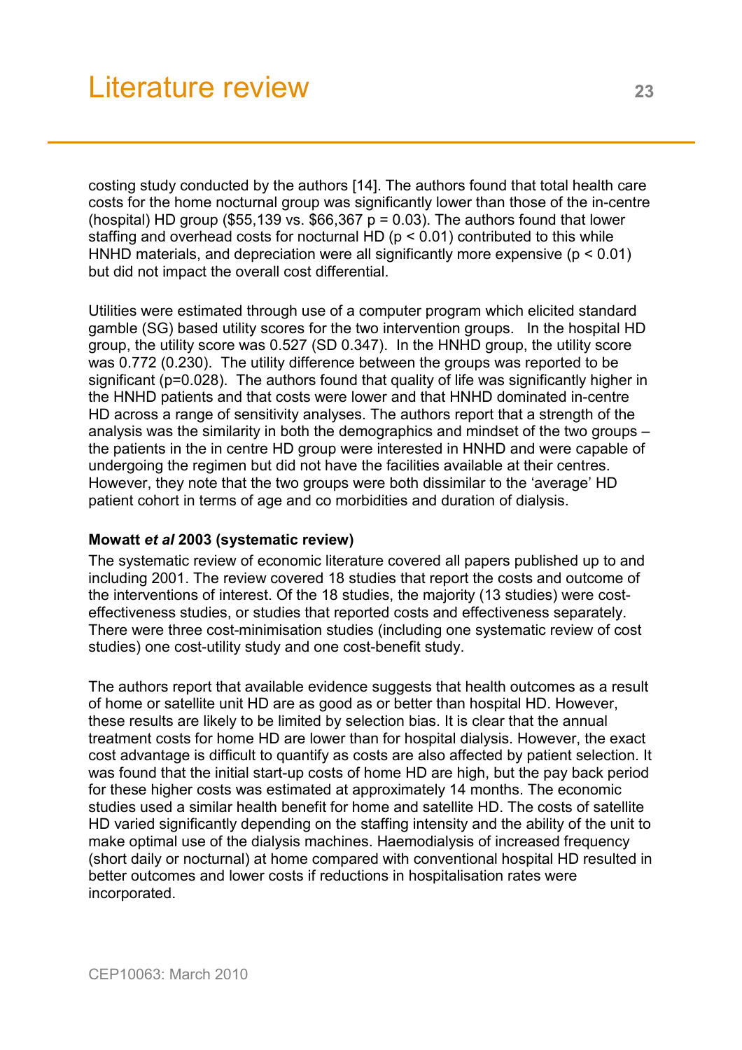costing study conducted by the authors [14]. The authors found that total health care costs for the home nocturnal group was significantly lower than those of the in-centre (hospital) HD group ($55,139 vs. $66,367 $p = 0.03$). The authors found that lower staffing and overhead costs for nocturnal HD ($p < 0.01$) contributed to this while HNHD materials, and depreciation were all significantly more expensive ($p < 0.01$) but did not impact the overall cost differential.

Utilities were estimated through use of a computer program which elicited standard gamble (SG) based utility scores for the two intervention groups. In the hospital HD group, the utility score was 0.527 (SD 0.347). In the HNHD group, the utility score was 0.772 (0.230). The utility difference between the groups was reported to be significant ($p=0.028$). The authors found that quality of life was significantly higher in the HNHD patients and that costs were lower and that HNHD dominated in-centre HD across a range of sensitivity analyses. The authors report that a strength of the analysis was the similarity in both the demographics and mindset of the two groups – the patients in the in centre HD group were interested in HNHD and were capable of undergoing the regimen but did not have the facilities available at their centres. However, they note that the two groups were both dissimilar to the 'average' HD patient cohort in terms of age and co morbidities and duration of dialysis.

**Mowatt *et al* 2003 (systematic review)**

The systematic review of economic literature covered all papers published up to and including 2001. The review covered 18 studies that report the costs and outcome of the interventions of interest. Of the 18 studies, the majority (13 studies) were cost-effectiveness studies, or studies that reported costs and effectiveness separately. There were three cost-minimisation studies (including one systematic review of cost studies) one cost-utility study and one cost-benefit study.

The authors report that available evidence suggests that health outcomes as a result of home or satellite unit HD are as good as or better than hospital HD. However, these results are likely to be limited by selection bias. It is clear that the annual treatment costs for home HD are lower than for hospital dialysis. However, the exact cost advantage is difficult to quantify as costs are also affected by patient selection. It was found that the initial start-up costs of home HD are high, but the pay back period for these higher costs was estimated at approximately 14 months. The economic studies used a similar health benefit for home and satellite HD. The costs of satellite HD varied significantly depending on the staffing intensity and the ability of the unit to make optimal use of the dialysis machines. Haemodialysis of increased frequency (short daily or nocturnal) at home compared with conventional hospital HD resulted in better outcomes and lower costs if reductions in hospitalisation rates were incorporated.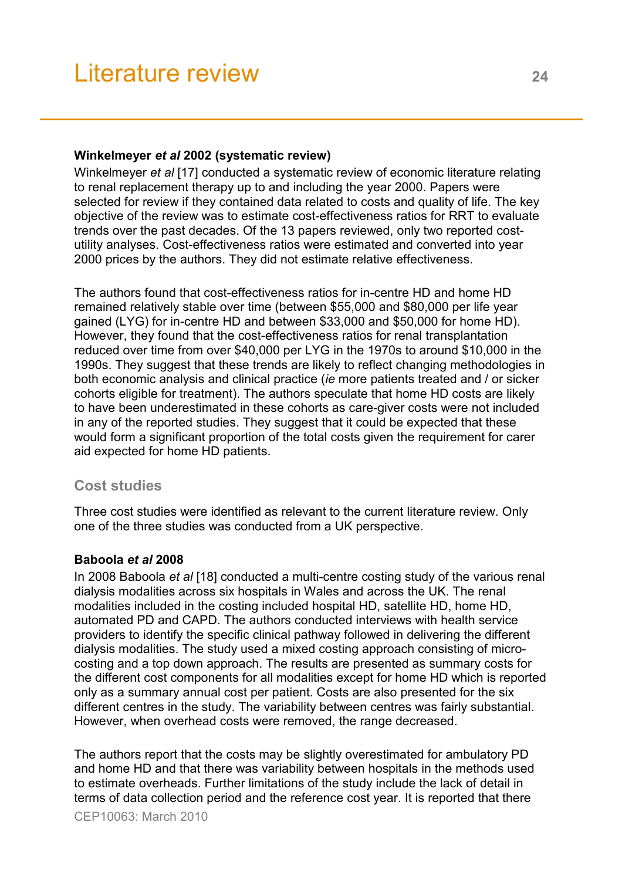**Winkelmeyer *et al* 2002 (systematic review)**

Winkelmeyer *et al* [17] conducted a systematic review of economic literature relating to renal replacement therapy up to and including the year 2000. Papers were selected for review if they contained data related to costs and quality of life. The key objective of the review was to estimate cost-effectiveness ratios for RRT to evaluate trends over the past decades. Of the 13 papers reviewed, only two reported cost-utility analyses. Cost-effectiveness ratios were estimated and converted into year 2000 prices by the authors. They did not estimate relative effectiveness.

The authors found that cost-effectiveness ratios for in-centre HD and home HD remained relatively stable over time (between $55,000 and $80,000 per life year gained (LYG) for in-centre HD and between $33,000 and $50,000 for home HD). However, they found that the cost-effectiveness ratios for renal transplantation reduced over time from over $40,000 per LYG in the 1970s to around $10,000 in the 1990s. They suggest that these trends are likely to reflect changing methodologies in both economic analysis and clinical practice (*ie* more patients treated and / or sicker cohorts eligible for treatment). The authors speculate that home HD costs are likely to have been underestimated in these cohorts as care-giver costs were not included in any of the reported studies. They suggest that it could be expected that these would form a significant proportion of the total costs given the requirement for carer aid expected for home HD patients.

## Cost studies

Three cost studies were identified as relevant to the current literature review. Only one of the three studies was conducted from a UK perspective.

**Baboola *et al* 2008**

In 2008 Baboola *et al* [18] conducted a multi-centre costing study of the various renal dialysis modalities across six hospitals in Wales and across the UK. The renal modalities included in the costing included hospital HD, satellite HD, home HD, automated PD and CAPD. The authors conducted interviews with health service providers to identify the specific clinical pathway followed in delivering the different dialysis modalities. The study used a mixed costing approach consisting of micro-costing and a top down approach. The results are presented as summary costs for the different cost components for all modalities except for home HD which is reported only as a summary annual cost per patient. Costs are also presented for the six different centres in the study. The variability between centres was fairly substantial. However, when overhead costs were removed, the range decreased.

The authors report that the costs may be slightly overestimated for ambulatory PD and home HD and that there was variability between hospitals in the methods used to estimate overheads. Further limitations of the study include the lack of detail in terms of data collection period and the reference cost year. It is reported that there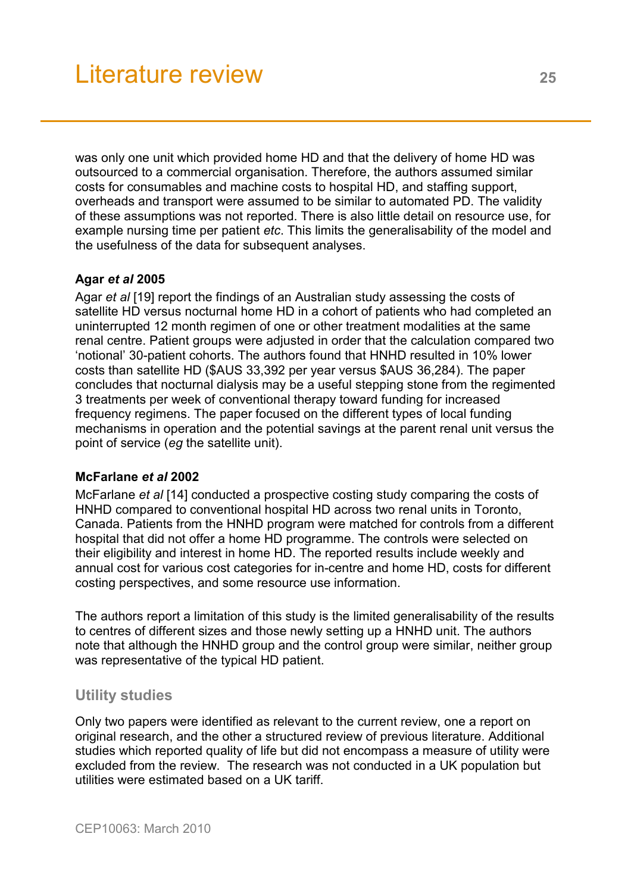was only one unit which provided home HD and that the delivery of home HD was outsourced to a commercial organisation. Therefore, the authors assumed similar costs for consumables and machine costs to hospital HD, and staffing support, overheads and transport were assumed to be similar to automated PD. The validity of these assumptions was not reported. There is also little detail on resource use, for example nursing time per patient *etc*. This limits the generalisability of the model and the usefulness of the data for subsequent analyses.

**Agar *et al* 2005**

Agar *et al* [19] report the findings of an Australian study assessing the costs of satellite HD versus nocturnal home HD in a cohort of patients who had completed an uninterrupted 12 month regimen of one or other treatment modalities at the same renal centre. Patient groups were adjusted in order that the calculation compared two 'notional' 30-patient cohorts. The authors found that HNHD resulted in 10% lower costs than satellite HD ($AUS 33,392 per year versus $AUS 36,284). The paper concludes that nocturnal dialysis may be a useful stepping stone from the regimented 3 treatments per week of conventional therapy toward funding for increased frequency regimens. The paper focused on the different types of local funding mechanisms in operation and the potential savings at the parent renal unit versus the point of service (*eg* the satellite unit).

**McFarlane *et al* 2002**

McFarlane *et al* [14] conducted a prospective costing study comparing the costs of HNHD compared to conventional hospital HD across two renal units in Toronto, Canada. Patients from the HNHD program were matched for controls from a different hospital that did not offer a home HD programme. The controls were selected on their eligibility and interest in home HD. The reported results include weekly and annual cost for various cost categories for in-centre and home HD, costs for different costing perspectives, and some resource use information.

The authors report a limitation of this study is the limited generalisability of the results to centres of different sizes and those newly setting up a HNHD unit. The authors note that although the HNHD group and the control group were similar, neither group was representative of the typical HD patient.

### Utility studies

Only two papers were identified as relevant to the current review, one a report on original research, and the other a structured review of previous literature. Additional studies which reported quality of life but did not encompass a measure of utility were excluded from the review. The research was not conducted in a UK population but utilities were estimated based on a UK tariff.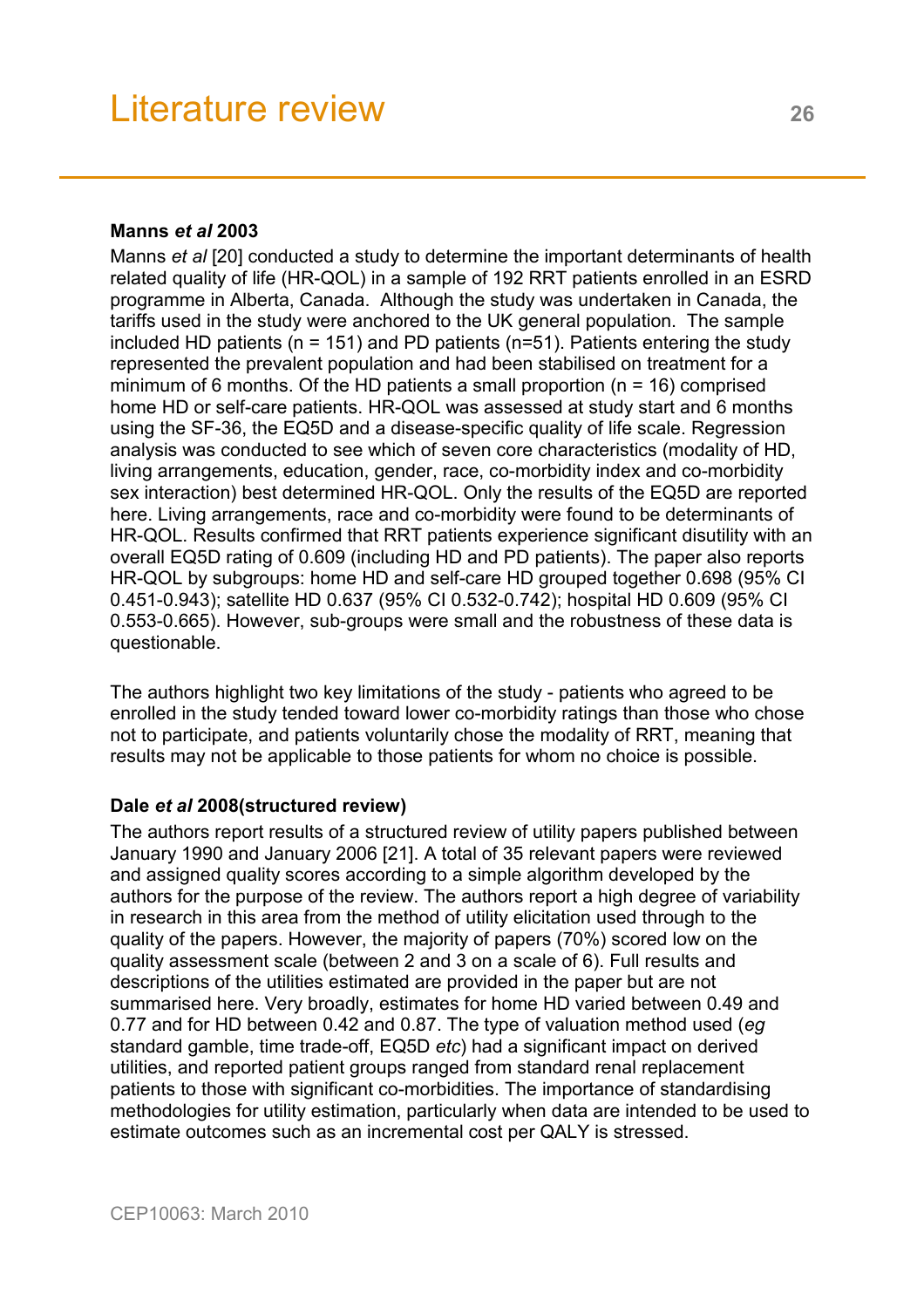# Literature review

**Manns *et al* 2003**

Manns *et al* [20] conducted a study to determine the important determinants of health related quality of life (HR-QOL) in a sample of 192 RRT patients enrolled in an ESRD programme in Alberta, Canada. Although the study was undertaken in Canada, the tariffs used in the study were anchored to the UK general population. The sample included HD patients (n = 151) and PD patients (n=51). Patients entering the study represented the prevalent population and had been stabilised on treatment for a minimum of 6 months. Of the HD patients a small proportion (n = 16) comprised home HD or self-care patients. HR-QOL was assessed at study start and 6 months using the SF-36, the EQ5D and a disease-specific quality of life scale. Regression analysis was conducted to see which of seven core characteristics (modality of HD, living arrangements, education, gender, race, co-morbidity index and co-morbidity sex interaction) best determined HR-QOL. Only the results of the EQ5D are reported here. Living arrangements, race and co-morbidity were found to be determinants of HR-QOL. Results confirmed that RRT patients experience significant disutility with an overall EQ5D rating of 0.609 (including HD and PD patients). The paper also reports HR-QOL by subgroups: home HD and self-care HD grouped together 0.698 (95% CI 0.451-0.943); satellite HD 0.637 (95% CI 0.532-0.742); hospital HD 0.609 (95% CI 0.553-0.665). However, sub-groups were small and the robustness of these data is questionable.

The authors highlight two key limitations of the study - patients who agreed to be enrolled in the study tended toward lower co-morbidity ratings than those who chose not to participate, and patients voluntarily chose the modality of RRT, meaning that results may not be applicable to those patients for whom no choice is possible.

**Dale *et al* 2008(structured review)**

The authors report results of a structured review of utility papers published between January 1990 and January 2006 [21]. A total of 35 relevant papers were reviewed and assigned quality scores according to a simple algorithm developed by the authors for the purpose of the review. The authors report a high degree of variability in research in this area from the method of utility elicitation used through to the quality of the papers. However, the majority of papers (70%) scored low on the quality assessment scale (between 2 and 3 on a scale of 6). Full results and descriptions of the utilities estimated are provided in the paper but are not summarised here. Very broadly, estimates for home HD varied between 0.49 and 0.77 and for HD between 0.42 and 0.87. The type of valuation method used (*eg* standard gamble, time trade-off, EQ5D *etc*) had a significant impact on derived utilities, and reported patient groups ranged from standard renal replacement patients to those with significant co-morbidities. The importance of standardising methodologies for utility estimation, particularly when data are intended to be used to estimate outcomes such as an incremental cost per QALY is stressed.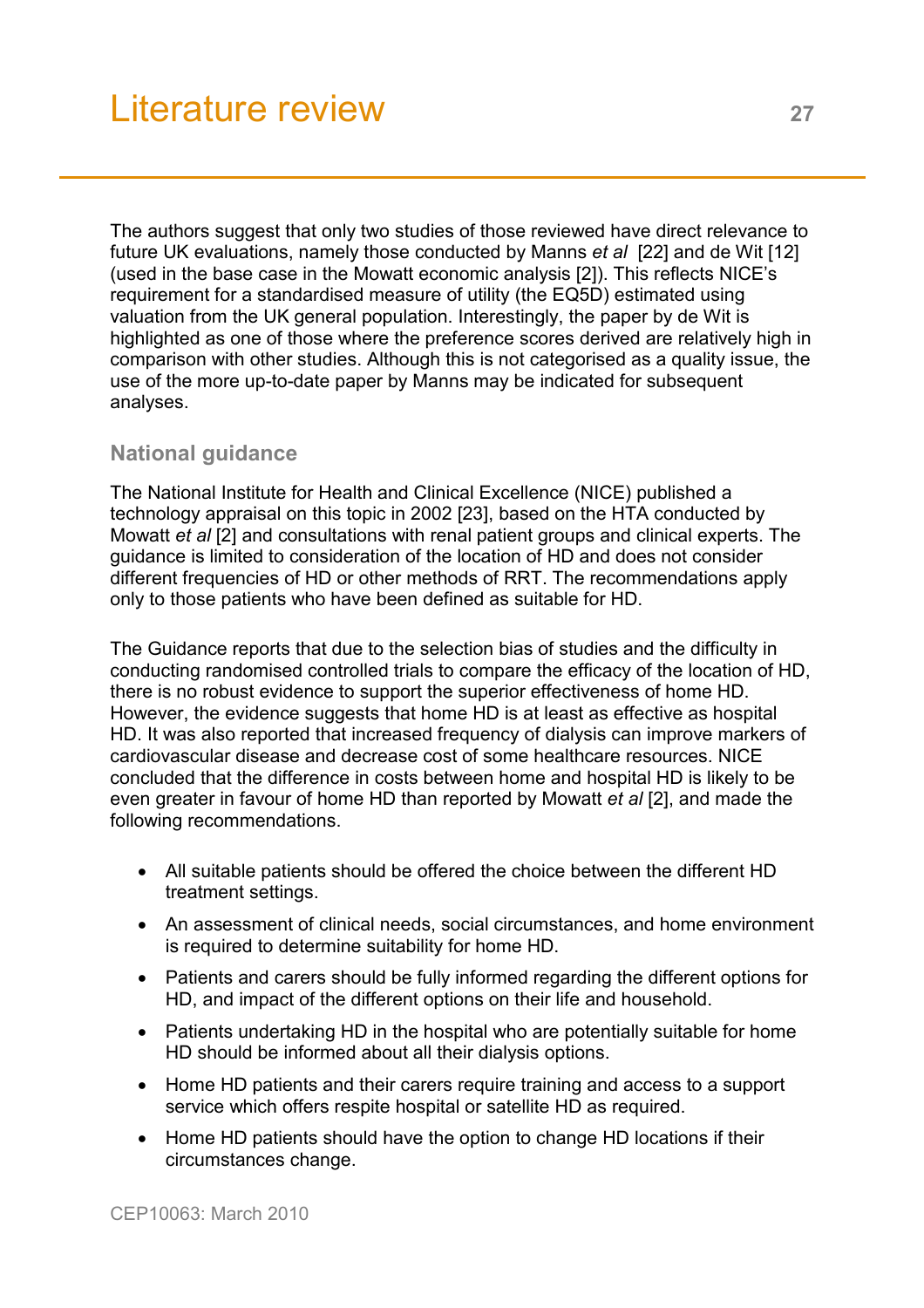The authors suggest that only two studies of those reviewed have direct relevance to future UK evaluations, namely those conducted by Manns *et al* [22] and de Wit [12] (used in the base case in the Mowatt economic analysis [2]). This reflects NICE's requirement for a standardised measure of utility (the EQ5D) estimated using valuation from the UK general population. Interestingly, the paper by de Wit is highlighted as one of those where the preference scores derived are relatively high in comparison with other studies. Although this is not categorised as a quality issue, the use of the more up-to-date paper by Manns may be indicated for subsequent analyses.

### National guidance

The National Institute for Health and Clinical Excellence (NICE) published a technology appraisal on this topic in 2002 [23], based on the HTA conducted by Mowatt *et al* [2] and consultations with renal patient groups and clinical experts. The guidance is limited to consideration of the location of HD and does not consider different frequencies of HD or other methods of RRT. The recommendations apply only to those patients who have been defined as suitable for HD.

The Guidance reports that due to the selection bias of studies and the difficulty in conducting randomised controlled trials to compare the efficacy of the location of HD, there is no robust evidence to support the superior effectiveness of home HD. However, the evidence suggests that home HD is at least as effective as hospital HD. It was also reported that increased frequency of dialysis can improve markers of cardiovascular disease and decrease cost of some healthcare resources. NICE concluded that the difference in costs between home and hospital HD is likely to be even greater in favour of home HD than reported by Mowatt *et al* [2], and made the following recommendations.

- All suitable patients should be offered the choice between the different HD treatment settings.
- An assessment of clinical needs, social circumstances, and home environment is required to determine suitability for home HD.
- Patients and carers should be fully informed regarding the different options for HD, and impact of the different options on their life and household.
- Patients undertaking HD in the hospital who are potentially suitable for home HD should be informed about all their dialysis options.
- Home HD patients and their carers require training and access to a support service which offers respite hospital or satellite HD as required.
- Home HD patients should have the option to change HD locations if their circumstances change.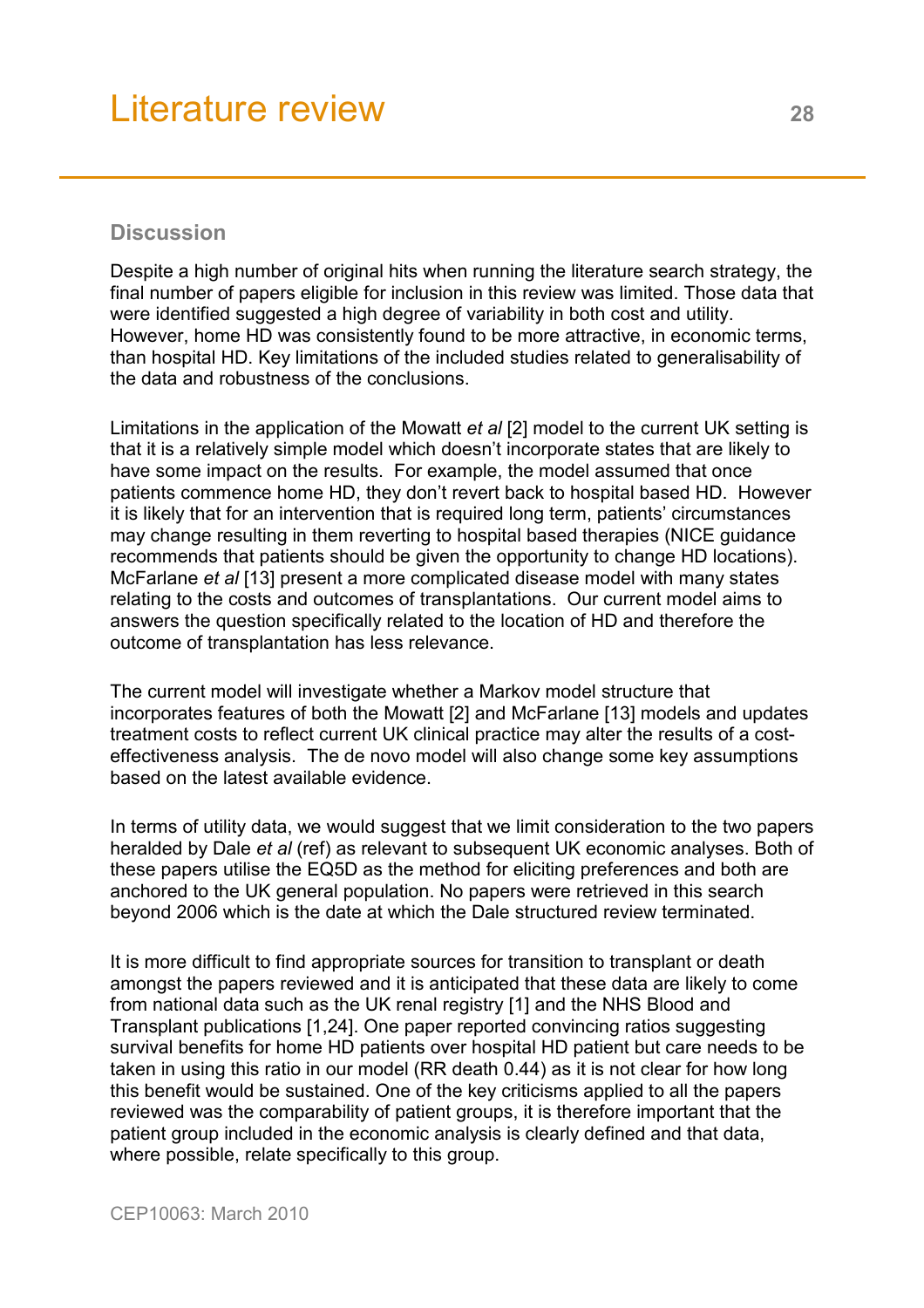# Literature review

## Discussion

Despite a high number of original hits when running the literature search strategy, the final number of papers eligible for inclusion in this review was limited. Those data that were identified suggested a high degree of variability in both cost and utility. However, home HD was consistently found to be more attractive, in economic terms, than hospital HD. Key limitations of the included studies related to generalisability of the data and robustness of the conclusions.

Limitations in the application of the Mowatt *et al* [2] model to the current UK setting is that it is a relatively simple model which doesn't incorporate states that are likely to have some impact on the results. For example, the model assumed that once patients commence home HD, they don't revert back to hospital based HD. However it is likely that for an intervention that is required long term, patients' circumstances may change resulting in them reverting to hospital based therapies (NICE guidance recommends that patients should be given the opportunity to change HD locations). McFarlane *et al* [13] present a more complicated disease model with many states relating to the costs and outcomes of transplantations. Our current model aims to answers the question specifically related to the location of HD and therefore the outcome of transplantation has less relevance.

The current model will investigate whether a Markov model structure that incorporates features of both the Mowatt [2] and McFarlane [13] models and updates treatment costs to reflect current UK clinical practice may alter the results of a cost-effectiveness analysis. The de novo model will also change some key assumptions based on the latest available evidence.

In terms of utility data, we would suggest that we limit consideration to the two papers heralded by Dale *et al* (ref) as relevant to subsequent UK economic analyses. Both of these papers utilise the EQ5D as the method for eliciting preferences and both are anchored to the UK general population. No papers were retrieved in this search beyond 2006 which is the date at which the Dale structured review terminated.

It is more difficult to find appropriate sources for transition to transplant or death amongst the papers reviewed and it is anticipated that these data are likely to come from national data such as the UK renal registry [1] and the NHS Blood and Transplant publications [1,24]. One paper reported convincing ratios suggesting survival benefits for home HD patients over hospital HD patient but care needs to be taken in using this ratio in our model (RR death 0.44) as it is not clear for how long this benefit would be sustained. One of the key criticisms applied to all the papers reviewed was the comparability of patient groups, it is therefore important that the patient group included in the economic analysis is clearly defined and that data, where possible, relate specifically to this group.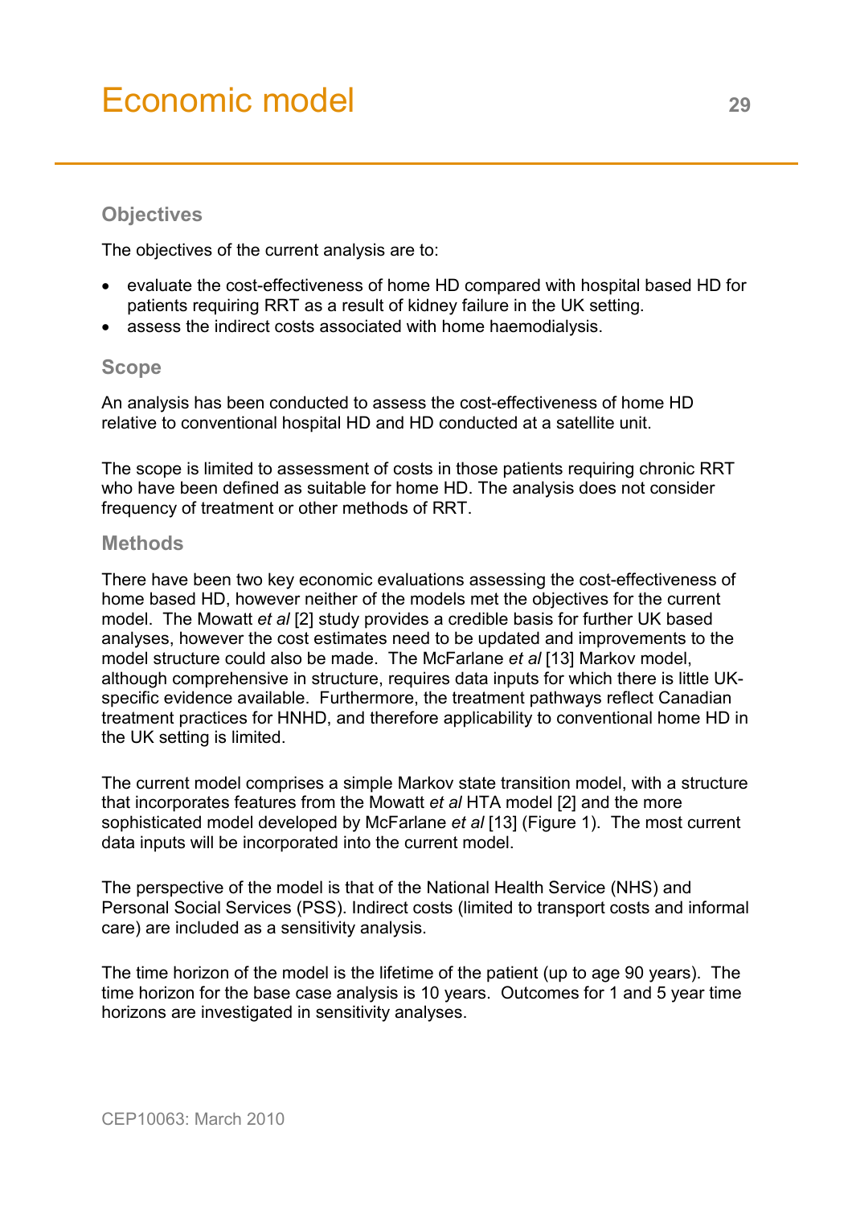# Economic model

## Objectives

The objectives of the current analysis are to:

- evaluate the cost-effectiveness of home HD compared with hospital based HD for patients requiring RRT as a result of kidney failure in the UK setting.
- assess the indirect costs associated with home haemodialysis.

## Scope

An analysis has been conducted to assess the cost-effectiveness of home HD relative to conventional hospital HD and HD conducted at a satellite unit.

The scope is limited to assessment of costs in those patients requiring chronic RRT who have been defined as suitable for home HD. The analysis does not consider frequency of treatment or other methods of RRT.

## Methods

There have been two key economic evaluations assessing the cost-effectiveness of home based HD, however neither of the models met the objectives for the current model. The Mowatt *et al* [2] study provides a credible basis for further UK based analyses, however the cost estimates need to be updated and improvements to the model structure could also be made. The McFarlane *et al* [13] Markov model, although comprehensive in structure, requires data inputs for which there is little UK-specific evidence available. Furthermore, the treatment pathways reflect Canadian treatment practices for HNHD, and therefore applicability to conventional home HD in the UK setting is limited.

The current model comprises a simple Markov state transition model, with a structure that incorporates features from the Mowatt *et al* HTA model [2] and the more sophisticated model developed by McFarlane *et al* [13] (Figure 1). The most current data inputs will be incorporated into the current model.

The perspective of the model is that of the National Health Service (NHS) and Personal Social Services (PSS). Indirect costs (limited to transport costs and informal care) are included as a sensitivity analysis.

The time horizon of the model is the lifetime of the patient (up to age 90 years). The time horizon for the base case analysis is 10 years. Outcomes for 1 and 5 year time horizons are investigated in sensitivity analyses.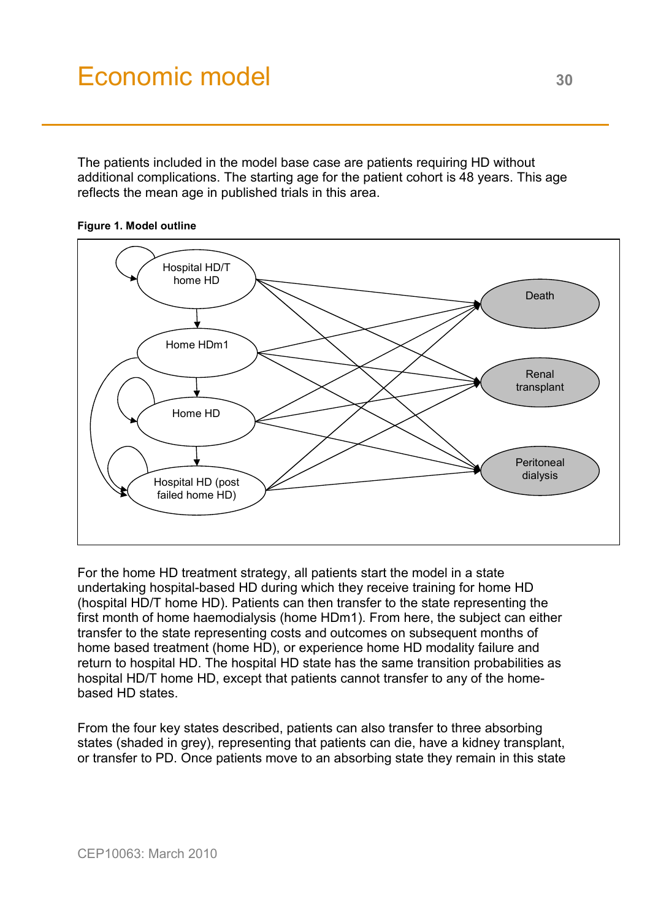# Economic model

The patients included in the model base case are patients requiring HD without additional complications. The starting age for the patient cohort is 48 years. This age reflects the mean age in published trials in this area.

**Figure 1. Model outline**

For the home HD treatment strategy, all patients start the model in a state undertaking hospital-based HD during which they receive training for home HD (hospital HD/T home HD). Patients can then transfer to the state representing the first month of home haemodialysis (home HDm1). From here, the subject can either transfer to the state representing costs and outcomes on subsequent months of home based treatment (home HD), or experience home HD modality failure and return to hospital HD. The hospital HD state has the same transition probabilities as hospital HD/T home HD, except that patients cannot transfer to any of the home-based HD states.

From the four key states described, patients can also transfer to three absorbing states (shaded in grey), representing that patients can die, have a kidney transplant, or transfer to PD. Once patients move to an absorbing state they remain in this state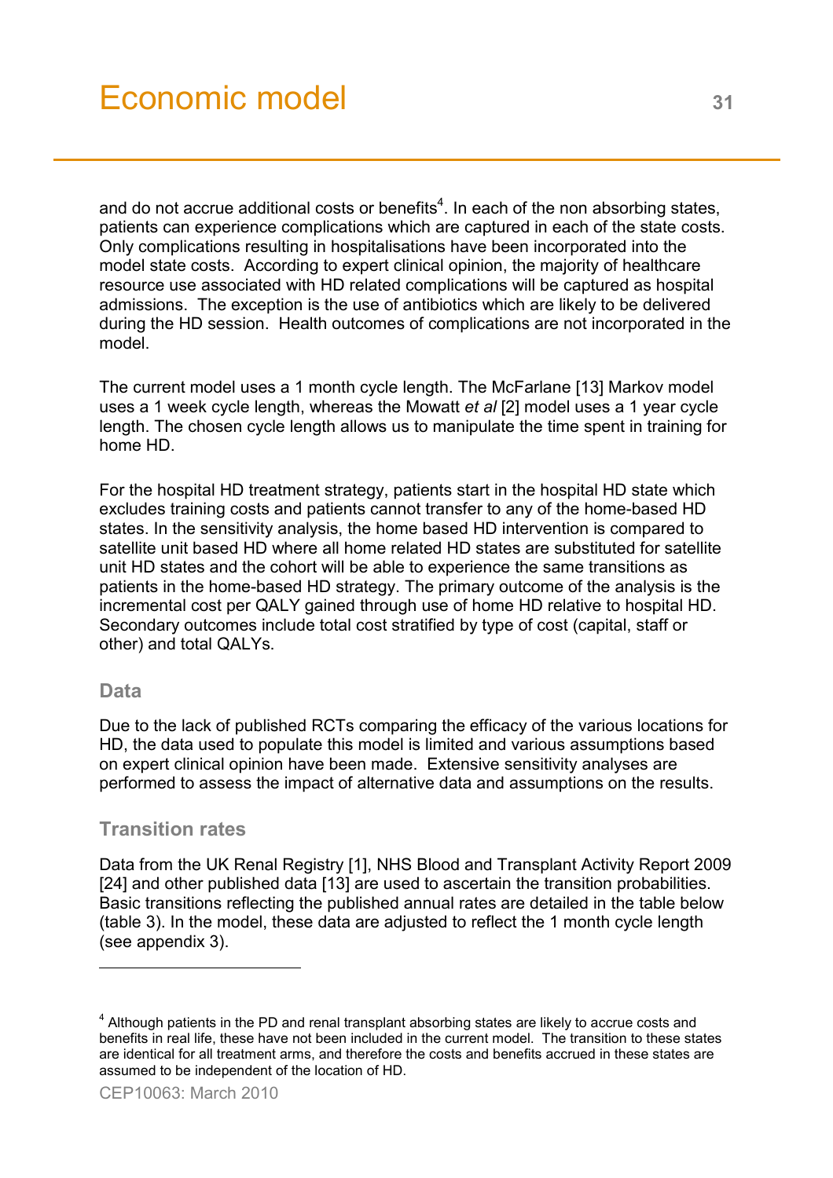and do not accrue additional costs or benefits[4]. In each of the non absorbing states, patients can experience complications which are captured in each of the state costs. Only complications resulting in hospitalisations have been incorporated into the model state costs. According to expert clinical opinion, the majority of healthcare resource use associated with HD related complications will be captured as hospital admissions. The exception is the use of antibiotics which are likely to be delivered during the HD session. Health outcomes of complications are not incorporated in the model.

The current model uses a 1 month cycle length. The McFarlane [13] Markov model uses a 1 week cycle length, whereas the Mowatt *et al* [2] model uses a 1 year cycle length. The chosen cycle length allows us to manipulate the time spent in training for home HD.

For the hospital HD treatment strategy, patients start in the hospital HD state which excludes training costs and patients cannot transfer to any of the home-based HD states. In the sensitivity analysis, the home based HD intervention is compared to satellite unit based HD where all home related HD states are substituted for satellite unit HD states and the cohort will be able to experience the same transitions as patients in the home-based HD strategy. The primary outcome of the analysis is the incremental cost per QALY gained through use of home HD relative to hospital HD. Secondary outcomes include total cost stratified by type of cost (capital, staff or other) and total QALYs.

### Data

Due to the lack of published RCTs comparing the efficacy of the various locations for HD, the data used to populate this model is limited and various assumptions based on expert clinical opinion have been made. Extensive sensitivity analyses are performed to assess the impact of alternative data and assumptions on the results.

### Transition rates

Data from the UK Renal Registry [1], NHS Blood and Transplant Activity Report 2009 [24] and other published data [13] are used to ascertain the transition probabilities. Basic transitions reflecting the published annual rates are detailed in the table below (table 3). In the model, these data are adjusted to reflect the 1 month cycle length (see appendix 3).

---

[4] Although patients in the PD and renal transplant absorbing states are likely to accrue costs and benefits in real life, these have not been included in the current model. The transition to these states are identical for all treatment arms, and therefore the costs and benefits accrued in these states are assumed to be independent of the location of HD.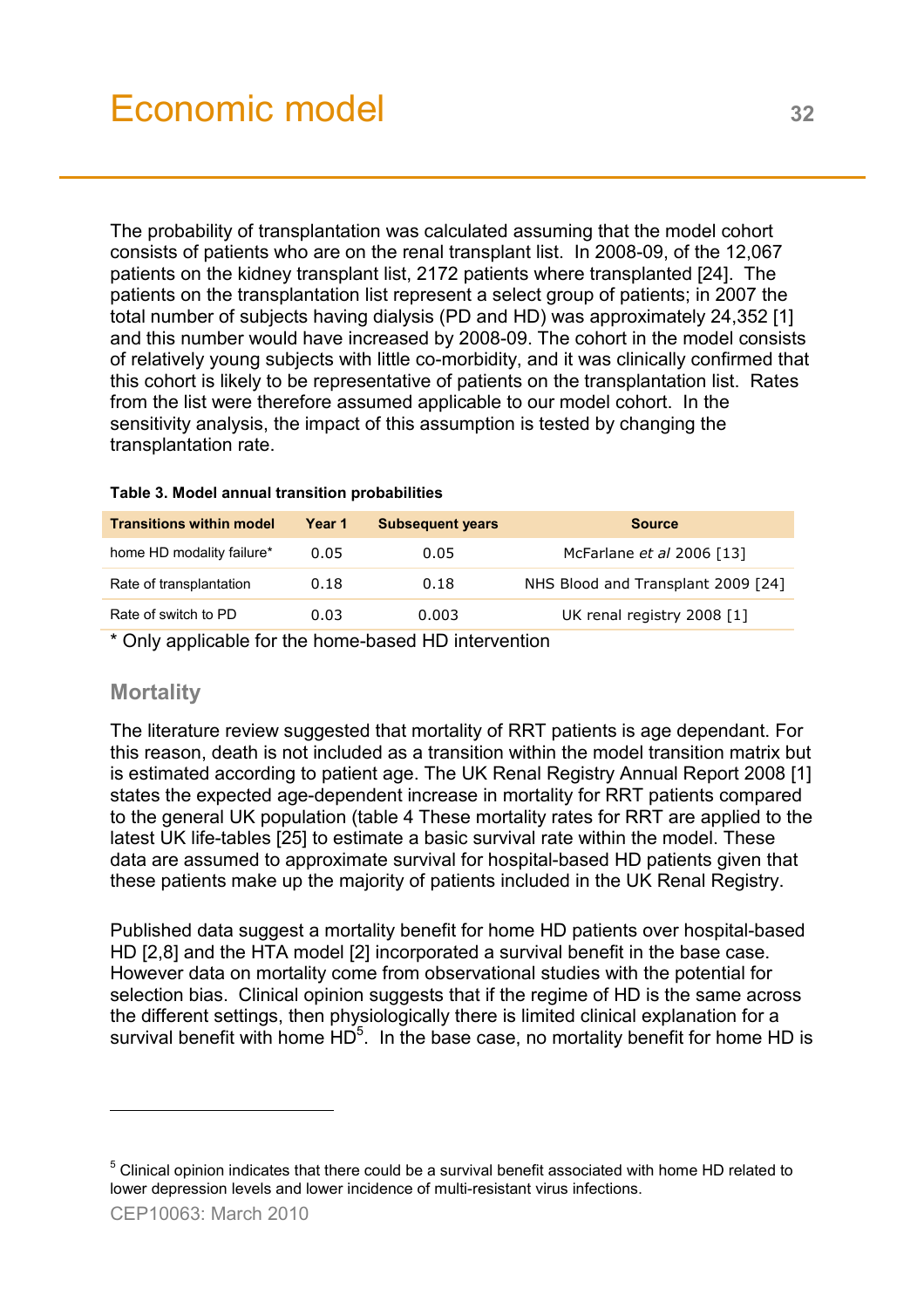# Economic model

The probability of transplantation was calculated assuming that the model cohort consists of patients who are on the renal transplant list. In 2008-09, of the 12,067 patients on the kidney transplant list, 2172 patients where transplanted [24]. The patients on the transplantation list represent a select group of patients; in 2007 the total number of subjects having dialysis (PD and HD) was approximately 24,352 [1] and this number would have increased by 2008-09. The cohort in the model consists of relatively young subjects with little co-morbidity, and it was clinically confirmed that this cohort is likely to be representative of patients on the transplantation list. Rates from the list were therefore assumed applicable to our model cohort. In the sensitivity analysis, the impact of this assumption is tested by changing the transplantation rate.

**Table 3. Model annual transition probabilities**

| Transitions within model | Year 1 | Subsequent years | Source |
|---|---|---|---|
| home HD modality failure* | 0.05 | 0.05 | McFarlane *et al* 2006 [13] |
| Rate of transplantation | 0.18 | 0.18 | NHS Blood and Transplant 2009 [24] |
| Rate of switch to PD | 0.03 | 0.003 | UK renal registry 2008 [1] |

\* Only applicable for the home-based HD intervention

## Mortality

The literature review suggested that mortality of RRT patients is age dependant. For this reason, death is not included as a transition within the model transition matrix but is estimated according to patient age. The UK Renal Registry Annual Report 2008 [1] states the expected age-dependent increase in mortality for RRT patients compared to the general UK population (table 4 These mortality rates for RRT are applied to the latest UK life-tables [25] to estimate a basic survival rate within the model. These data are assumed to approximate survival for hospital-based HD patients given that these patients make up the majority of patients included in the UK Renal Registry.

Published data suggest a mortality benefit for home HD patients over hospital-based HD [2,8] and the HTA model [2] incorporated a survival benefit in the base case. However data on mortality come from observational studies with the potential for selection bias. Clinical opinion suggests that if the regime of HD is the same across the different settings, then physiologically there is limited clinical explanation for a survival benefit with home HD[5]. In the base case, no mortality benefit for home HD is

[5] Clinical opinion indicates that there could be a survival benefit associated with home HD related to lower depression levels and lower incidence of multi-resistant virus infections.

CEP10063: March 2010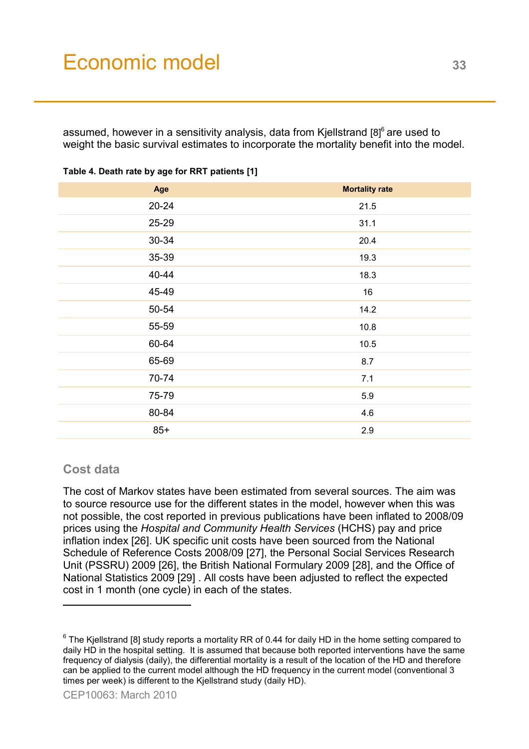assumed, however in a sensitivity analysis, data from Kjellstrand [8][6] are used to weight the basic survival estimates to incorporate the mortality benefit into the model.

**Table 4. Death rate by age for RRT patients [1]**

| Age | Mortality rate |
|---|---|
| 20-24 | 21.5 |
| 25-29 | 31.1 |
| 30-34 | 20.4 |
| 35-39 | 19.3 |
| 40-44 | 18.3 |
| 45-49 | 16 |
| 50-54 | 14.2 |
| 55-59 | 10.8 |
| 60-64 | 10.5 |
| 65-69 | 8.7 |
| 70-74 | 7.1 |
| 75-79 | 5.9 |
| 80-84 | 4.6 |
| 85+ | 2.9 |

### Cost data

The cost of Markov states have been estimated from several sources. The aim was to source resource use for the different states in the model, however when this was not possible, the cost reported in previous publications have been inflated to 2008/09 prices using the *Hospital and Community Health Services* (HCHS) pay and price inflation index [26]. UK specific unit costs have been sourced from the National Schedule of Reference Costs 2008/09 [27], the Personal Social Services Research Unit (PSSRU) 2009 [26], the British National Formulary 2009 [28], and the Office of National Statistics 2009 [29] . All costs have been adjusted to reflect the expected cost in 1 month (one cycle) in each of the states.

---

[6] The Kjellstrand [8] study reports a mortality RR of 0.44 for daily HD in the home setting compared to daily HD in the hospital setting. It is assumed that because both reported interventions have the same frequency of dialysis (daily), the differential mortality is a result of the location of the HD and therefore can be applied to the current model although the HD frequency in the current model (conventional 3 times per week) is different to the Kjellstrand study (daily HD).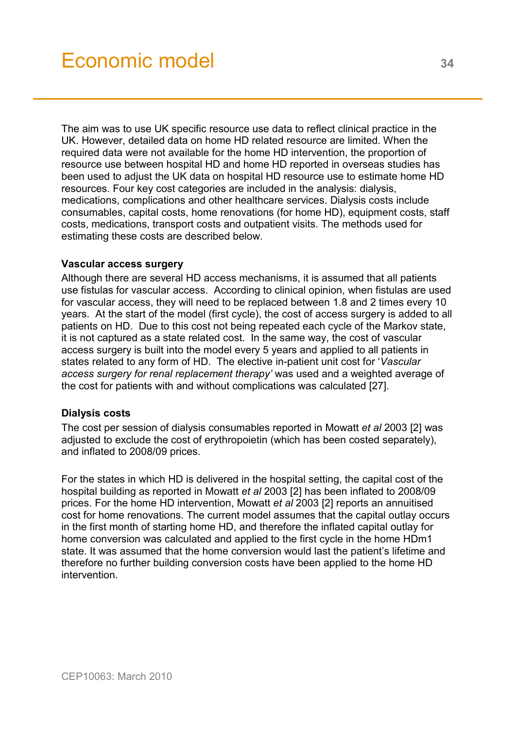# Economic model

The aim was to use UK specific resource use data to reflect clinical practice in the UK. However, detailed data on home HD related resource are limited. When the required data were not available for the home HD intervention, the proportion of resource use between hospital HD and home HD reported in overseas studies has been used to adjust the UK data on hospital HD resource use to estimate home HD resources. Four key cost categories are included in the analysis: dialysis, medications, complications and other healthcare services. Dialysis costs include consumables, capital costs, home renovations (for home HD), equipment costs, staff costs, medications, transport costs and outpatient visits. The methods used for estimating these costs are described below.

**Vascular access surgery**

Although there are several HD access mechanisms, it is assumed that all patients use fistulas for vascular access. According to clinical opinion, when fistulas are used for vascular access, they will need to be replaced between 1.8 and 2 times every 10 years. At the start of the model (first cycle), the cost of access surgery is added to all patients on HD. Due to this cost not being repeated each cycle of the Markov state, it is not captured as a state related cost. In the same way, the cost of vascular access surgery is built into the model every 5 years and applied to all patients in states related to any form of HD. The elective in-patient unit cost for '*Vascular access surgery for renal replacement therapy'* was used and a weighted average of the cost for patients with and without complications was calculated [27].

**Dialysis costs**

The cost per session of dialysis consumables reported in Mowatt *et al* 2003 [2] was adjusted to exclude the cost of erythropoietin (which has been costed separately), and inflated to 2008/09 prices.

For the states in which HD is delivered in the hospital setting, the capital cost of the hospital building as reported in Mowatt *et al* 2003 [2] has been inflated to 2008/09 prices. For the home HD intervention, Mowatt *et al* 2003 [2] reports an annuitised cost for home renovations. The current model assumes that the capital outlay occurs in the first month of starting home HD, and therefore the inflated capital outlay for home conversion was calculated and applied to the first cycle in the home HDm1 state. It was assumed that the home conversion would last the patient's lifetime and therefore no further building conversion costs have been applied to the home HD intervention.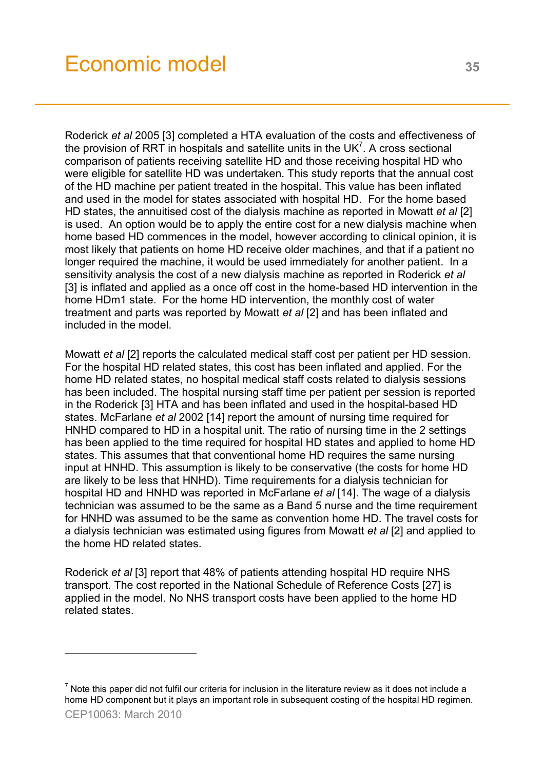# Economic model

Roderick *et al* 2005 [3] completed a HTA evaluation of the costs and effectiveness of the provision of RRT in hospitals and satellite units in the UK[7]. A cross sectional comparison of patients receiving satellite HD and those receiving hospital HD who were eligible for satellite HD was undertaken. This study reports that the annual cost of the HD machine per patient treated in the hospital. This value has been inflated and used in the model for states associated with hospital HD. For the home based HD states, the annuitised cost of the dialysis machine as reported in Mowatt *et al* [2] is used. An option would be to apply the entire cost for a new dialysis machine when home based HD commences in the model, however according to clinical opinion, it is most likely that patients on home HD receive older machines, and that if a patient no longer required the machine, it would be used immediately for another patient. In a sensitivity analysis the cost of a new dialysis machine as reported in Roderick *et al* [3] is inflated and applied as a once off cost in the home-based HD intervention in the home HDm1 state. For the home HD intervention, the monthly cost of water treatment and parts was reported by Mowatt *et al* [2] and has been inflated and included in the model.

Mowatt *et al* [2] reports the calculated medical staff cost per patient per HD session. For the hospital HD related states, this cost has been inflated and applied. For the home HD related states, no hospital medical staff costs related to dialysis sessions has been included. The hospital nursing staff time per patient per session is reported in the Roderick [3] HTA and has been inflated and used in the hospital-based HD states. McFarlane *et al* 2002 [14] report the amount of nursing time required for HNHD compared to HD in a hospital unit. The ratio of nursing time in the 2 settings has been applied to the time required for hospital HD states and applied to home HD states. This assumes that that conventional home HD requires the same nursing input at HNHD. This assumption is likely to be conservative (the costs for home HD are likely to be less that HNHD). Time requirements for a dialysis technician for hospital HD and HNHD was reported in McFarlane *et al* [14]. The wage of a dialysis technician was assumed to be the same as a Band 5 nurse and the time requirement for HNHD was assumed to be the same as convention home HD. The travel costs for a dialysis technician was estimated using figures from Mowatt *et al* [2] and applied to the home HD related states.

Roderick *et al* [3] report that 48% of patients attending hospital HD require NHS transport. The cost reported in the National Schedule of Reference Costs [27] is applied in the model. No NHS transport costs have been applied to the home HD related states.

---

[7] Note this paper did not fulfil our criteria for inclusion in the literature review as it does not include a home HD component but it plays an important role in subsequent costing of the hospital HD regimen.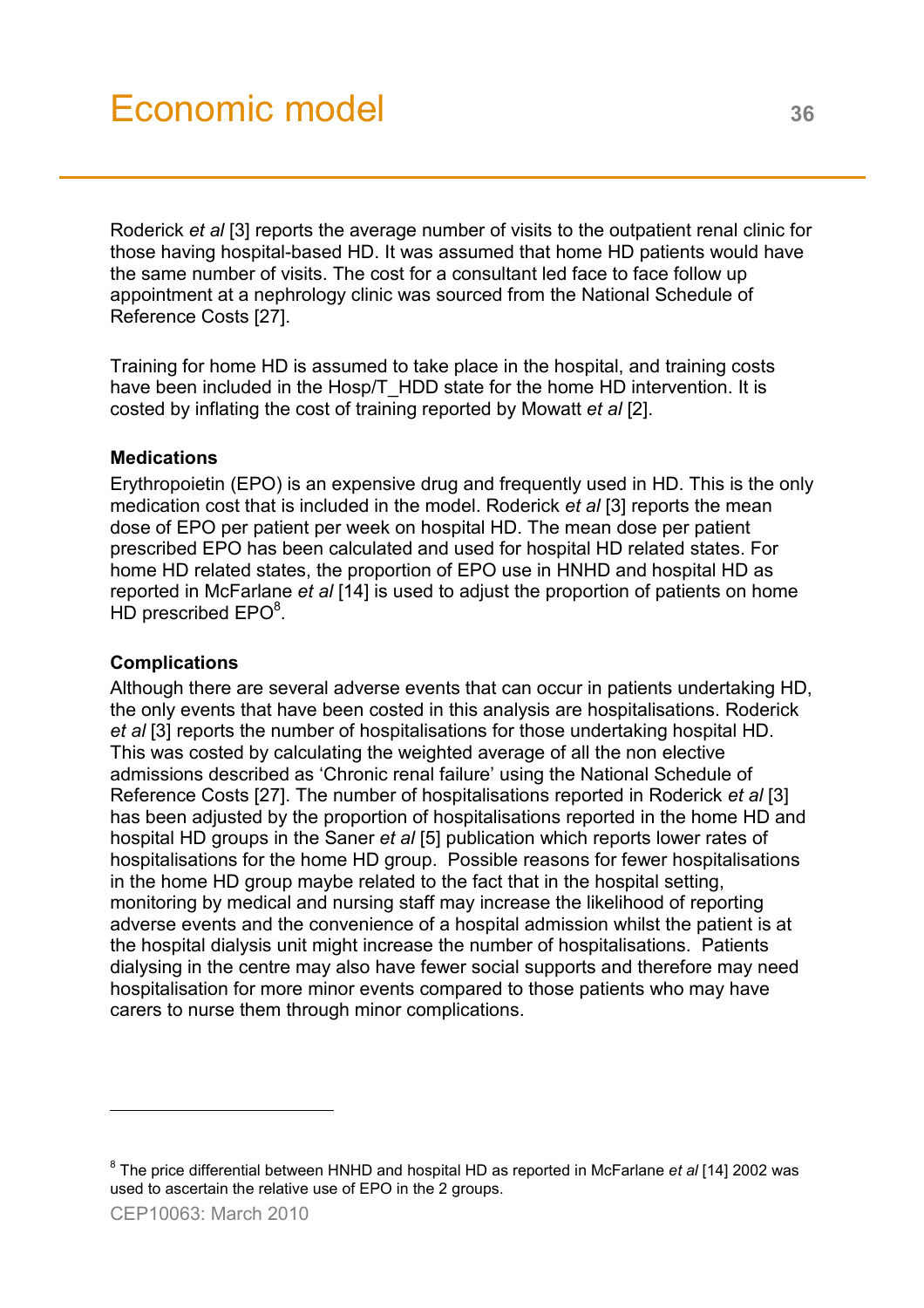# Economic model

Roderick *et al* [3] reports the average number of visits to the outpatient renal clinic for those having hospital-based HD. It was assumed that home HD patients would have the same number of visits. The cost for a consultant led face to face follow up appointment at a nephrology clinic was sourced from the National Schedule of Reference Costs [27].

Training for home HD is assumed to take place in the hospital, and training costs have been included in the Hosp/T_HDD state for the home HD intervention. It is costed by inflating the cost of training reported by Mowatt *et al* [2].

**Medications**

Erythropoietin (EPO) is an expensive drug and frequently used in HD. This is the only medication cost that is included in the model. Roderick *et al* [3] reports the mean dose of EPO per patient per week on hospital HD. The mean dose per patient prescribed EPO has been calculated and used for hospital HD related states. For home HD related states, the proportion of EPO use in HNHD and hospital HD as reported in McFarlane *et al* [14] is used to adjust the proportion of patients on home HD prescribed EPO[8].

**Complications**

Although there are several adverse events that can occur in patients undertaking HD, the only events that have been costed in this analysis are hospitalisations. Roderick *et al* [3] reports the number of hospitalisations for those undertaking hospital HD. This was costed by calculating the weighted average of all the non elective admissions described as 'Chronic renal failure' using the National Schedule of Reference Costs [27]. The number of hospitalisations reported in Roderick *et al* [3] has been adjusted by the proportion of hospitalisations reported in the home HD and hospital HD groups in the Saner *et al* [5] publication which reports lower rates of hospitalisations for the home HD group. Possible reasons for fewer hospitalisations in the home HD group maybe related to the fact that in the hospital setting, monitoring by medical and nursing staff may increase the likelihood of reporting adverse events and the convenience of a hospital admission whilst the patient is at the hospital dialysis unit might increase the number of hospitalisations. Patients dialysing in the centre may also have fewer social supports and therefore may need hospitalisation for more minor events compared to those patients who may have carers to nurse them through minor complications.

---

[8] The price differential between HNHD and hospital HD as reported in McFarlane *et al* [14] 2002 was used to ascertain the relative use of EPO in the 2 groups.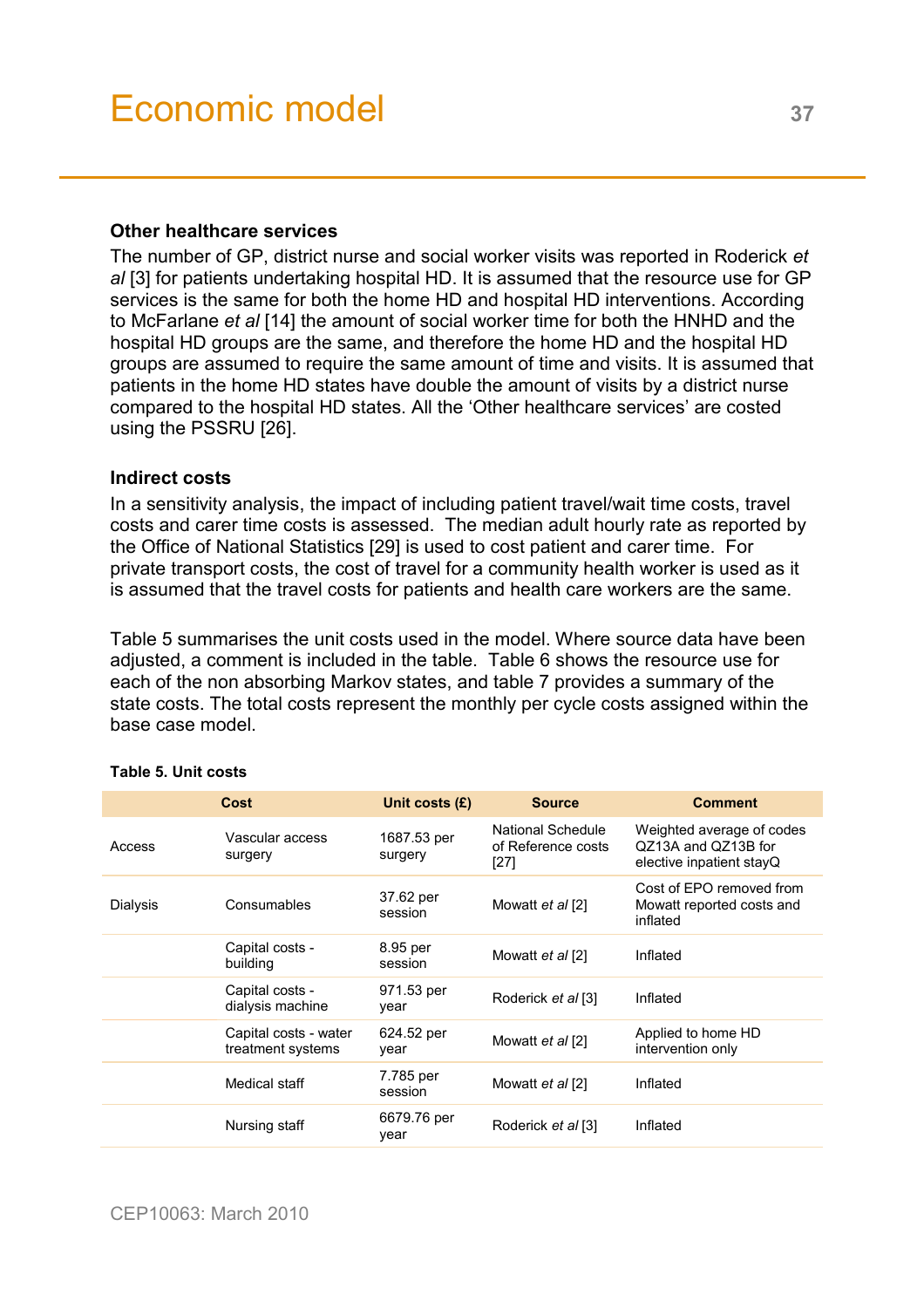### Other healthcare services

The number of GP, district nurse and social worker visits was reported in Roderick *et al* [3] for patients undertaking hospital HD. It is assumed that the resource use for GP services is the same for both the home HD and hospital HD interventions. According to McFarlane *et al* [14] the amount of social worker time for both the HNHD and the hospital HD groups are the same, and therefore the home HD and the hospital HD groups are assumed to require the same amount of time and visits. It is assumed that patients in the home HD states have double the amount of visits by a district nurse compared to the hospital HD states. All the 'Other healthcare services' are costed using the PSSRU [26].

### Indirect costs

In a sensitivity analysis, the impact of including patient travel/wait time costs, travel costs and carer time costs is assessed. The median adult hourly rate as reported by the Office of National Statistics [29] is used to cost patient and carer time. For private transport costs, the cost of travel for a community health worker is used as it is assumed that the travel costs for patients and health care workers are the same.

Table 5 summarises the unit costs used in the model. Where source data have been adjusted, a comment is included in the table. Table 6 shows the resource use for each of the non absorbing Markov states, and table 7 provides a summary of the state costs. The total costs represent the monthly per cycle costs assigned within the base case model.

**Table 5. Unit costs**

| Cost | | Unit costs (£) | Source | Comment |
|---|---|---|---|---|
| Access | Vascular access surgery | 1687.53 per surgery | National Schedule of Reference costs [27] | Weighted average of codes QZ13A and QZ13B for elective inpatient stayQ |
| Dialysis | Consumables | 37.62 per session | Mowatt *et al* [2] | Cost of EPO removed from Mowatt reported costs and inflated |
| | Capital costs - building | 8.95 per session | Mowatt *et al* [2] | Inflated |
| | Capital costs - dialysis machine | 971.53 per year | Roderick *et al* [3] | Inflated |
| | Capital costs - water treatment systems | 624.52 per year | Mowatt *et al* [2] | Applied to home HD intervention only |
| | Medical staff | 7.785 per session | Mowatt *et al* [2] | Inflated |
| | Nursing staff | 6679.76 per year | Roderick *et al* [3] | Inflated |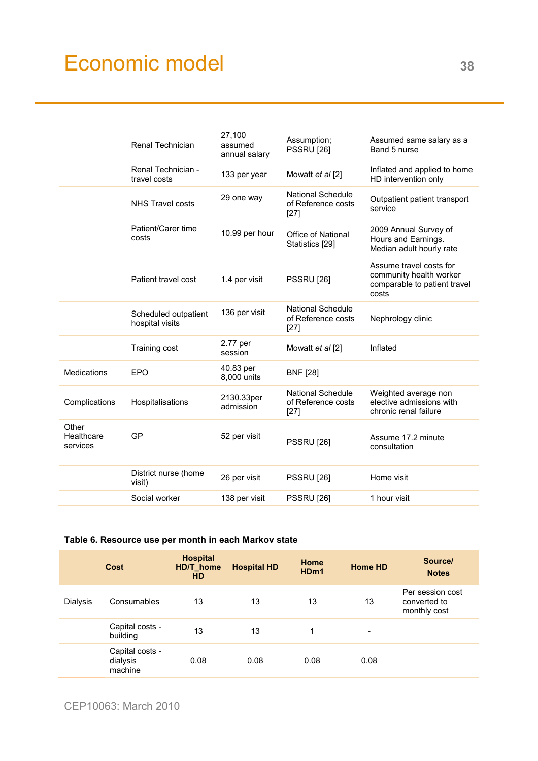# Economic model

| | | | | |
|---|---|---|---|---|
| | Renal Technician | 27,100 assumed annual salary | Assumption; PSSRU [26] | Assumed same salary as a Band 5 nurse |
| | Renal Technician - travel costs | 133 per year | Mowatt *et al* [2] | Inflated and applied to home HD intervention only |
| | NHS Travel costs | 29 one way | National Schedule of Reference costs [27] | Outpatient patient transport service |
| | Patient/Carer time costs | 10.99 per hour | Office of National Statistics [29] | 2009 Annual Survey of Hours and Earnings. Median adult hourly rate |
| | Patient travel cost | 1.4 per visit | PSSRU [26] | Assume travel costs for community health worker comparable to patient travel costs |
| | Scheduled outpatient hospital visits | 136 per visit | National Schedule of Reference costs [27] | Nephrology clinic |
| | Training cost | 2.77 per session | Mowatt *et al* [2] | Inflated |
| Medications | EPO | 40.83 per 8,000 units | BNF [28] | |
| Complications | Hospitalisations | 2130.33per admission | National Schedule of Reference costs [27] | Weighted average non elective admissions with chronic renal failure |
| Other Healthcare services | GP | 52 per visit | PSSRU [26] | Assume 17.2 minute consultation |
| | District nurse (home visit) | 26 per visit | PSSRU [26] | Home visit |
| | Social worker | 138 per visit | PSSRU [26] | 1 hour visit |

**Table 6. Resource use per month in each Markov state**

| | Cost | Hospital HD/T_home HD | Hospital HD | Home HDm1 | Home HD | Source/ Notes |
|---|---|---|---|---|---|---|
| Dialysis | Consumables | 13 | 13 | 13 | 13 | Per session cost converted to monthly cost |
| | Capital costs - building | 13 | 13 | 1 | - | |
| | Capital costs - dialysis machine | 0.08 | 0.08 | 0.08 | 0.08 | |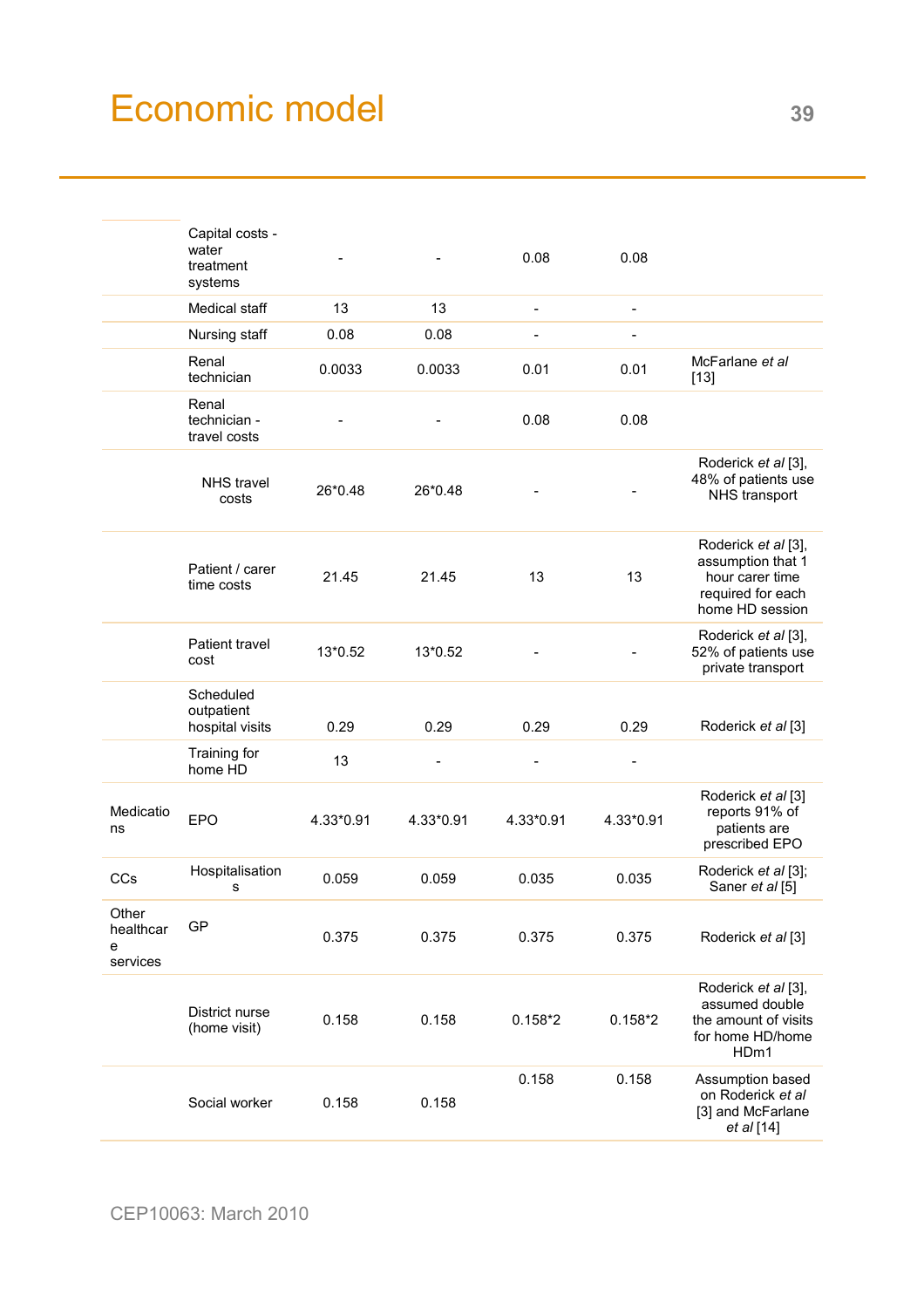# Economic model

| | | | | | | |
|---|---|---|---|---|---|---|
| | Capital costs - water treatment systems | - | - | 0.08 | 0.08 | |
| | Medical staff | 13 | 13 | - | - | |
| | Nursing staff | 0.08 | 0.08 | - | - | |
| | Renal technician | 0.0033 | 0.0033 | 0.01 | 0.01 | McFarlane *et al* [13] |
| | Renal technician - travel costs | - | - | 0.08 | 0.08 | |
| | NHS travel costs | 26*0.48 | 26*0.48 | - | - | Roderick *et al* [3], 48% of patients use NHS transport |
| | Patient / carer time costs | 21.45 | 21.45 | 13 | 13 | Roderick *et al* [3], assumption that 1 hour carer time required for each home HD session |
| | Patient travel cost | 13*0.52 | 13*0.52 | - | - | Roderick *et al* [3], 52% of patients use private transport |
| | Scheduled outpatient hospital visits | 0.29 | 0.29 | 0.29 | 0.29 | Roderick *et al* [3] |
| | Training for home HD | 13 | - | - | - | |
| Medications | EPO | 4.33*0.91 | 4.33*0.91 | 4.33*0.91 | 4.33*0.91 | Roderick *et al* [3] reports 91% of patients are prescribed EPO |
| CCs | Hospitalisations | 0.059 | 0.059 | 0.035 | 0.035 | Roderick *et al* [3]; Saner *et al* [5] |
| Other healthcare services | GP | 0.375 | 0.375 | 0.375 | 0.375 | Roderick *et al* [3] |
| | District nurse (home visit) | 0.158 | 0.158 | 0.158*2 | 0.158*2 | Roderick *et al* [3], assumed double the amount of visits for home HD/home HDm1 |
| | Social worker | 0.158 | 0.158 | 0.158 | 0.158 | Assumption based on Roderick *et al* [3] and McFarlane *et al* [14] |

CEP10063: March 2010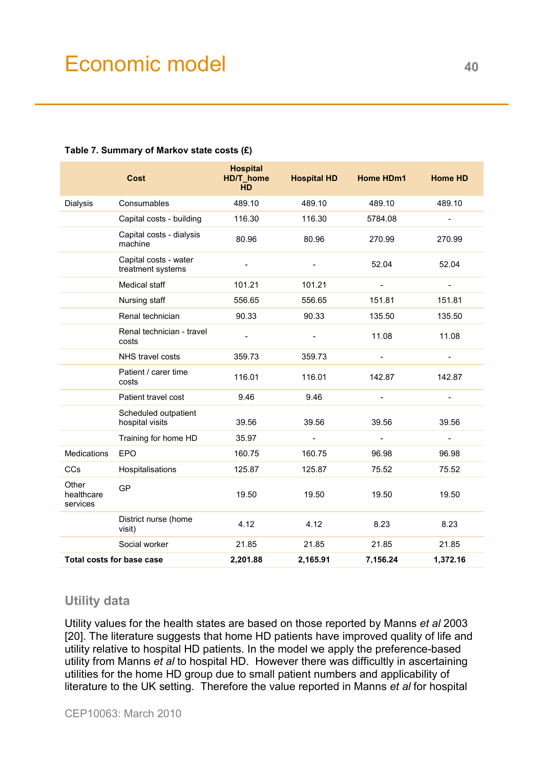# Economic model

**Table 7. Summary of Markov state costs (£)**

| | Cost | Hospital HD/T_home HD | Hospital HD | Home HDm1 | Home HD |
|---|---|---|---|---|---|
| Dialysis | Consumables | 489.10 | 489.10 | 489.10 | 489.10 |
| | Capital costs - building | 116.30 | 116.30 | 5784.08 | - |
| | Capital costs - dialysis machine | 80.96 | 80.96 | 270.99 | 270.99 |
| | Capital costs - water treatment systems | - | - | 52.04 | 52.04 |
| | Medical staff | 101.21 | 101.21 | - | - |
| | Nursing staff | 556.65 | 556.65 | 151.81 | 151.81 |
| | Renal technician | 90.33 | 90.33 | 135.50 | 135.50 |
| | Renal technician - travel costs | - | - | 11.08 | 11.08 |
| | NHS travel costs | 359.73 | 359.73 | - | - |
| | Patient / carer time costs | 116.01 | 116.01 | 142.87 | 142.87 |
| | Patient travel cost | 9.46 | 9.46 | - | - |
| | Scheduled outpatient hospital visits | 39.56 | 39.56 | 39.56 | 39.56 |
| | Training for home HD | 35.97 | - | - | - |
| Medications | EPO | 160.75 | 160.75 | 96.98 | 96.98 |
| CCs | Hospitalisations | 125.87 | 125.87 | 75.52 | 75.52 |
| Other healthcare services | GP | 19.50 | 19.50 | 19.50 | 19.50 |
| | District nurse (home visit) | 4.12 | 4.12 | 8.23 | 8.23 |
| | Social worker | 21.85 | 21.85 | 21.85 | 21.85 |
| **Total costs for base case** | | **2,201.88** | **2,165.91** | **7,156.24** | **1,372.16** |

## Utility data

Utility values for the health states are based on those reported by Manns *et al* 2003 [20]. The literature suggests that home HD patients have improved quality of life and utility relative to hospital HD patients. In the model we apply the preference-based utility from Manns *et al* to hospital HD. However there was difficultly in ascertaining utilities for the home HD group due to small patient numbers and applicability of literature to the UK setting. Therefore the value reported in Manns *et al* for hospital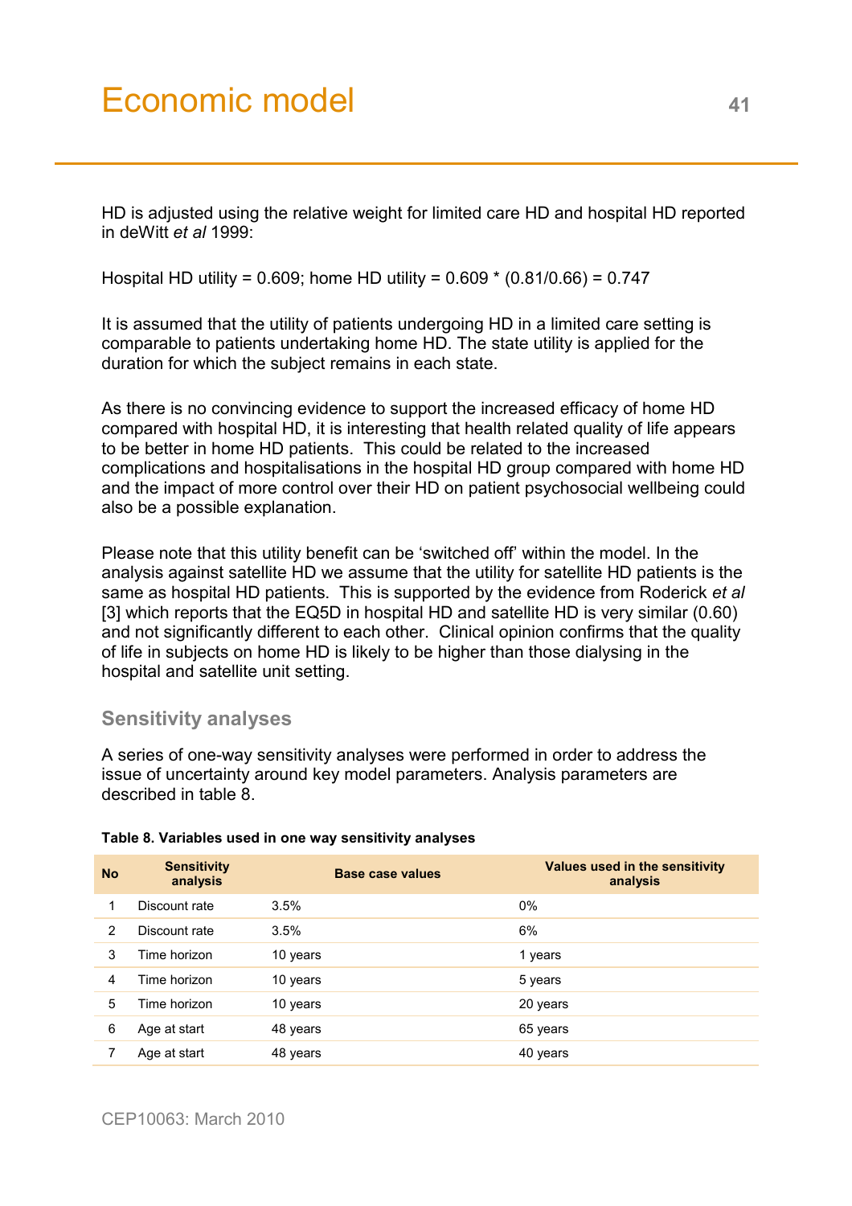HD is adjusted using the relative weight for limited care HD and hospital HD reported in deWitt *et al* 1999:

Hospital HD utility = 0.609; home HD utility = 0.609 * (0.81/0.66) = 0.747

It is assumed that the utility of patients undergoing HD in a limited care setting is comparable to patients undertaking home HD. The state utility is applied for the duration for which the subject remains in each state.

As there is no convincing evidence to support the increased efficacy of home HD compared with hospital HD, it is interesting that health related quality of life appears to be better in home HD patients. This could be related to the increased complications and hospitalisations in the hospital HD group compared with home HD and the impact of more control over their HD on patient psychosocial wellbeing could also be a possible explanation.

Please note that this utility benefit can be 'switched off' within the model. In the analysis against satellite HD we assume that the utility for satellite HD patients is the same as hospital HD patients. This is supported by the evidence from Roderick *et al* [3] which reports that the EQ5D in hospital HD and satellite HD is very similar (0.60) and not significantly different to each other. Clinical opinion confirms that the quality of life in subjects on home HD is likely to be higher than those dialysing in the hospital and satellite unit setting.

## Sensitivity analyses

A series of one-way sensitivity analyses were performed in order to address the issue of uncertainty around key model parameters. Analysis parameters are described in table 8.

**Table 8. Variables used in one way sensitivity analyses**

| No | Sensitivity analysis | Base case values | Values used in the sensitivity analysis |
|---|---|---|---|
| 1 | Discount rate | 3.5% | 0% |
| 2 | Discount rate | 3.5% | 6% |
| 3 | Time horizon | 10 years | 1 years |
| 4 | Time horizon | 10 years | 5 years |
| 5 | Time horizon | 10 years | 20 years |
| 6 | Age at start | 48 years | 65 years |
| 7 | Age at start | 48 years | 40 years |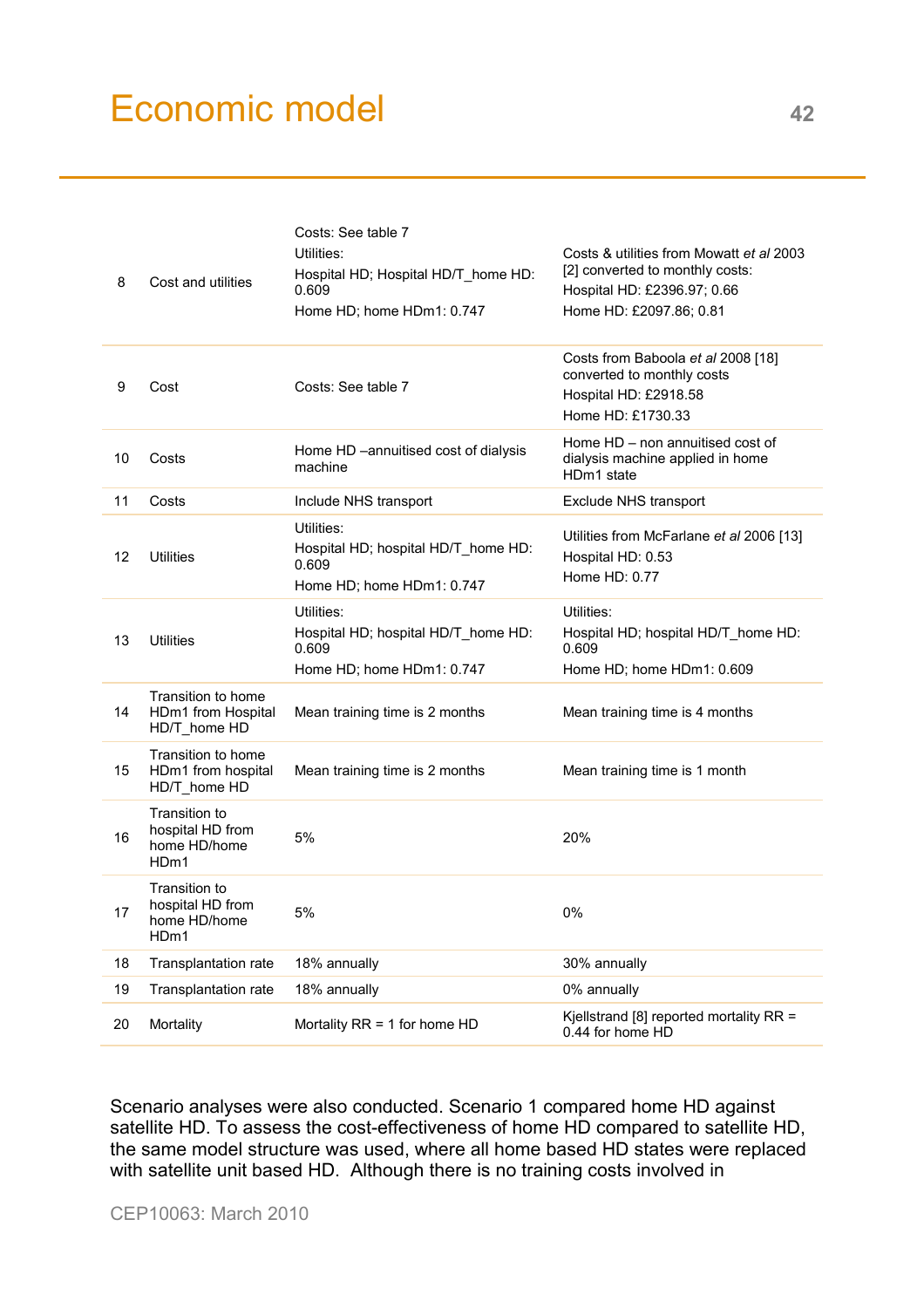# Economic model

| | | | |
|---|---|---|---|
| 8 | Cost and utilities | Costs: See table 7<br>Utilities:<br>Hospital HD; Hospital HD/T_home HD: 0.609<br>Home HD; home HDm1: 0.747 | Costs & utilities from Mowatt *et al* 2003 [2] converted to monthly costs:<br>Hospital HD: £2396.97; 0.66<br>Home HD: £2097.86; 0.81 |
| 9 | Cost | Costs: See table 7 | Costs from Baboola *et al* 2008 [18] converted to monthly costs<br>Hospital HD: £2918.58<br>Home HD: £1730.33 |
| 10 | Costs | Home HD –annuitised cost of dialysis machine | Home HD – non annuitised cost of dialysis machine applied in home HDm1 state |
| 11 | Costs | Include NHS transport | Exclude NHS transport |
| 12 | Utilities | Utilities:<br>Hospital HD; hospital HD/T_home HD: 0.609<br>Home HD; home HDm1: 0.747 | Utilities from McFarlane *et al* 2006 [13]<br>Hospital HD: 0.53<br>Home HD: 0.77 |
| 13 | Utilities | Utilities:<br>Hospital HD; hospital HD/T_home HD: 0.609<br>Home HD; home HDm1: 0.747 | Utilities:<br>Hospital HD; hospital HD/T_home HD: 0.609<br>Home HD; home HDm1: 0.609 |
| 14 | Transition to home HDm1 from Hospital HD/T_home HD | Mean training time is 2 months | Mean training time is 4 months |
| 15 | Transition to home HDm1 from hospital HD/T_home HD | Mean training time is 2 months | Mean training time is 1 month |
| 16 | Transition to hospital HD from home HD/home HDm1 | 5% | 20% |
| 17 | Transition to hospital HD from home HD/home HDm1 | 5% | 0% |
| 18 | Transplantation rate | 18% annually | 30% annually |
| 19 | Transplantation rate | 18% annually | 0% annually |
| 20 | Mortality | Mortality RR = 1 for home HD | Kjellstrand [8] reported mortality RR = 0.44 for home HD |

Scenario analyses were also conducted. Scenario 1 compared home HD against satellite HD. To assess the cost-effectiveness of home HD compared to satellite HD, the same model structure was used, where all home based HD states were replaced with satellite unit based HD. Although there is no training costs involved in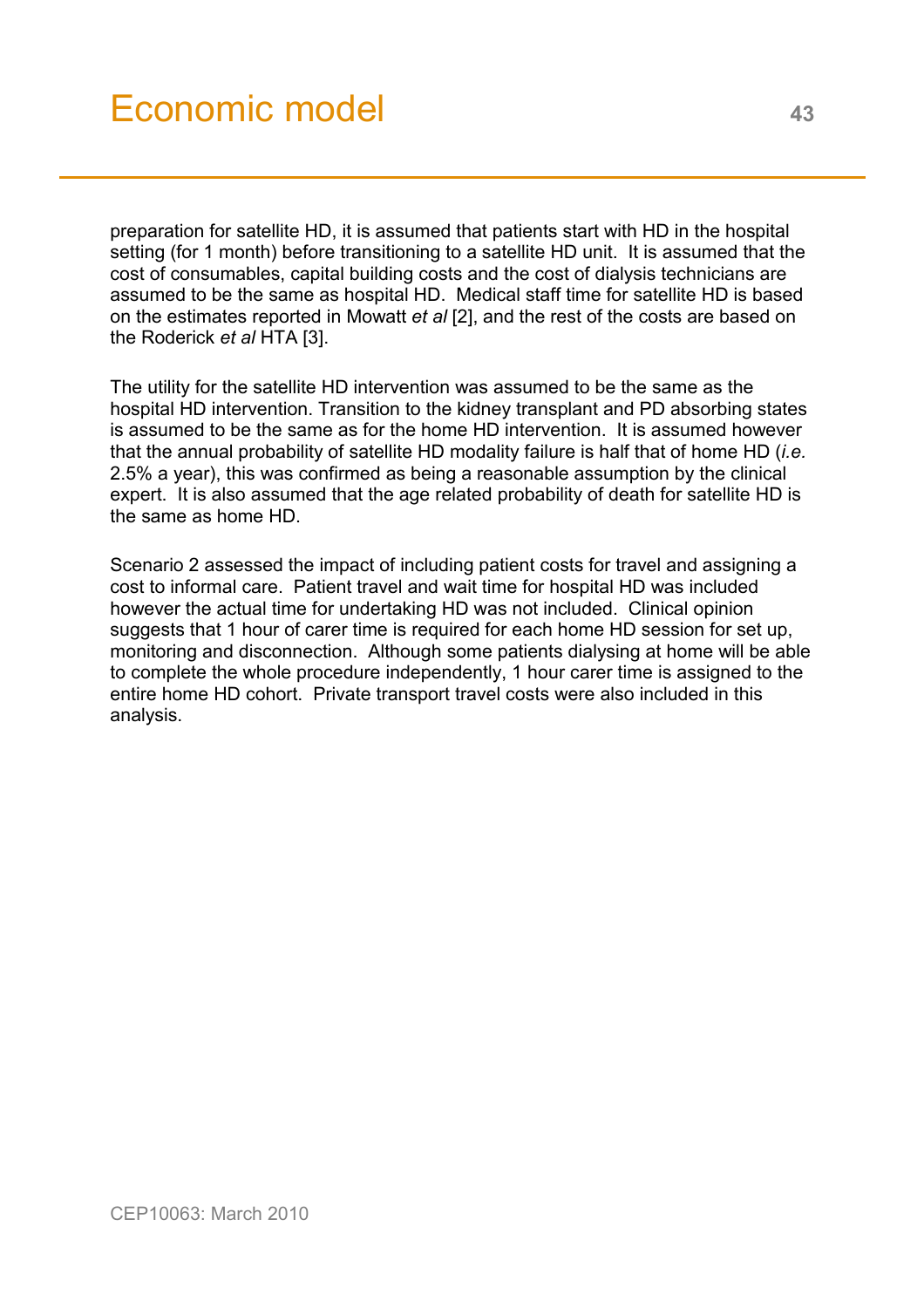preparation for satellite HD, it is assumed that patients start with HD in the hospital setting (for 1 month) before transitioning to a satellite HD unit. It is assumed that the cost of consumables, capital building costs and the cost of dialysis technicians are assumed to be the same as hospital HD. Medical staff time for satellite HD is based on the estimates reported in Mowatt *et al* [2], and the rest of the costs are based on the Roderick *et al* HTA [3].

The utility for the satellite HD intervention was assumed to be the same as the hospital HD intervention. Transition to the kidney transplant and PD absorbing states is assumed to be the same as for the home HD intervention. It is assumed however that the annual probability of satellite HD modality failure is half that of home HD (*i.e.* 2.5% a year), this was confirmed as being a reasonable assumption by the clinical expert. It is also assumed that the age related probability of death for satellite HD is the same as home HD.

Scenario 2 assessed the impact of including patient costs for travel and assigning a cost to informal care. Patient travel and wait time for hospital HD was included however the actual time for undertaking HD was not included. Clinical opinion suggests that 1 hour of carer time is required for each home HD session for set up, monitoring and disconnection. Although some patients dialysing at home will be able to complete the whole procedure independently, 1 hour carer time is assigned to the entire home HD cohort. Private transport travel costs were also included in this analysis.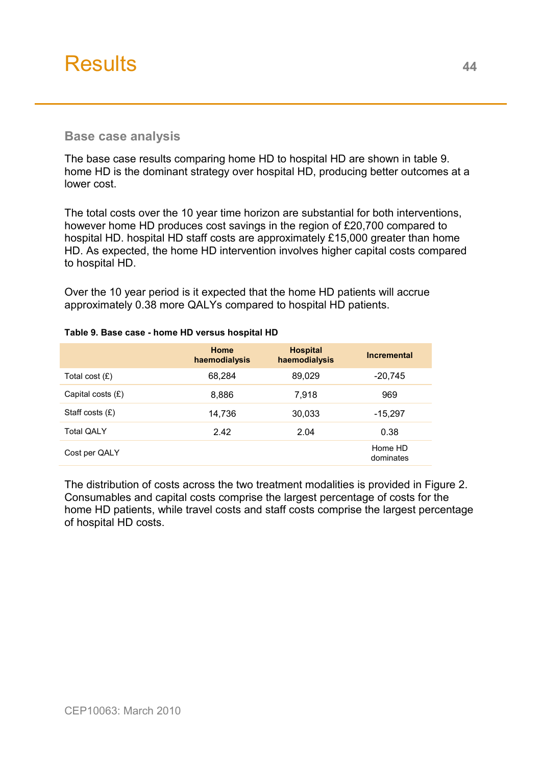# Results

## Base case analysis

The base case results comparing home HD to hospital HD are shown in table 9. home HD is the dominant strategy over hospital HD, producing better outcomes at a lower cost.

The total costs over the 10 year time horizon are substantial for both interventions, however home HD produces cost savings in the region of £20,700 compared to hospital HD. hospital HD staff costs are approximately £15,000 greater than home HD. As expected, the home HD intervention involves higher capital costs compared to hospital HD.

Over the 10 year period is it expected that the home HD patients will accrue approximately 0.38 more QALYs compared to hospital HD patients.

**Table 9. Base case - home HD versus hospital HD**

| | Home haemodialysis | Hospital haemodialysis | Incremental |
|---|---|---|---|
| Total cost (£) | 68,284 | 89,029 | -20,745 |
| Capital costs (£) | 8,886 | 7,918 | 969 |
| Staff costs (£) | 14,736 | 30,033 | -15,297 |
| Total QALY | 2.42 | 2.04 | 0.38 |
| Cost per QALY | | | Home HD dominates |

The distribution of costs across the two treatment modalities is provided in Figure 2. Consumables and capital costs comprise the largest percentage of costs for the home HD patients, while travel costs and staff costs comprise the largest percentage of hospital HD costs.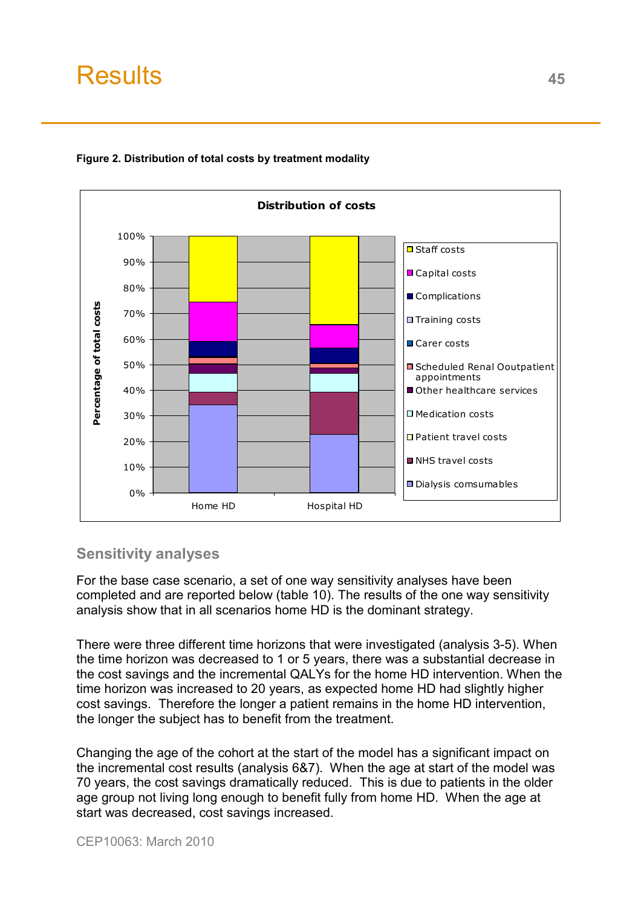# Results

**Figure 2. Distribution of total costs by treatment modality**

## Sensitivity analyses

For the base case scenario, a set of one way sensitivity analyses have been completed and are reported below (table 10). The results of the one way sensitivity analysis show that in all scenarios home HD is the dominant strategy.

There were three different time horizons that were investigated (analysis 3-5). When the time horizon was decreased to 1 or 5 years, there was a substantial decrease in the cost savings and the incremental QALYs for the home HD intervention. When the time horizon was increased to 20 years, as expected home HD had slightly higher cost savings. Therefore the longer a patient remains in the home HD intervention, the longer the subject has to benefit from the treatment.

Changing the age of the cohort at the start of the model has a significant impact on the incremental cost results (analysis 6&7). When the age at start of the model was 70 years, the cost savings dramatically reduced. This is due to patients in the older age group not living long enough to benefit fully from home HD. When the age at start was decreased, cost savings increased.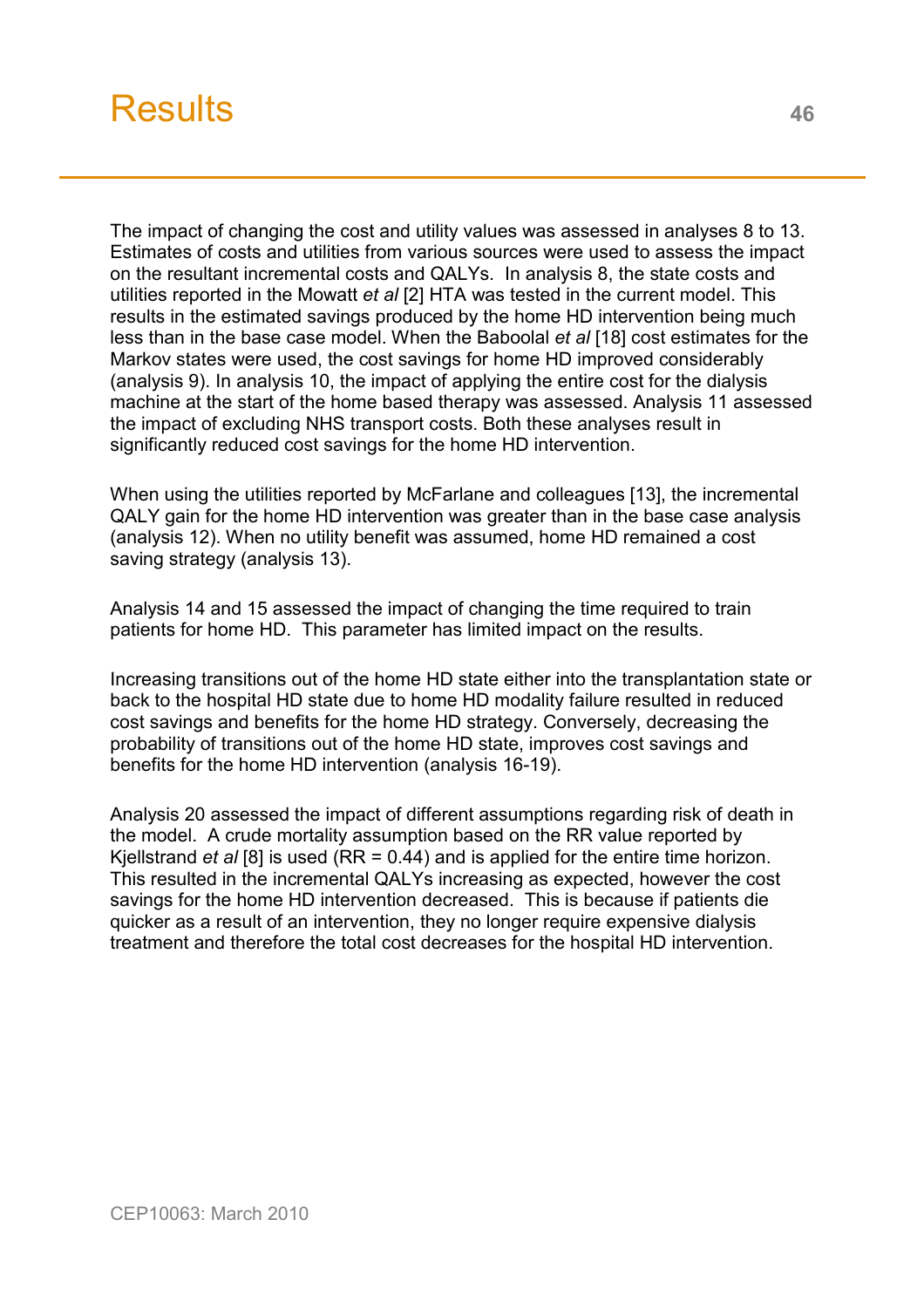# Results

The impact of changing the cost and utility values was assessed in analyses 8 to 13. Estimates of costs and utilities from various sources were used to assess the impact on the resultant incremental costs and QALYs. In analysis 8, the state costs and utilities reported in the Mowatt *et al* [2] HTA was tested in the current model. This results in the estimated savings produced by the home HD intervention being much less than in the base case model. When the Baboolal *et al* [18] cost estimates for the Markov states were used, the cost savings for home HD improved considerably (analysis 9). In analysis 10, the impact of applying the entire cost for the dialysis machine at the start of the home based therapy was assessed. Analysis 11 assessed the impact of excluding NHS transport costs. Both these analyses result in significantly reduced cost savings for the home HD intervention.

When using the utilities reported by McFarlane and colleagues [13], the incremental QALY gain for the home HD intervention was greater than in the base case analysis (analysis 12). When no utility benefit was assumed, home HD remained a cost saving strategy (analysis 13).

Analysis 14 and 15 assessed the impact of changing the time required to train patients for home HD. This parameter has limited impact on the results.

Increasing transitions out of the home HD state either into the transplantation state or back to the hospital HD state due to home HD modality failure resulted in reduced cost savings and benefits for the home HD strategy. Conversely, decreasing the probability of transitions out of the home HD state, improves cost savings and benefits for the home HD intervention (analysis 16-19).

Analysis 20 assessed the impact of different assumptions regarding risk of death in the model. A crude mortality assumption based on the RR value reported by Kjellstrand *et al* [8] is used (RR = 0.44) and is applied for the entire time horizon. This resulted in the incremental QALYs increasing as expected, however the cost savings for the home HD intervention decreased. This is because if patients die quicker as a result of an intervention, they no longer require expensive dialysis treatment and therefore the total cost decreases for the hospital HD intervention.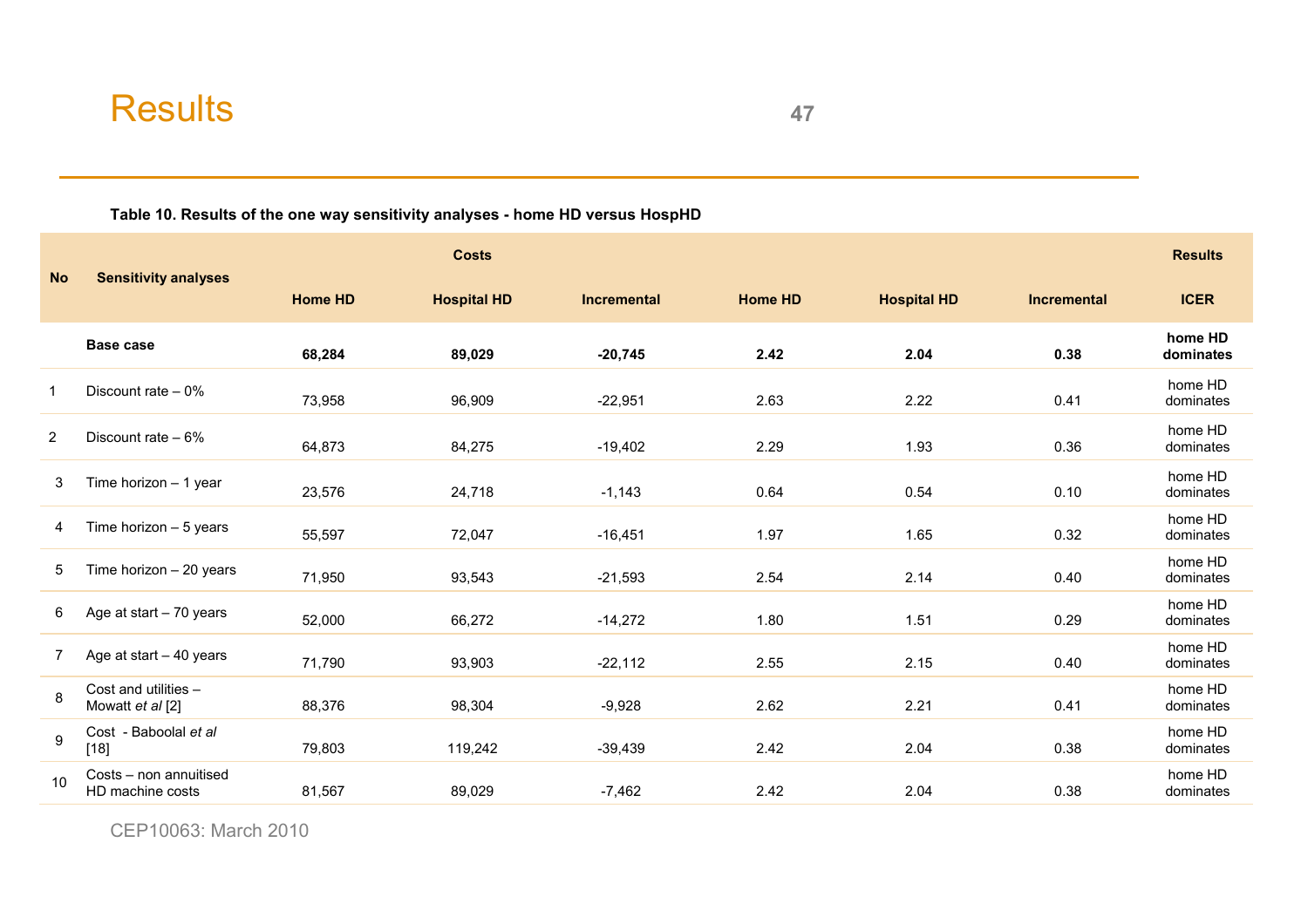# Results

**Table 10. Results of the one way sensitivity analyses - home HD versus HospHD**

| No | Sensitivity analyses | Costs | | | | | | Results |
|---|---|---|---|---|---|---|---|---|
| | | Home HD | Hospital HD | Incremental | Home HD | Hospital HD | Incremental | ICER |
| | **Base case** | **68,284** | **89,029** | **-20,745** | **2.42** | **2.04** | **0.38** | **home HD dominates** |
| 1 | Discount rate – 0% | 73,958 | 96,909 | -22,951 | 2.63 | 2.22 | 0.41 | home HD dominates |
| 2 | Discount rate – 6% | 64,873 | 84,275 | -19,402 | 2.29 | 1.93 | 0.36 | home HD dominates |
| 3 | Time horizon – 1 year | 23,576 | 24,718 | -1,143 | 0.64 | 0.54 | 0.10 | home HD dominates |
| 4 | Time horizon – 5 years | 55,597 | 72,047 | -16,451 | 1.97 | 1.65 | 0.32 | home HD dominates |
| 5 | Time horizon – 20 years | 71,950 | 93,543 | -21,593 | 2.54 | 2.14 | 0.40 | home HD dominates |
| 6 | Age at start – 70 years | 52,000 | 66,272 | -14,272 | 1.80 | 1.51 | 0.29 | home HD dominates |
| 7 | Age at start – 40 years | 71,790 | 93,903 | -22,112 | 2.55 | 2.15 | 0.40 | home HD dominates |
| 8 | Cost and utilities – Mowatt *et al* [2] | 88,376 | 98,304 | -9,928 | 2.62 | 2.21 | 0.41 | home HD dominates |
| 9 | Cost - Baboolal *et al* [18] | 79,803 | 119,242 | -39,439 | 2.42 | 2.04 | 0.38 | home HD dominates |
| 10 | Costs – non annuitised HD machine costs | 81,567 | 89,029 | -7,462 | 2.42 | 2.04 | 0.38 | home HD dominates |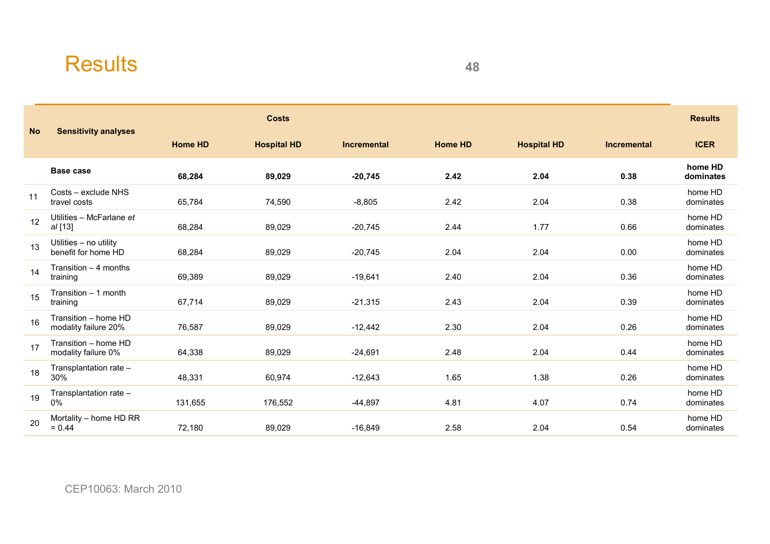# Results

| No | Sensitivity analyses | Costs | | | | | | Results |
|---|---|---|---|---|---|---|---|---|
| | | Home HD | Hospital HD | Incremental | Home HD | Hospital HD | Incremental | ICER |
| | **Base case** | **68,284** | **89,029** | **-20,745** | **2.42** | **2.04** | **0.38** | **home HD dominates** |
| 11 | Costs – exclude NHS travel costs | 65,784 | 74,590 | -8,805 | 2.42 | 2.04 | 0.38 | home HD dominates |
| 12 | Utilities – McFarlane *et al* [13] | 68,284 | 89,029 | -20,745 | 2.44 | 1.77 | 0.66 | home HD dominates |
| 13 | Utilities – no utility benefit for home HD | 68,284 | 89,029 | -20,745 | 2.04 | 2.04 | 0.00 | home HD dominates |
| 14 | Transition – 4 months training | 69,389 | 89,029 | -19,641 | 2.40 | 2.04 | 0.36 | home HD dominates |
| 15 | Transition – 1 month training | 67,714 | 89,029 | -21,315 | 2.43 | 2.04 | 0.39 | home HD dominates |
| 16 | Transition – home HD modality failure 20% | 76,587 | 89,029 | -12,442 | 2.30 | 2.04 | 0.26 | home HD dominates |
| 17 | Transition – home HD modality failure 0% | 64,338 | 89,029 | -24,691 | 2.48 | 2.04 | 0.44 | home HD dominates |
| 18 | Transplantation rate – 30% | 48,331 | 60,974 | -12,643 | 1.65 | 1.38 | 0.26 | home HD dominates |
| 19 | Transplantation rate – 0% | 131,655 | 176,552 | -44,897 | 4.81 | 4.07 | 0.74 | home HD dominates |
| 20 | Mortality – home HD RR = 0.44 | 72,180 | 89,029 | -16,849 | 2.58 | 2.04 | 0.54 | home HD dominates |

CEP10063: March 2010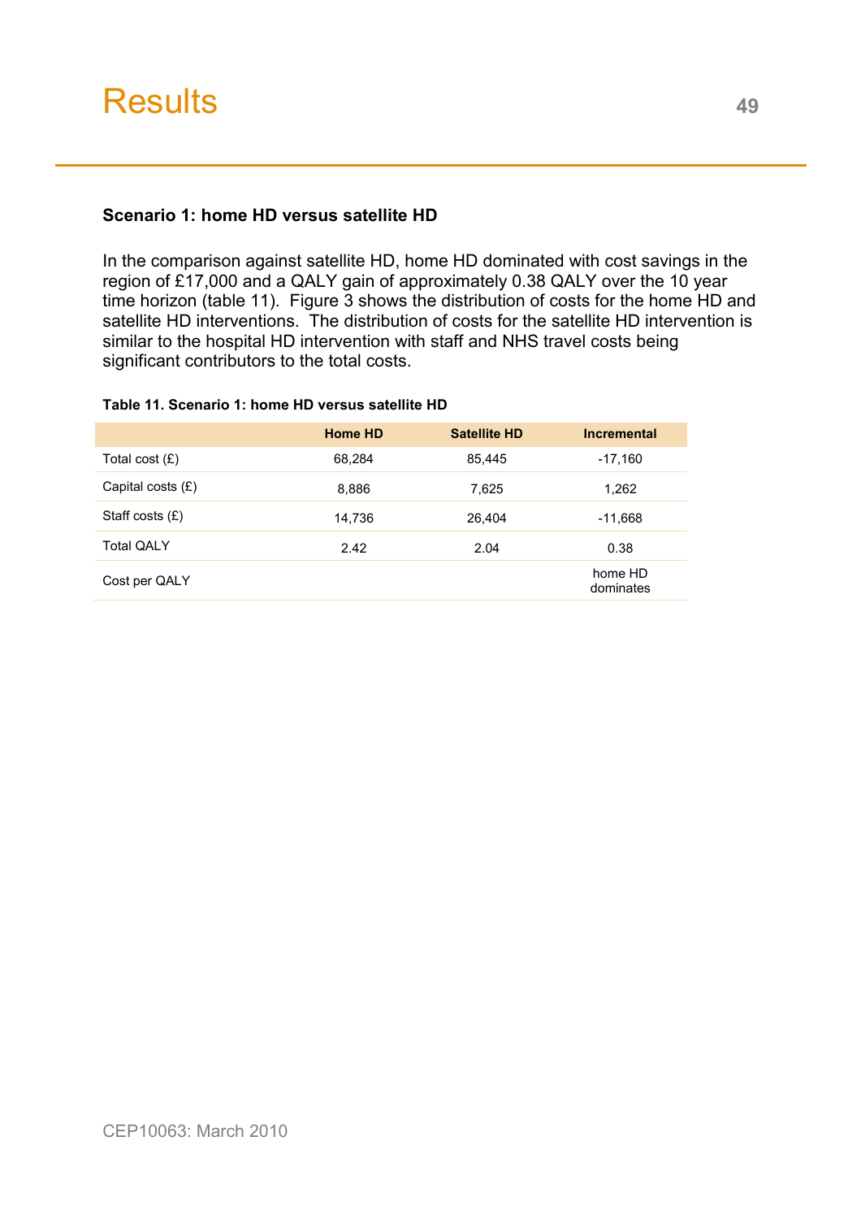# Results

**Scenario 1: home HD versus satellite HD**

In the comparison against satellite HD, home HD dominated with cost savings in the region of £17,000 and a QALY gain of approximately 0.38 QALY over the 10 year time horizon (table 11). Figure 3 shows the distribution of costs for the home HD and satellite HD interventions. The distribution of costs for the satellite HD intervention is similar to the hospital HD intervention with staff and NHS travel costs being significant contributors to the total costs.

**Table 11. Scenario 1: home HD versus satellite HD**

| | Home HD | Satellite HD | Incremental |
|---|---|---|---|
| Total cost (£) | 68,284 | 85,445 | -17,160 |
| Capital costs (£) | 8,886 | 7,625 | 1,262 |
| Staff costs (£) | 14,736 | 26,404 | -11,668 |
| Total QALY | 2.42 | 2.04 | 0.38 |
| Cost per QALY | | | home HD dominates |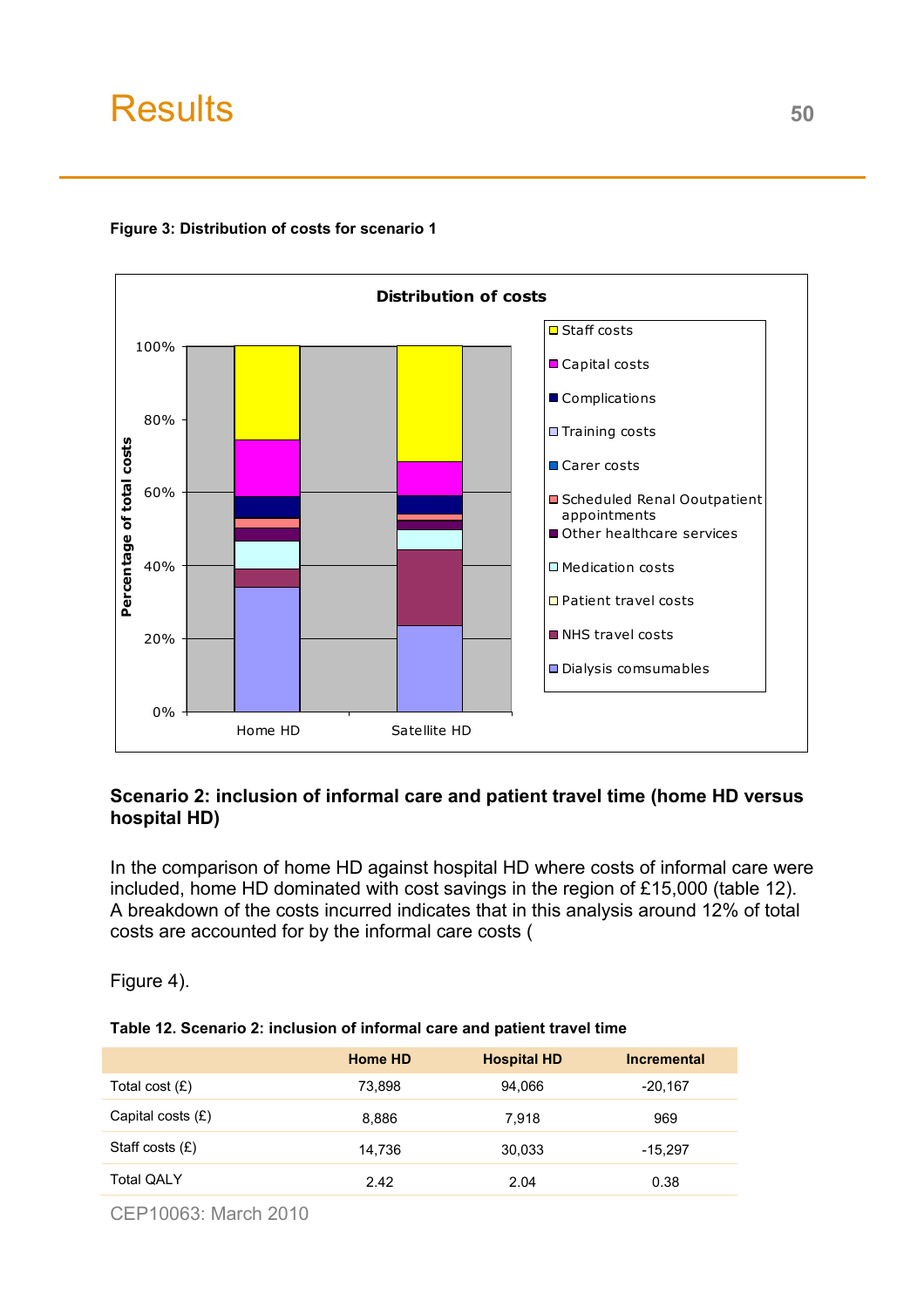# Results

**Figure 3: Distribution of costs for scenario 1**

Distribution of costs

Scenario 2: inclusion of informal care and patient travel time (home HD versus hospital HD)

## Scenario 2: inclusion of informal care and patient travel time (home HD versus hospital HD)

In the comparison of home HD against hospital HD where costs of informal care were included, home HD dominated with cost savings in the region of £15,000 (table 12). A breakdown of the costs incurred indicates that in this analysis around 12% of total costs are accounted for by the informal care costs (

Figure 4).

**Table 12. Scenario 2: inclusion of informal care and patient travel time**

| | Home HD | Hospital HD | Incremental |
|---|---|---|---|
| Total cost (£) | 73,898 | 94,066 | -20,167 |
| Capital costs (£) | 8,886 | 7,918 | 969 |
| Staff costs (£) | 14,736 | 30,033 | -15,297 |
| Total QALY | 2.42 | 2.04 | 0.38 |

CEP10063: March 2010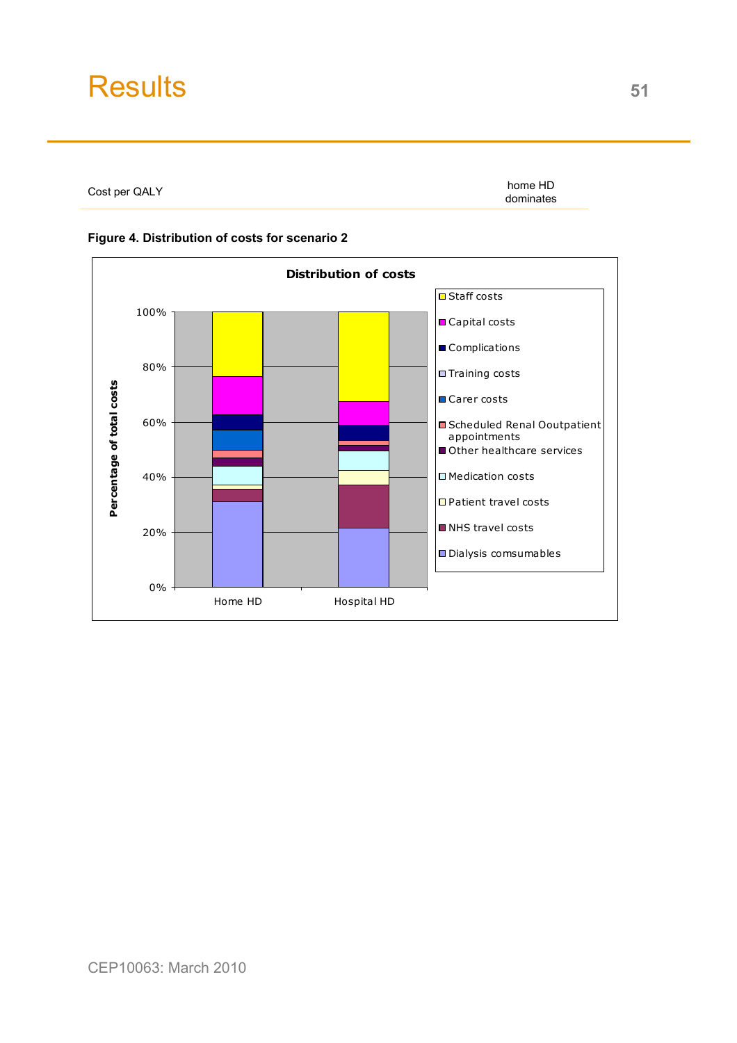# Results

| Cost per QALY | home HD dominates |
|---|---|

**Figure 4. Distribution of costs for scenario 2**

Distribution of costs

Percentage of total costs

100%
80%
60%
40%
20%
0%

Home HD
Hospital HD

- Staff costs
- Capital costs
- Complications
- Training costs
- Carer costs
- Scheduled Renal Ooutpatient appointments
- Other healthcare services
- Medication costs
- Patient travel costs
- NHS travel costs
- Dialysis comsumables

CEP10063: March 2010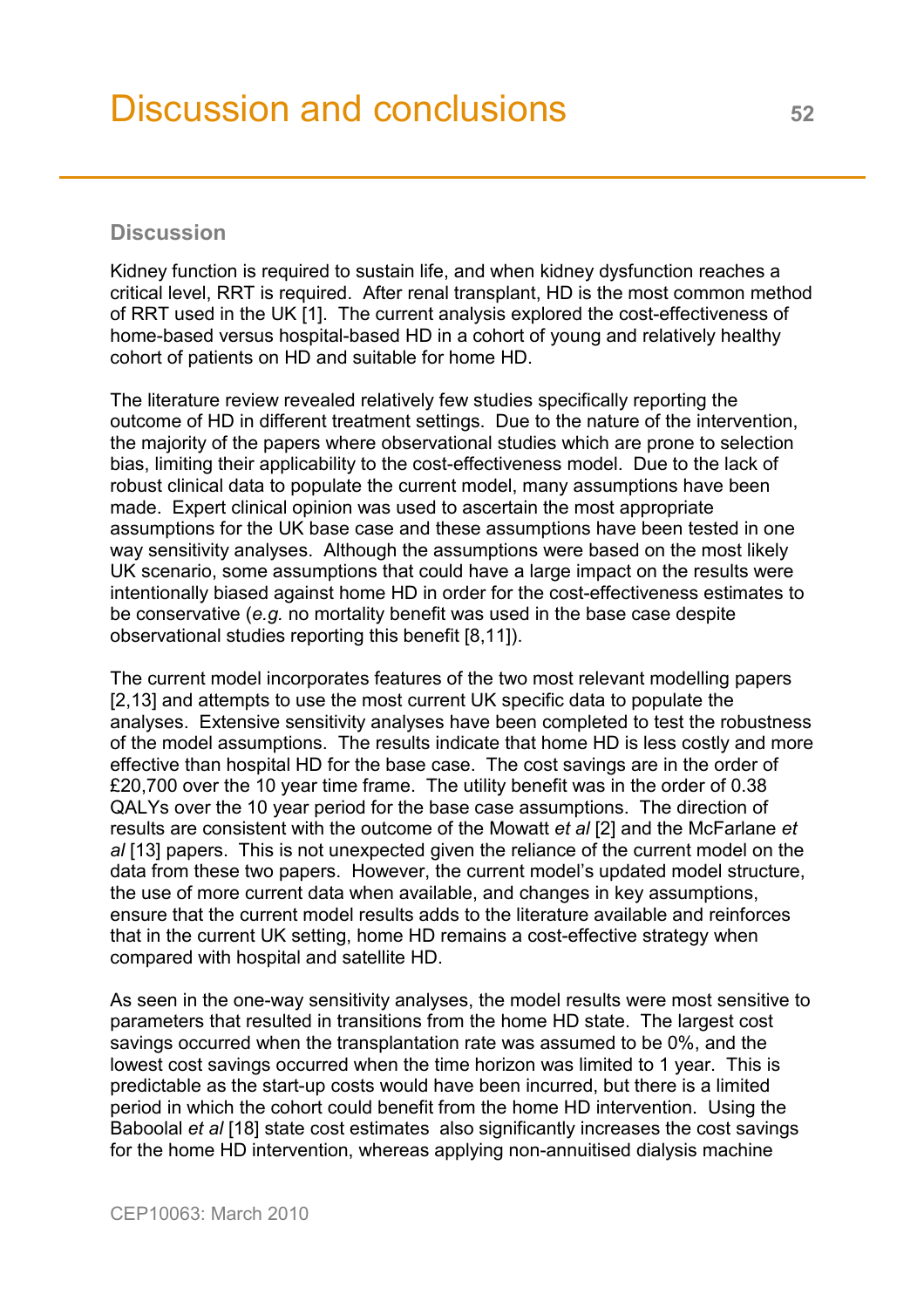# Discussion and conclusions

## Discussion

Kidney function is required to sustain life, and when kidney dysfunction reaches a critical level, RRT is required. After renal transplant, HD is the most common method of RRT used in the UK [1]. The current analysis explored the cost-effectiveness of home-based versus hospital-based HD in a cohort of young and relatively healthy cohort of patients on HD and suitable for home HD.

The literature review revealed relatively few studies specifically reporting the outcome of HD in different treatment settings. Due to the nature of the intervention, the majority of the papers where observational studies which are prone to selection bias, limiting their applicability to the cost-effectiveness model. Due to the lack of robust clinical data to populate the current model, many assumptions have been made. Expert clinical opinion was used to ascertain the most appropriate assumptions for the UK base case and these assumptions have been tested in one way sensitivity analyses. Although the assumptions were based on the most likely UK scenario, some assumptions that could have a large impact on the results were intentionally biased against home HD in order for the cost-effectiveness estimates to be conservative (*e.g.* no mortality benefit was used in the base case despite observational studies reporting this benefit [8,11]).

The current model incorporates features of the two most relevant modelling papers [2,13] and attempts to use the most current UK specific data to populate the analyses. Extensive sensitivity analyses have been completed to test the robustness of the model assumptions. The results indicate that home HD is less costly and more effective than hospital HD for the base case. The cost savings are in the order of £20,700 over the 10 year time frame. The utility benefit was in the order of 0.38 QALYs over the 10 year period for the base case assumptions. The direction of results are consistent with the outcome of the Mowatt *et al* [2] and the McFarlane *et al* [13] papers. This is not unexpected given the reliance of the current model on the data from these two papers. However, the current model's updated model structure, the use of more current data when available, and changes in key assumptions, ensure that the current model results adds to the literature available and reinforces that in the current UK setting, home HD remains a cost-effective strategy when compared with hospital and satellite HD.

As seen in the one-way sensitivity analyses, the model results were most sensitive to parameters that resulted in transitions from the home HD state. The largest cost savings occurred when the transplantation rate was assumed to be 0%, and the lowest cost savings occurred when the time horizon was limited to 1 year. This is predictable as the start-up costs would have been incurred, but there is a limited period in which the cohort could benefit from the home HD intervention. Using the Baboolal *et al* [18] state cost estimates also significantly increases the cost savings for the home HD intervention, whereas applying non-annuitised dialysis machine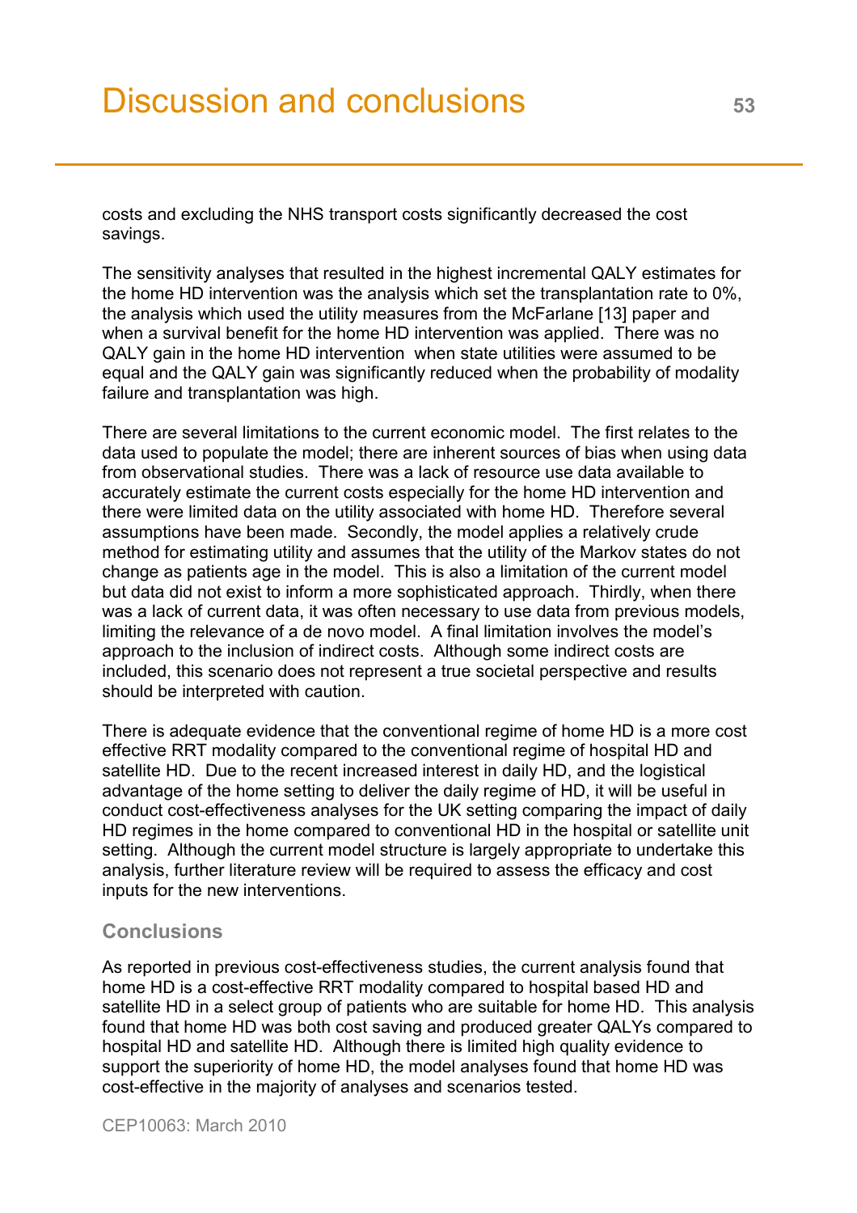costs and excluding the NHS transport costs significantly decreased the cost savings.

The sensitivity analyses that resulted in the highest incremental QALY estimates for the home HD intervention was the analysis which set the transplantation rate to 0%, the analysis which used the utility measures from the McFarlane [13] paper and when a survival benefit for the home HD intervention was applied. There was no QALY gain in the home HD intervention when state utilities were assumed to be equal and the QALY gain was significantly reduced when the probability of modality failure and transplantation was high.

There are several limitations to the current economic model. The first relates to the data used to populate the model; there are inherent sources of bias when using data from observational studies. There was a lack of resource use data available to accurately estimate the current costs especially for the home HD intervention and there were limited data on the utility associated with home HD. Therefore several assumptions have been made. Secondly, the model applies a relatively crude method for estimating utility and assumes that the utility of the Markov states do not change as patients age in the model. This is also a limitation of the current model but data did not exist to inform a more sophisticated approach. Thirdly, when there was a lack of current data, it was often necessary to use data from previous models, limiting the relevance of a de novo model. A final limitation involves the model's approach to the inclusion of indirect costs. Although some indirect costs are included, this scenario does not represent a true societal perspective and results should be interpreted with caution.

There is adequate evidence that the conventional regime of home HD is a more cost effective RRT modality compared to the conventional regime of hospital HD and satellite HD. Due to the recent increased interest in daily HD, and the logistical advantage of the home setting to deliver the daily regime of HD, it will be useful in conduct cost-effectiveness analyses for the UK setting comparing the impact of daily HD regimes in the home compared to conventional HD in the hospital or satellite unit setting. Although the current model structure is largely appropriate to undertake this analysis, further literature review will be required to assess the efficacy and cost inputs for the new interventions.

### Conclusions

As reported in previous cost-effectiveness studies, the current analysis found that home HD is a cost-effective RRT modality compared to hospital based HD and satellite HD in a select group of patients who are suitable for home HD. This analysis found that home HD was both cost saving and produced greater QALYs compared to hospital HD and satellite HD. Although there is limited high quality evidence to support the superiority of home HD, the model analyses found that home HD was cost-effective in the majority of analyses and scenarios tested.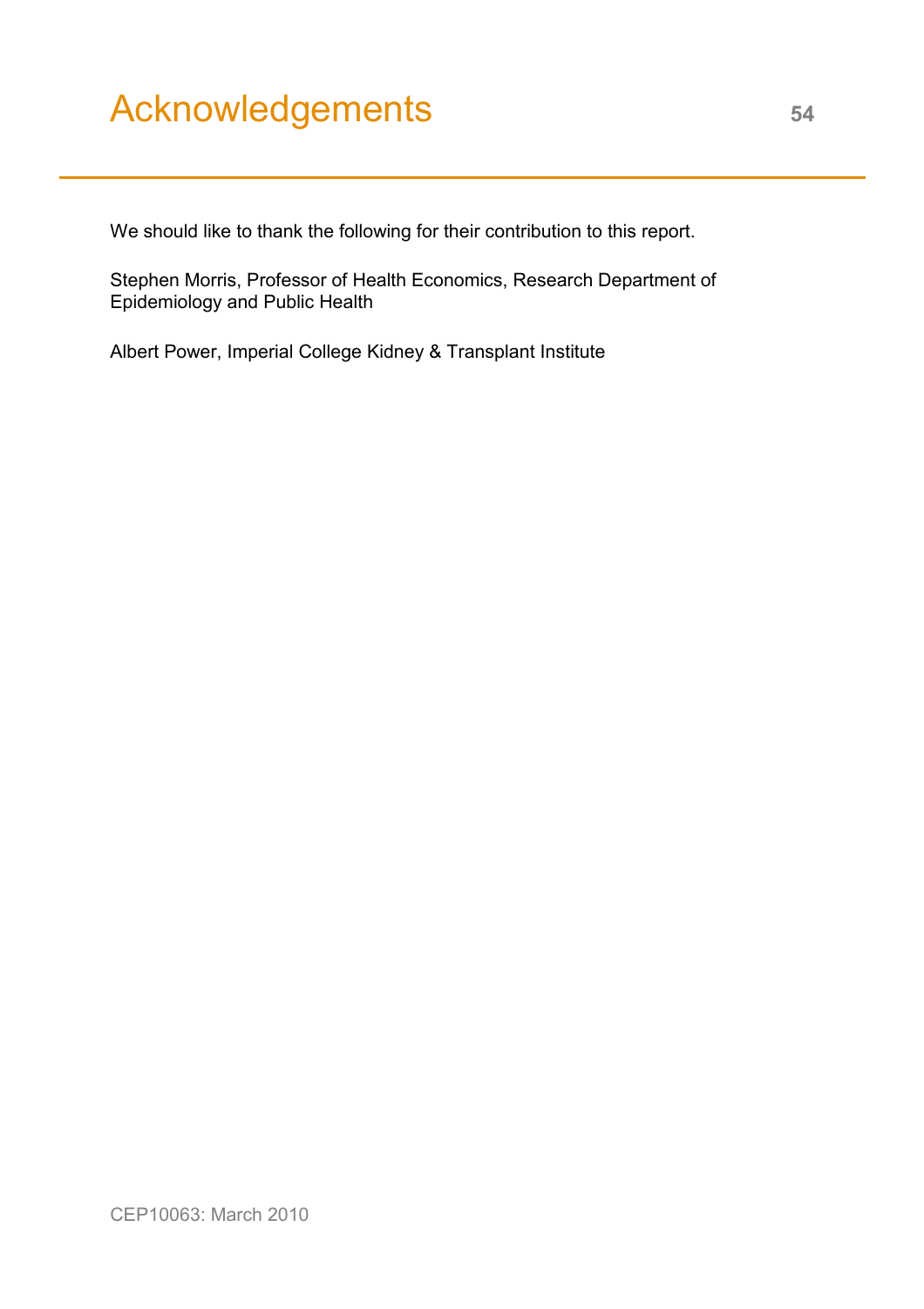# Acknowledgements

We should like to thank the following for their contribution to this report.

Stephen Morris, Professor of Health Economics, Research Department of Epidemiology and Public Health

Albert Power, Imperial College Kidney & Transplant Institute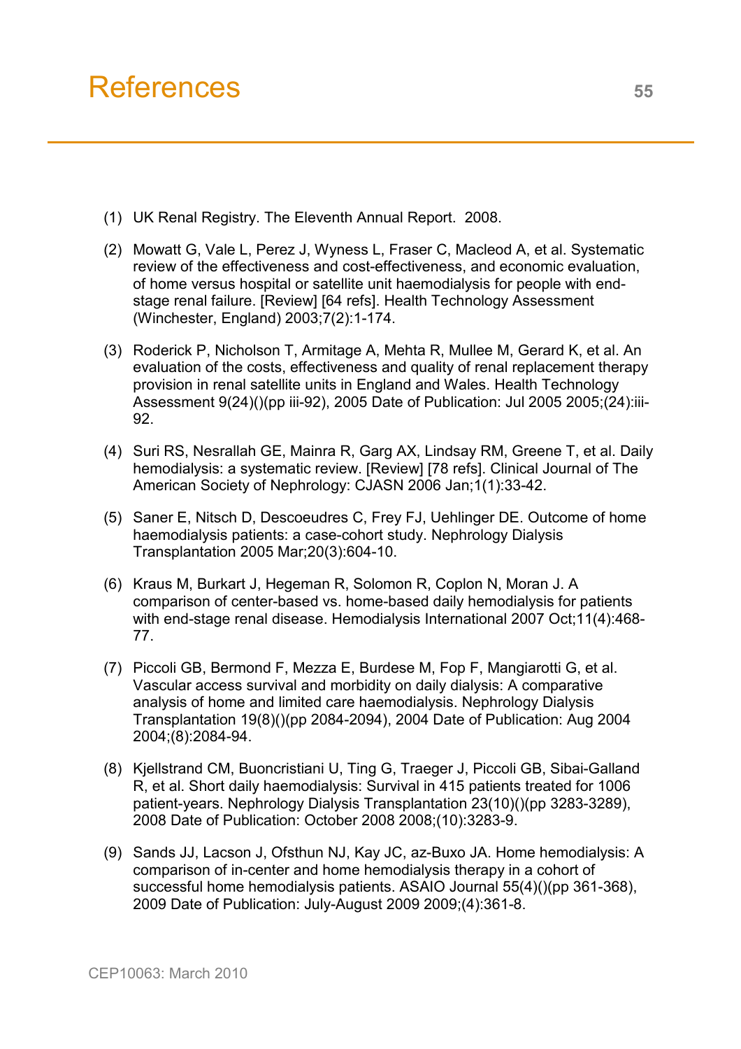# References

(1) UK Renal Registry. The Eleventh Annual Report. 2008.

(2) Mowatt G, Vale L, Perez J, Wyness L, Fraser C, Macleod A, et al. Systematic review of the effectiveness and cost-effectiveness, and economic evaluation, of home versus hospital or satellite unit haemodialysis for people with end-stage renal failure. [Review] [64 refs]. Health Technology Assessment (Winchester, England) 2003;7(2):1-174.

(3) Roderick P, Nicholson T, Armitage A, Mehta R, Mullee M, Gerard K, et al. An evaluation of the costs, effectiveness and quality of renal replacement therapy provision in renal satellite units in England and Wales. Health Technology Assessment 9(24)()(pp iii-92), 2005 Date of Publication: Jul 2005 2005;(24):iii-92.

(4) Suri RS, Nesrallah GE, Mainra R, Garg AX, Lindsay RM, Greene T, et al. Daily hemodialysis: a systematic review. [Review] [78 refs]. Clinical Journal of The American Society of Nephrology: CJASN 2006 Jan;1(1):33-42.

(5) Saner E, Nitsch D, Descoeudres C, Frey FJ, Uehlinger DE. Outcome of home haemodialysis patients: a case-cohort study. Nephrology Dialysis Transplantation 2005 Mar;20(3):604-10.

(6) Kraus M, Burkart J, Hegeman R, Solomon R, Coplon N, Moran J. A comparison of center-based vs. home-based daily hemodialysis for patients with end-stage renal disease. Hemodialysis International 2007 Oct;11(4):468-77.

(7) Piccoli GB, Bermond F, Mezza E, Burdese M, Fop F, Mangiarotti G, et al. Vascular access survival and morbidity on daily dialysis: A comparative analysis of home and limited care haemodialysis. Nephrology Dialysis Transplantation 19(8)()(pp 2084-2094), 2004 Date of Publication: Aug 2004 2004;(8):2084-94.

(8) Kjellstrand CM, Buoncristiani U, Ting G, Traeger J, Piccoli GB, Sibai-Galland R, et al. Short daily haemodialysis: Survival in 415 patients treated for 1006 patient-years. Nephrology Dialysis Transplantation 23(10)()(pp 3283-3289), 2008 Date of Publication: October 2008 2008;(10):3283-9.

(9) Sands JJ, Lacson J, Ofsthun NJ, Kay JC, az-Buxo JA. Home hemodialysis: A comparison of in-center and home hemodialysis therapy in a cohort of successful home hemodialysis patients. ASAIO Journal 55(4)()(pp 361-368), 2009 Date of Publication: July-August 2009 2009;(4):361-8.

CEP10063: March 2010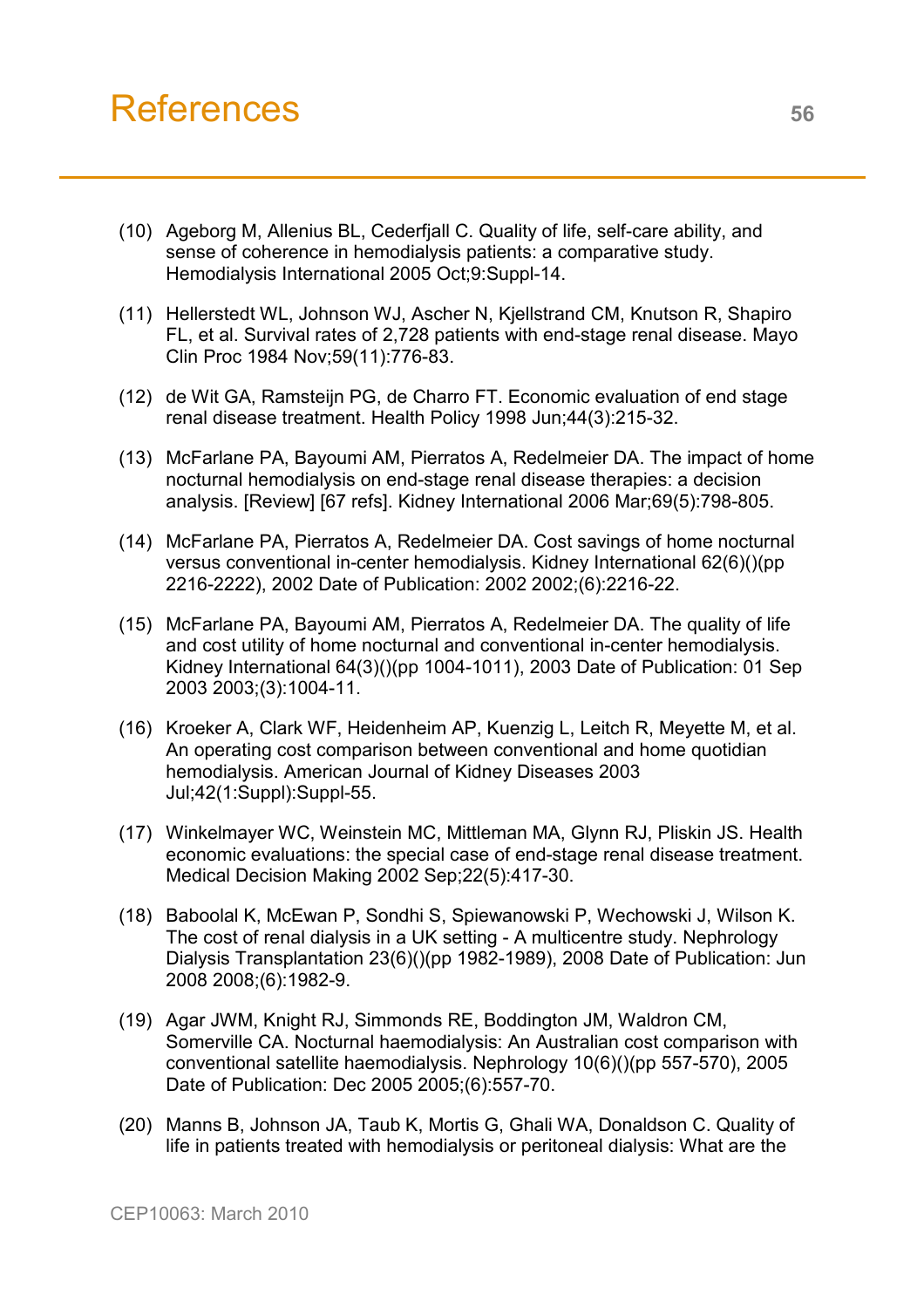# References

(10) Ageborg M, Allenius BL, Cederfjall C. Quality of life, self-care ability, and sense of coherence in hemodialysis patients: a comparative study. Hemodialysis International 2005 Oct;9:Suppl-14.

(11) Hellerstedt WL, Johnson WJ, Ascher N, Kjellstrand CM, Knutson R, Shapiro FL, et al. Survival rates of 2,728 patients with end-stage renal disease. Mayo Clin Proc 1984 Nov;59(11):776-83.

(12) de Wit GA, Ramsteijn PG, de Charro FT. Economic evaluation of end stage renal disease treatment. Health Policy 1998 Jun;44(3):215-32.

(13) McFarlane PA, Bayoumi AM, Pierratos A, Redelmeier DA. The impact of home nocturnal hemodialysis on end-stage renal disease therapies: a decision analysis. [Review] [67 refs]. Kidney International 2006 Mar;69(5):798-805.

(14) McFarlane PA, Pierratos A, Redelmeier DA. Cost savings of home nocturnal versus conventional in-center hemodialysis. Kidney International 62(6)()(pp 2216-2222), 2002 Date of Publication: 2002 2002;(6):2216-22.

(15) McFarlane PA, Bayoumi AM, Pierratos A, Redelmeier DA. The quality of life and cost utility of home nocturnal and conventional in-center hemodialysis. Kidney International 64(3)()(pp 1004-1011), 2003 Date of Publication: 01 Sep 2003 2003;(3):1004-11.

(16) Kroeker A, Clark WF, Heidenheim AP, Kuenzig L, Leitch R, Meyette M, et al. An operating cost comparison between conventional and home quotidian hemodialysis. American Journal of Kidney Diseases 2003 Jul;42(1:Suppl):Suppl-55.

(17) Winkelmayer WC, Weinstein MC, Mittleman MA, Glynn RJ, Pliskin JS. Health economic evaluations: the special case of end-stage renal disease treatment. Medical Decision Making 2002 Sep;22(5):417-30.

(18) Baboolal K, McEwan P, Sondhi S, Spiewanowski P, Wechowski J, Wilson K. The cost of renal dialysis in a UK setting - A multicentre study. Nephrology Dialysis Transplantation 23(6)()(pp 1982-1989), 2008 Date of Publication: Jun 2008 2008;(6):1982-9.

(19) Agar JWM, Knight RJ, Simmonds RE, Boddington JM, Waldron CM, Somerville CA. Nocturnal haemodialysis: An Australian cost comparison with conventional satellite haemodialysis. Nephrology 10(6)()(pp 557-570), 2005 Date of Publication: Dec 2005 2005;(6):557-70.

(20) Manns B, Johnson JA, Taub K, Mortis G, Ghali WA, Donaldson C. Quality of life in patients treated with hemodialysis or peritoneal dialysis: What are the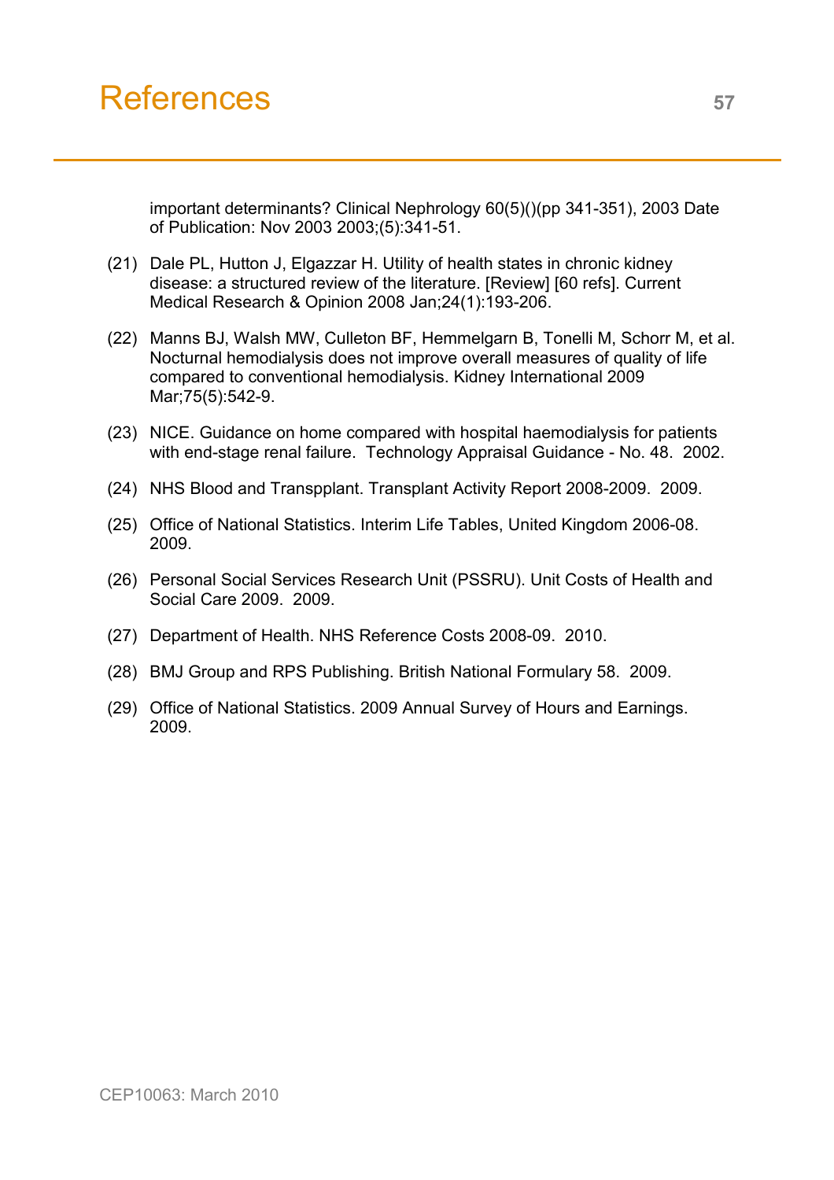# References

important determinants? Clinical Nephrology 60(5)()(pp 341-351), 2003 Date of Publication: Nov 2003 2003;(5):341-51.

(21) Dale PL, Hutton J, Elgazzar H. Utility of health states in chronic kidney disease: a structured review of the literature. [Review] [60 refs]. Current Medical Research & Opinion 2008 Jan;24(1):193-206.

(22) Manns BJ, Walsh MW, Culleton BF, Hemmelgarn B, Tonelli M, Schorr M, et al. Nocturnal hemodialysis does not improve overall measures of quality of life compared to conventional hemodialysis. Kidney International 2009 Mar;75(5):542-9.

(23) NICE. Guidance on home compared with hospital haemodialysis for patients with end-stage renal failure. Technology Appraisal Guidance - No. 48. 2002.

(24) NHS Blood and Transpplant. Transplant Activity Report 2008-2009. 2009.

(25) Office of National Statistics. Interim Life Tables, United Kingdom 2006-08. 2009.

(26) Personal Social Services Research Unit (PSSRU). Unit Costs of Health and Social Care 2009. 2009.

(27) Department of Health. NHS Reference Costs 2008-09. 2010.

(28) BMJ Group and RPS Publishing. British National Formulary 58. 2009.

(29) Office of National Statistics. 2009 Annual Survey of Hours and Earnings. 2009.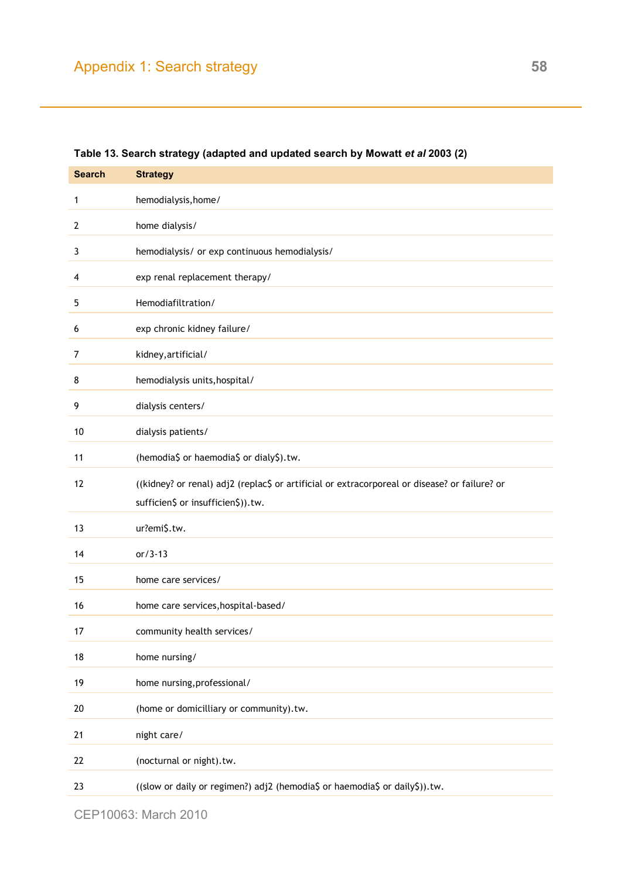**Table 13. Search strategy (adapted and updated search by Mowatt *et al* 2003 (2)**

| Search | Strategy |
|---|---|
| 1 | hemodialysis,home/ |
| 2 | home dialysis/ |
| 3 | hemodialysis/ or exp continuous hemodialysis/ |
| 4 | exp renal replacement therapy/ |
| 5 | Hemodiafiltration/ |
| 6 | exp chronic kidney failure/ |
| 7 | kidney,artificial/ |
| 8 | hemodialysis units,hospital/ |
| 9 | dialysis centers/ |
| 10 | dialysis patients/ |
| 11 | (hemodia$ or haemodia$ or dialy$).tw. |
| 12 | ((kidney? or renal) adj2 (replac$ or artificial or extracorporeal or disease? or failure? or sufficien$ or insufficien$)).tw. |
| 13 | ur?emi$.tw. |
| 14 | or/3-13 |
| 15 | home care services/ |
| 16 | home care services,hospital-based/ |
| 17 | community health services/ |
| 18 | home nursing/ |
| 19 | home nursing,professional/ |
| 20 | (home or domicilliary or community).tw. |
| 21 | night care/ |
| 22 | (nocturnal or night).tw. |
| 23 | ((slow or daily or regimen?) adj2 (hemodia$ or haemodia$ or daily$)).tw. |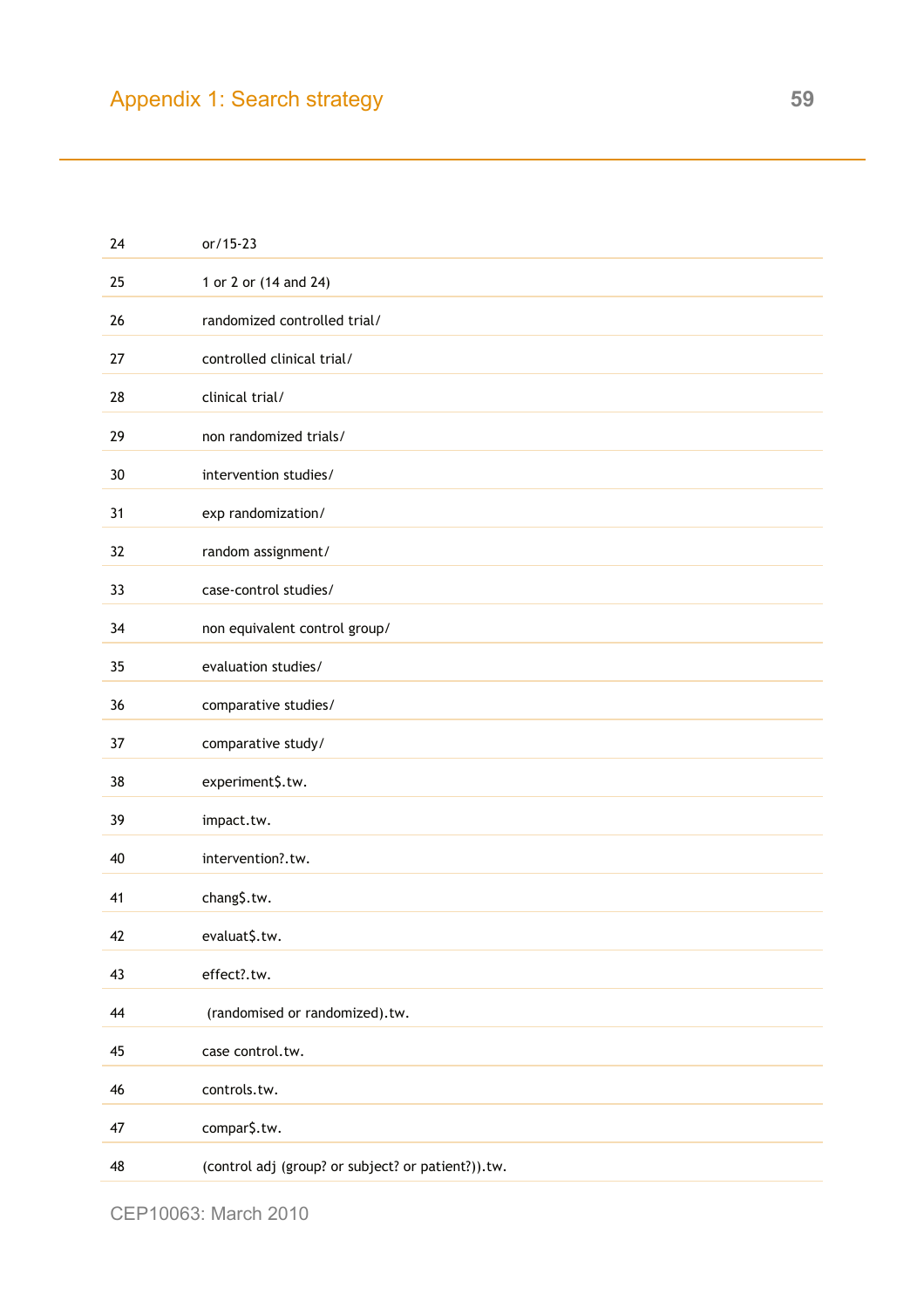| | |
|---|---|
| 24 | or/15-23 |
| 25 | 1 or 2 or (14 and 24) |
| 26 | randomized controlled trial/ |
| 27 | controlled clinical trial/ |
| 28 | clinical trial/ |
| 29 | non randomized trials/ |
| 30 | intervention studies/ |
| 31 | exp randomization/ |
| 32 | random assignment/ |
| 33 | case-control studies/ |
| 34 | non equivalent control group/ |
| 35 | evaluation studies/ |
| 36 | comparative studies/ |
| 37 | comparative study/ |
| 38 | experiment$.tw. |
| 39 | impact.tw. |
| 40 | intervention?.tw. |
| 41 | chang$.tw. |
| 42 | evaluat$.tw. |
| 43 | effect?.tw. |
| 44 | (randomised or randomized).tw. |
| 45 | case control.tw. |
| 46 | controls.tw. |
| 47 | compar$.tw. |
| 48 | (control adj (group? or subject? or patient?)).tw. |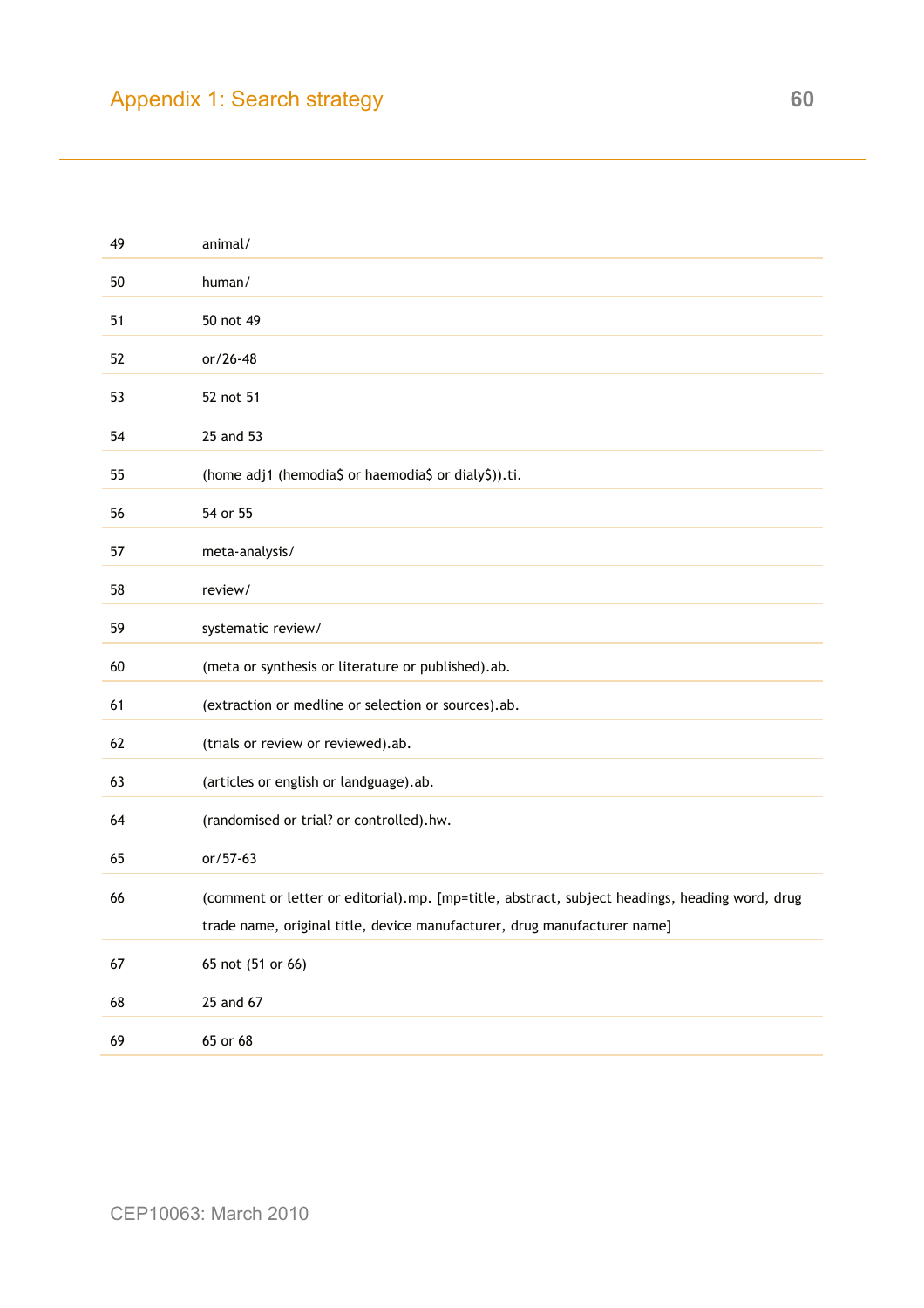| | |
|---|---|
| 49 | animal/ |
| 50 | human/ |
| 51 | 50 not 49 |
| 52 | or/26-48 |
| 53 | 52 not 51 |
| 54 | 25 and 53 |
| 55 | (home adj1 (hemodia$ or haemodia$ or dialy$)).ti. |
| 56 | 54 or 55 |
| 57 | meta-analysis/ |
| 58 | review/ |
| 59 | systematic review/ |
| 60 | (meta or synthesis or literature or published).ab. |
| 61 | (extraction or medline or selection or sources).ab. |
| 62 | (trials or review or reviewed).ab. |
| 63 | (articles or english or landguage).ab. |
| 64 | (randomised or trial? or controlled).hw. |
| 65 | or/57-63 |
| 66 | (comment or letter or editorial).mp. [mp=title, abstract, subject headings, heading word, drug trade name, original title, device manufacturer, drug manufacturer name] |
| 67 | 65 not (51 or 66) |
| 68 | 25 and 67 |
| 69 | 65 or 68 |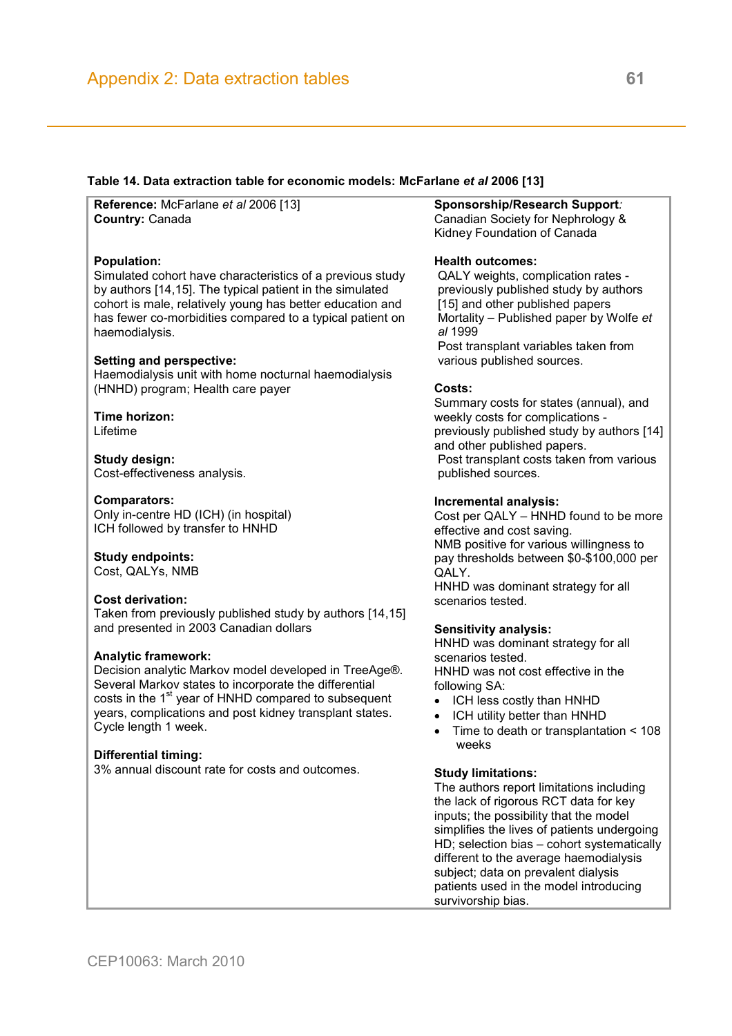**Table 14. Data extraction table for economic models: McFarlane *et al* 2006 [13]**

**Reference:** McFarlane *et al* 2006 [13]
**Country:** Canada

**Population:**
Simulated cohort have characteristics of a previous study by authors [14,15]. The typical patient in the simulated cohort is male, relatively young has better education and has fewer co-morbidities compared to a typical patient on haemodialysis.

**Setting and perspective:**
Haemodialysis unit with home nocturnal haemodialysis (HNHD) program; Health care payer

**Time horizon:**
Lifetime

**Study design:**
Cost-effectiveness analysis.

**Comparators:**
Only in-centre HD (ICH) (in hospital)
ICH followed by transfer to HNHD

**Study endpoints:**
Cost, QALYs, NMB

**Cost derivation:**
Taken from previously published study by authors [14,15] and presented in 2003 Canadian dollars

**Analytic framework:**
Decision analytic Markov model developed in TreeAge®. Several Markov states to incorporate the differential costs in the 1st year of HNHD compared to subsequent years, complications and post kidney transplant states. Cycle length 1 week.

**Differential timing:**
3% annual discount rate for costs and outcomes.

**Sponsorship/Research Support***:*
Canadian Society for Nephrology & Kidney Foundation of Canada

**Health outcomes:**
QALY weights, complication rates - previously published study by authors [15] and other published papers
Mortality – Published paper by Wolfe *et al* 1999
Post transplant variables taken from various published sources.

**Costs:**
Summary costs for states (annual), and weekly costs for complications - previously published study by authors [14] and other published papers.
Post transplant costs taken from various published sources.

**Incremental analysis:**
Cost per QALY – HNHD found to be more effective and cost saving.
NMB positive for various willingness to pay thresholds between $0-$100,000 per QALY.
HNHD was dominant strategy for all scenarios tested.

**Sensitivity analysis:**
HNHD was dominant strategy for all scenarios tested.
HNHD was not cost effective in the following SA:

- ICH less costly than HNHD
- ICH utility better than HNHD
- Time to death or transplantation < 108 weeks

**Study limitations:**
The authors report limitations including the lack of rigorous RCT data for key inputs; the possibility that the model simplifies the lives of patients undergoing HD; selection bias – cohort systematically different to the average haemodialysis subject; data on prevalent dialysis patients used in the model introducing survivorship bias.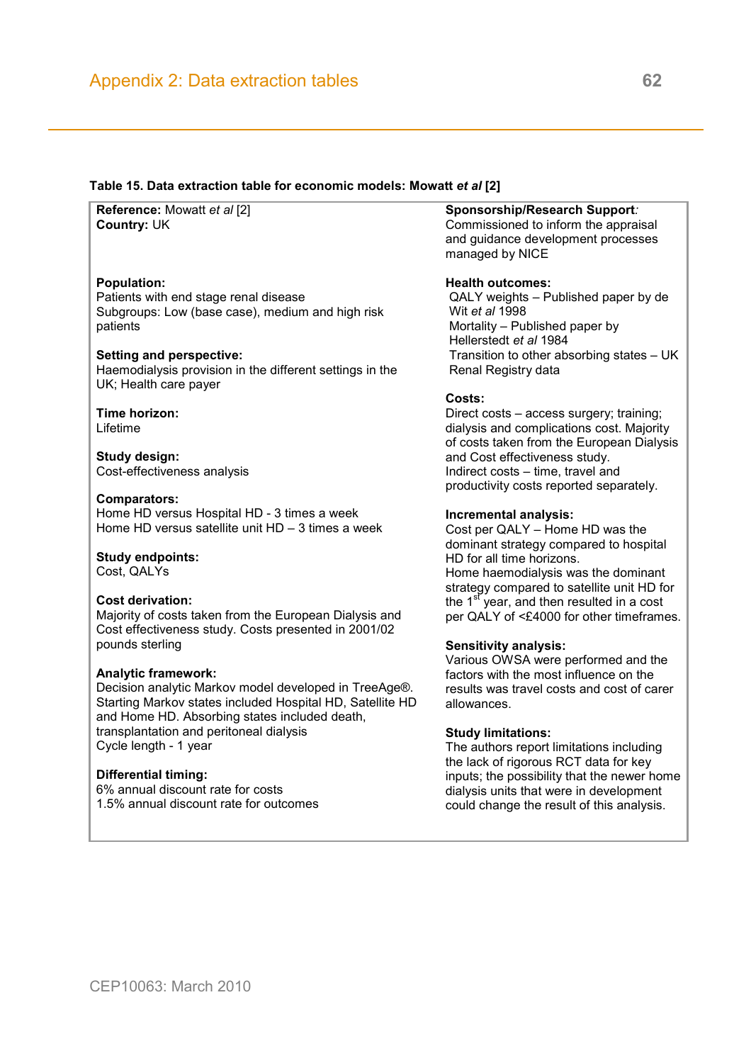**Table 15. Data extraction table for economic models: Mowatt *et al* [2]**

**Reference:** Mowatt *et al* [2]
**Country:** UK

**Population:**
Patients with end stage renal disease
Subgroups: Low (base case), medium and high risk patients

**Setting and perspective:**
Haemodialysis provision in the different settings in the UK; Health care payer

**Time horizon:**
Lifetime

**Study design:**
Cost-effectiveness analysis

**Comparators:**
Home HD versus Hospital HD - 3 times a week
Home HD versus satellite unit HD – 3 times a week

**Study endpoints:**
Cost, QALYs

**Cost derivation:**
Majority of costs taken from the European Dialysis and Cost effectiveness study. Costs presented in 2001/02 pounds sterling

**Analytic framework:**
Decision analytic Markov model developed in TreeAge®. Starting Markov states included Hospital HD, Satellite HD and Home HD. Absorbing states included death, transplantation and peritoneal dialysis
Cycle length - 1 year

**Differential timing:**
6% annual discount rate for costs
1.5% annual discount rate for outcomes

**Sponsorship/Research Support***:*
Commissioned to inform the appraisal and guidance development processes managed by NICE

**Health outcomes:**
QALY weights – Published paper by de Wit *et al* 1998
Mortality – Published paper by Hellerstedt *et al* 1984
Transition to other absorbing states – UK Renal Registry data

**Costs:**
Direct costs – access surgery; training; dialysis and complications cost. Majority of costs taken from the European Dialysis and Cost effectiveness study.
Indirect costs – time, travel and productivity costs reported separately.

**Incremental analysis:**
Cost per QALY – Home HD was the dominant strategy compared to hospital HD for all time horizons.
Home haemodialysis was the dominant strategy compared to satellite unit HD for the 1st year, and then resulted in a cost per QALY of <£4000 for other timeframes.

**Sensitivity analysis:**
Various OWSA were performed and the factors with the most influence on the results was travel costs and cost of carer allowances.

**Study limitations:**
The authors report limitations including the lack of rigorous RCT data for key inputs; the possibility that the newer home dialysis units that were in development could change the result of this analysis.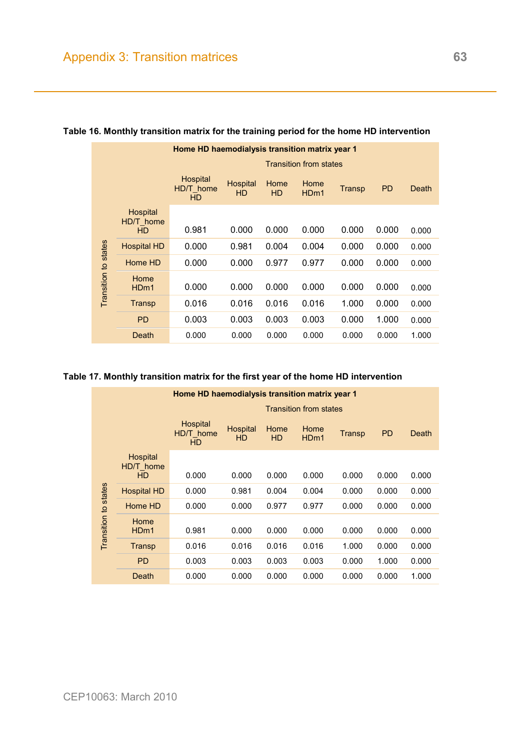**Table 16. Monthly transition matrix for the training period for the home HD intervention**

| Home HD haemodialysis transition matrix year 1 | | | | | | | | |
|---|---|---|---|---|---|---|---|---|
| | | Transition from states | | | | | | |
| | | Hospital HD/T_home HD | Hospital HD | Home HD | Home HDm1 | Transp | PD | Death |
| Transition to states | Hospital HD/T_home HD | 0.981 | 0.000 | 0.000 | 0.000 | 0.000 | 0.000 | 0.000 |
| | Hospital HD | 0.000 | 0.981 | 0.004 | 0.004 | 0.000 | 0.000 | 0.000 |
| | Home HD | 0.000 | 0.000 | 0.977 | 0.977 | 0.000 | 0.000 | 0.000 |
| | Home HDm1 | 0.000 | 0.000 | 0.000 | 0.000 | 0.000 | 0.000 | 0.000 |
| | Transp | 0.016 | 0.016 | 0.016 | 0.016 | 1.000 | 0.000 | 0.000 |
| | PD | 0.003 | 0.003 | 0.003 | 0.003 | 0.000 | 1.000 | 0.000 |
| | Death | 0.000 | 0.000 | 0.000 | 0.000 | 0.000 | 0.000 | 1.000 |

**Table 17. Monthly transition matrix for the first year of the home HD intervention**

| Home HD haemodialysis transition matrix year 1 | | | | | | | | |
|---|---|---|---|---|---|---|---|---|
| | | Transition from states | | | | | | |
| | | Hospital HD/T_home HD | Hospital HD | Home HD | Home HDm1 | Transp | PD | Death |
| Transition to states | Hospital HD/T_home HD | 0.000 | 0.000 | 0.000 | 0.000 | 0.000 | 0.000 | 0.000 |
| | Hospital HD | 0.000 | 0.981 | 0.004 | 0.004 | 0.000 | 0.000 | 0.000 |
| | Home HD | 0.000 | 0.000 | 0.977 | 0.977 | 0.000 | 0.000 | 0.000 |
| | Home HDm1 | 0.981 | 0.000 | 0.000 | 0.000 | 0.000 | 0.000 | 0.000 |
| | Transp | 0.016 | 0.016 | 0.016 | 0.016 | 1.000 | 0.000 | 0.000 |
| | PD | 0.003 | 0.003 | 0.003 | 0.003 | 0.000 | 1.000 | 0.000 |
| | Death | 0.000 | 0.000 | 0.000 | 0.000 | 0.000 | 0.000 | 1.000 |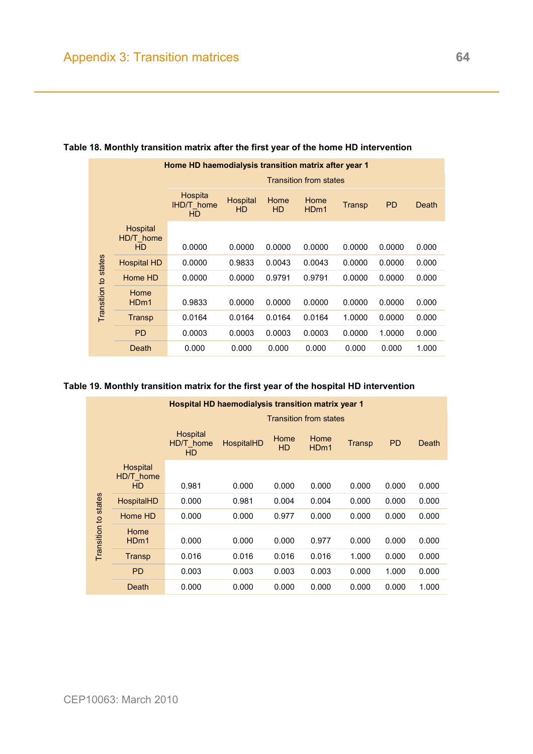**Table 18. Monthly transition matrix after the first year of the home HD intervention**

| Home HD haemodialysis transition matrix after year 1 | | | | | | | | |
|---|---|---|---|---|---|---|---|---|
| | | Transition from states | | | | | | |
| | | Hospita lHD/T_home HD | Hospital HD | Home HD | Home HDm1 | Transp | PD | Death |
| Transition to states | Hospital HD/T_home HD | 0.0000 | 0.0000 | 0.0000 | 0.0000 | 0.0000 | 0.0000 | 0.000 |
| | Hospital HD | 0.0000 | 0.9833 | 0.0043 | 0.0043 | 0.0000 | 0.0000 | 0.000 |
| | Home HD | 0.0000 | 0.0000 | 0.9791 | 0.9791 | 0.0000 | 0.0000 | 0.000 |
| | Home HDm1 | 0.9833 | 0.0000 | 0.0000 | 0.0000 | 0.0000 | 0.0000 | 0.000 |
| | Transp | 0.0164 | 0.0164 | 0.0164 | 0.0164 | 1.0000 | 0.0000 | 0.000 |
| | PD | 0.0003 | 0.0003 | 0.0003 | 0.0003 | 0.0000 | 1.0000 | 0.000 |
| | Death | 0.000 | 0.000 | 0.000 | 0.000 | 0.000 | 0.000 | 1.000 |

**Table 19. Monthly transition matrix for the first year of the hospital HD intervention**

| Hospital HD haemodialysis transition matrix year 1 | | | | | | | | |
|---|---|---|---|---|---|---|---|---|
| | | Transition from states | | | | | | |
| | | Hospital HD/T_home HD | HospitalHD | Home HD | Home HDm1 | Transp | PD | Death |
| Transition to states | Hospital HD/T_home HD | 0.981 | 0.000 | 0.000 | 0.000 | 0.000 | 0.000 | 0.000 |
| | HospitalHD | 0.000 | 0.981 | 0.004 | 0.004 | 0.000 | 0.000 | 0.000 |
| | Home HD | 0.000 | 0.000 | 0.977 | 0.000 | 0.000 | 0.000 | 0.000 |
| | Home HDm1 | 0.000 | 0.000 | 0.000 | 0.977 | 0.000 | 0.000 | 0.000 |
| | Transp | 0.016 | 0.016 | 0.016 | 0.016 | 1.000 | 0.000 | 0.000 |
| | PD | 0.003 | 0.003 | 0.003 | 0.003 | 0.000 | 1.000 | 0.000 |
| | Death | 0.000 | 0.000 | 0.000 | 0.000 | 0.000 | 0.000 | 1.000 |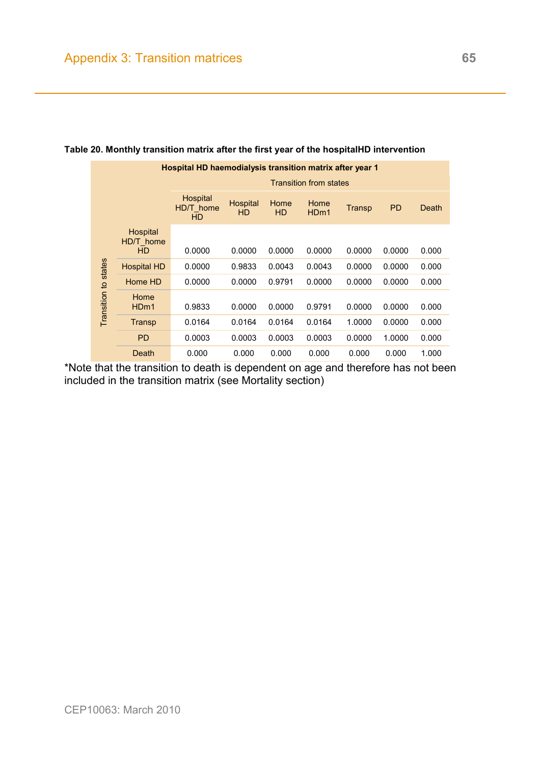**Table 20. Monthly transition matrix after the first year of the hospitalHD intervention**

| Hospital HD haemodialysis transition matrix after year 1 | | | | | | | | |
|---|---|---|---|---|---|---|---|---|
| | | Transition from states | | | | | | |
| | | Hospital HD/T_home HD | Hospital HD | Home HD | Home HDm1 | Transp | PD | Death |
| Transition to states | Hospital HD/T_home HD | 0.0000 | 0.0000 | 0.0000 | 0.0000 | 0.0000 | 0.0000 | 0.000 |
| | Hospital HD | 0.0000 | 0.9833 | 0.0043 | 0.0043 | 0.0000 | 0.0000 | 0.000 |
| | Home HD | 0.0000 | 0.0000 | 0.9791 | 0.0000 | 0.0000 | 0.0000 | 0.000 |
| | Home HDm1 | 0.9833 | 0.0000 | 0.0000 | 0.9791 | 0.0000 | 0.0000 | 0.000 |
| | Transp | 0.0164 | 0.0164 | 0.0164 | 0.0164 | 1.0000 | 0.0000 | 0.000 |
| | PD | 0.0003 | 0.0003 | 0.0003 | 0.0003 | 0.0000 | 1.0000 | 0.000 |
| | Death | 0.000 | 0.000 | 0.000 | 0.000 | 0.000 | 0.000 | 1.000 |

*Note that the transition to death is dependent on age and therefore has not been included in the transition matrix (see Mortality section)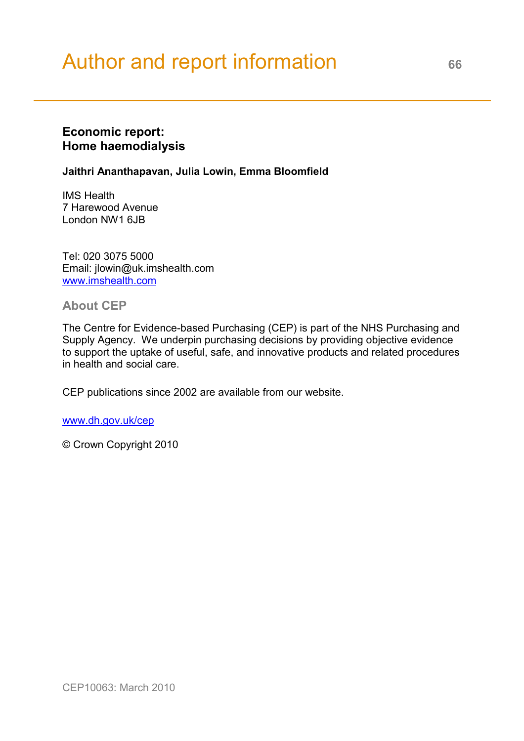# Author and report information

**Economic report:**
**Home haemodialysis**

**Jaithri Ananthapavan, Julia Lowin, Emma Bloomfield**

IMS Health
7 Harewood Avenue
London NW1 6JB

Tel: 020 3075 5000
Email: jlowin@uk.imshealth.com
www.imshealth.com

## About CEP

The Centre for Evidence-based Purchasing (CEP) is part of the NHS Purchasing and Supply Agency. We underpin purchasing decisions by providing objective evidence to support the uptake of useful, safe, and innovative products and related procedures in health and social care.

CEP publications since 2002 are available from our website.

www.dh.gov.uk/cep

© Crown Copyright 2010

CEP10063: March 2010